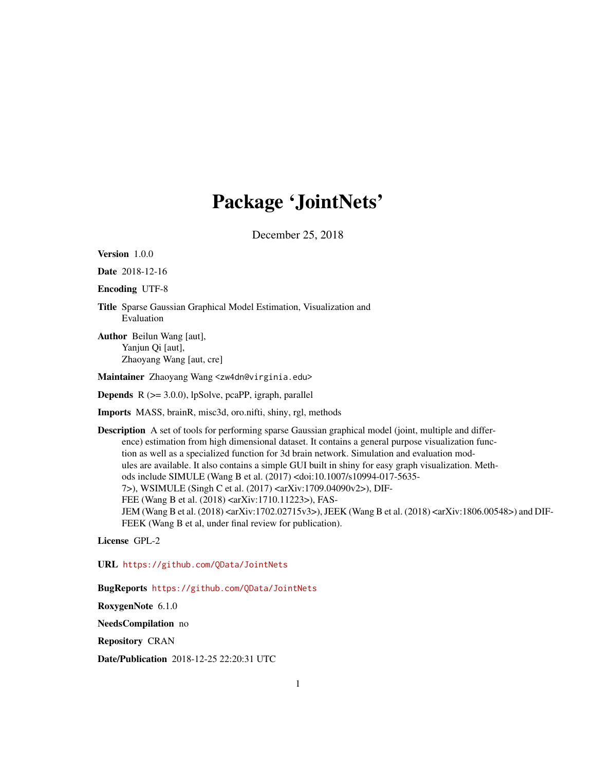# Package 'JointNets'

December 25, 2018

**Version** 1.0.0

**Date** 2018-12-16

**Encoding** UTF-8

**Title** Sparse Gaussian Graphical Model Estimation, Visualization and Evaluation

**Author** Beilun Wang [aut],
Yanjun Qi [aut],
Zhaoyang Wang [aut, cre]

**Maintainer** Zhaoyang Wang <zw4dn@virginia.edu>

**Depends** R (>= 3.0.0), lpSolve, pcaPP, igraph, parallel

**Imports** MASS, brainR, misc3d, oro.nifti, shiny, rgl, methods

**Description** A set of tools for performing sparse Gaussian graphical model (joint, multiple and difference) estimation from high dimensional dataset. It contains a general purpose visualization function as well as a specialized function for 3d brain network. Simulation and evaluation modules are available. It also contains a simple GUI built in shiny for easy graph visualization. Methods include SIMULE (Wang B et al. (2017) <doi:10.1007/s10994-017-5635-7>), WSIMULE (Singh C et al. (2017) <arXiv:1709.04090v2>), DIFFEE (Wang B et al. (2018) <arXiv:1710.11223>), FASJEM (Wang B et al. (2018) <arXiv:1702.02715v3>), JEEK (Wang B et al. (2018) <arXiv:1806.00548>) and DIFFEEK (Wang B et al, under final review for publication).

**License** GPL-2

**URL** https://github.com/QData/JointNets

**BugReports** https://github.com/QData/JointNets

**RoxygenNote** 6.1.0

**NeedsCompilation** no

**Repository** CRAN

**Date/Publication** 2018-12-25 22:20:31 UTC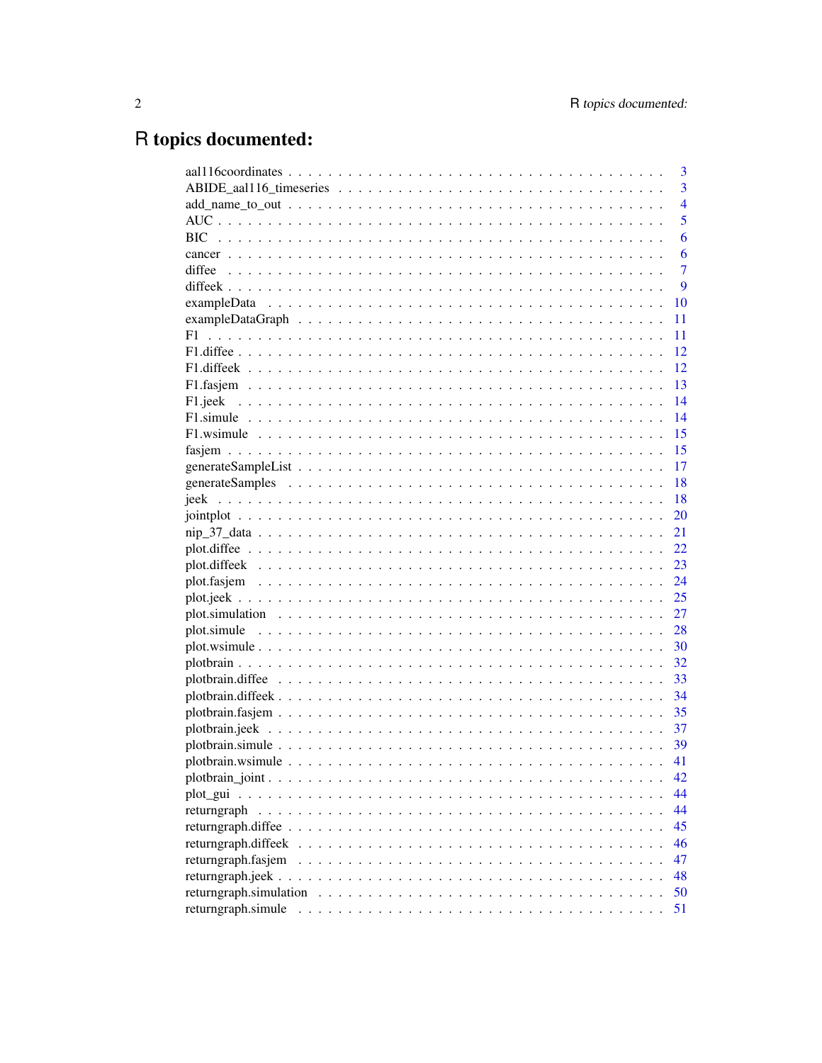# R topics documented:

| | |
|---|---|
| aal116coordinates | 3 |
| ABIDE_aal116_timeseries | 3 |
| add_name_to_out | 4 |
| AUC | 5 |
| BIC | 6 |
| cancer | 6 |
| diffee | 7 |
| diffeek | 9 |
| exampleData | 10 |
| exampleDataGraph | 11 |
| F1 | 11 |
| F1.diffee | 12 |
| F1.diffeek | 12 |
| F1.fasjem | 13 |
| F1.jeek | 14 |
| F1.simule | 14 |
| F1.wsimule | 15 |
| fasjem | 15 |
| generateSampleList | 17 |
| generateSamples | 18 |
| jeek | 18 |
| jointplot | 20 |
| nip_37_data | 21 |
| plot.diffee | 22 |
| plot.diffeek | 23 |
| plot.fasjem | 24 |
| plot.jeek | 25 |
| plot.simulation | 27 |
| plot.simule | 28 |
| plot.wsimule | 30 |
| plotbrain | 32 |
| plotbrain.diffee | 33 |
| plotbrain.diffeek | 34 |
| plotbrain.fasjem | 35 |
| plotbrain.jeek | 37 |
| plotbrain.simule | 39 |
| plotbrain.wsimule | 41 |
| plotbrain_joint | 42 |
| plot_gui | 44 |
| returngraph | 44 |
| returngraph.diffee | 45 |
| returngraph.diffeek | 46 |
| returngraph.fasjem | 47 |
| returngraph.jeek | 48 |
| returngraph.simulation | 50 |
| returngraph.simule | 51 |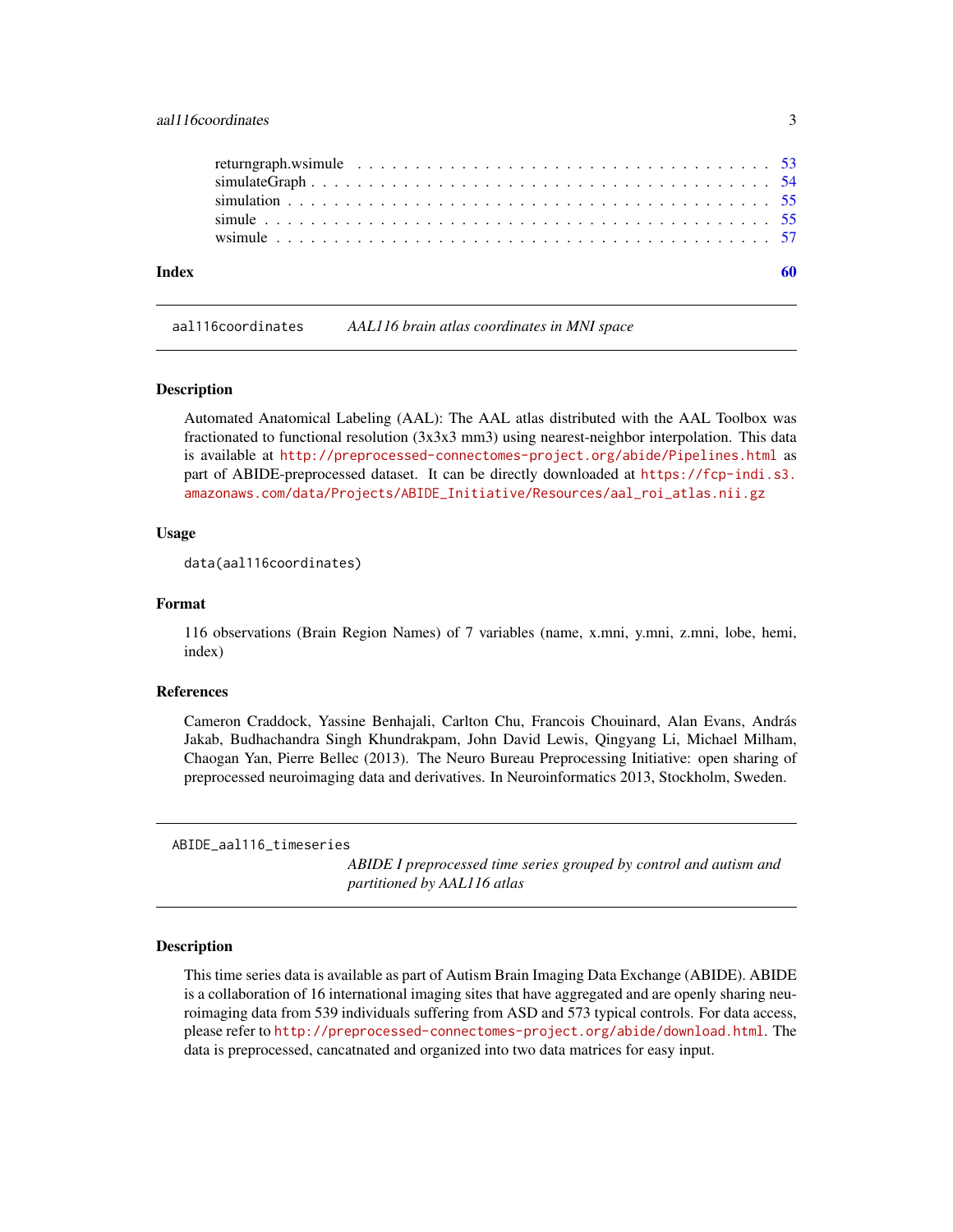| | |
|---|---|
| returngraph.wsimule | 53 |
| simulateGraph | 54 |
| simulation | 55 |
| simule | 55 |
| wsimule | 57 |

**Index** **60**

---

`aal116coordinates` *AAL116 brain atlas coordinates in MNI space*

---

### Description

Automated Anatomical Labeling (AAL): The AAL atlas distributed with the AAL Toolbox was fractionated to functional resolution (3x3x3 mm3) using nearest-neighbor interpolation. This data is available at `http://preprocessed-connectomes-project.org/abide/Pipelines.html` as part of ABIDE-preprocessed dataset. It can be directly downloaded at `https://fcp-indi.s3.amazonaws.com/data/Projects/ABIDE_Initiative/Resources/aal_roi_atlas.nii.gz`

### Usage

```
data(aal116coordinates)
```

### Format

116 observations (Brain Region Names) of 7 variables (name, x.mni, y.mni, z.mni, lobe, hemi, index)

### References

Cameron Craddock, Yassine Benhajali, Carlton Chu, Francois Chouinard, Alan Evans, András Jakab, Budhachandra Singh Khundrakpam, John David Lewis, Qingyang Li, Michael Milham, Chaogan Yan, Pierre Bellec (2013). The Neuro Bureau Preprocessing Initiative: open sharing of preprocessed neuroimaging data and derivatives. In Neuroinformatics 2013, Stockholm, Sweden.

---

`ABIDE_aal116_timeseries` *ABIDE I preprocessed time series grouped by control and autism and partitioned by AAL116 atlas*

---

### Description

This time series data is available as part of Autism Brain Imaging Data Exchange (ABIDE). ABIDE is a collaboration of 16 international imaging sites that have aggregated and are openly sharing neuroimaging data from 539 individuals suffering from ASD and 573 typical controls. For data access, please refer to `http://preprocessed-connectomes-project.org/abide/download.html`. The data is preprocessed, cancatnated and organized into two data matrices for easy input.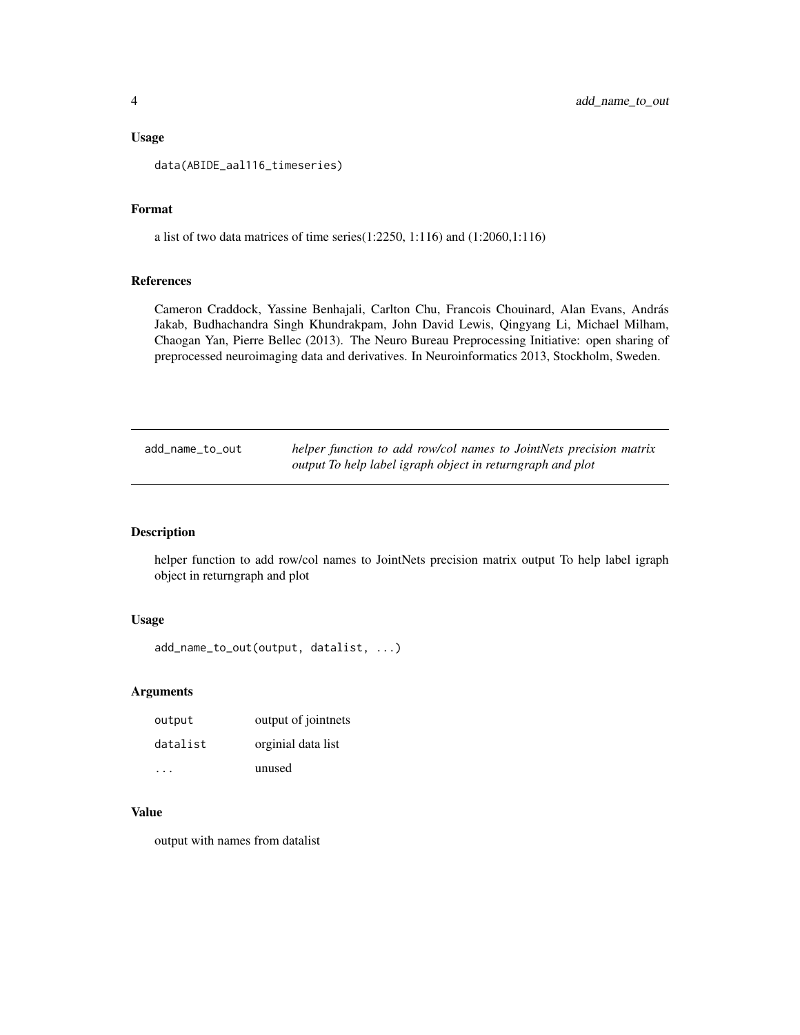### Usage

```
data(ABIDE_aal116_timeseries)
```

### Format

a list of two data matrices of time series(1:2250, 1:116) and (1:2060,1:116)

### References

Cameron Craddock, Yassine Benhajali, Carlton Chu, Francois Chouinard, Alan Evans, András Jakab, Budhachandra Singh Khundrakpam, John David Lewis, Qingyang Li, Michael Milham, Chaogan Yan, Pierre Bellec (2013). The Neuro Bureau Preprocessing Initiative: open sharing of preprocessed neuroimaging data and derivatives. In Neuroinformatics 2013, Stockholm, Sweden.

---

## add_name_to_out

*helper function to add row/col names to JointNets precision matrix output To help label igraph object in returngraph and plot*

---

### Description

helper function to add row/col names to JointNets precision matrix output To help label igraph object in returngraph and plot

### Usage

```
add_name_to_out(output, datalist, ...)
```

### Arguments

| | |
|---|---|
| output | output of jointnets |
| datalist | orginial data list |
| ... | unused |

### Value

output with names from datalist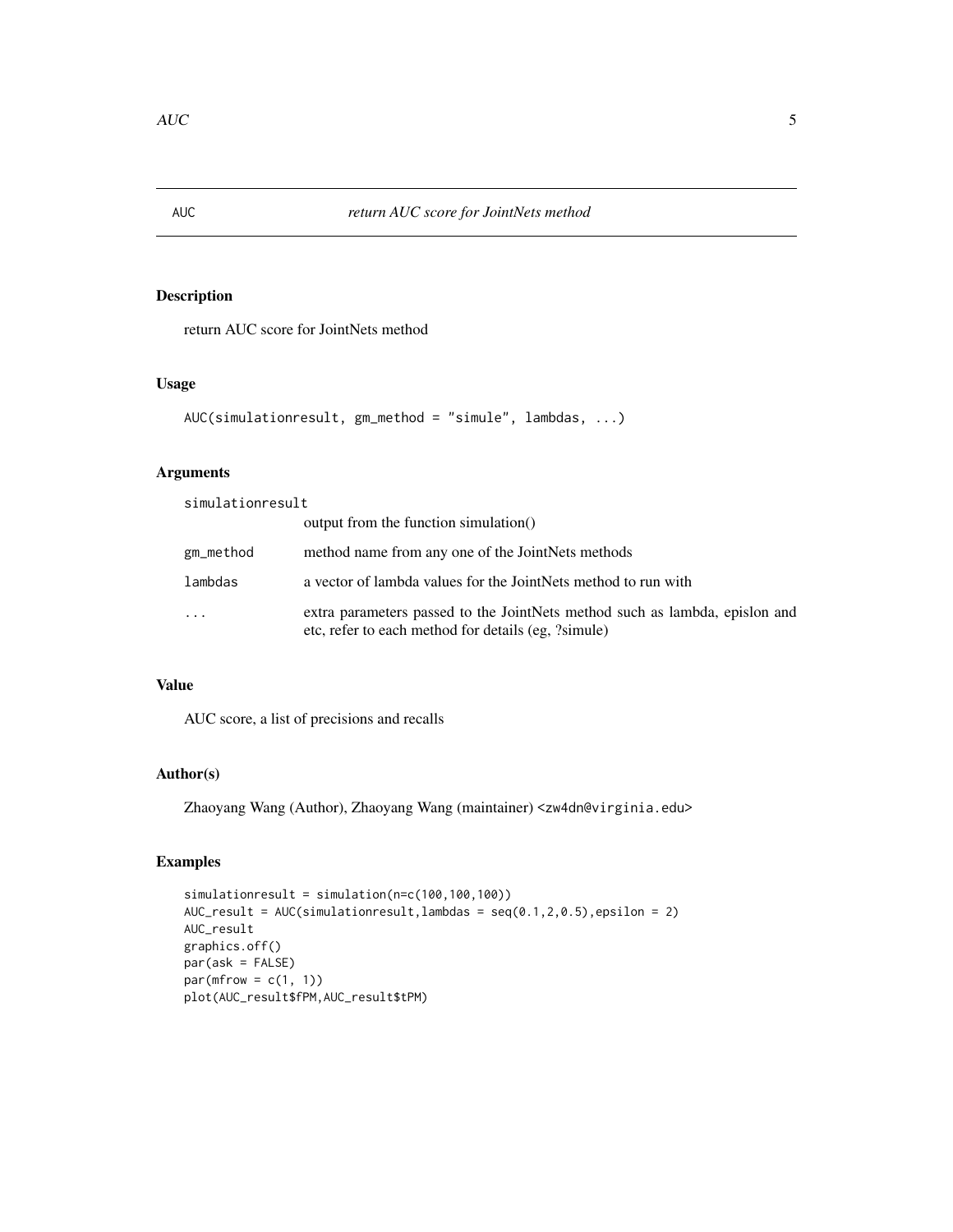# AUC *return AUC score for JointNets method*

## Description

return AUC score for JointNets method

## Usage

```
AUC(simulationresult, gm_method = "simule", lambdas, ...)
```

## Arguments

| | |
|---|---|
| `simulationresult` | output from the function simulation() |
| `gm_method` | method name from any one of the JointNets methods |
| `lambdas` | a vector of lambda values for the JointNets method to run with |
| `...` | extra parameters passed to the JointNets method such as lambda, epislon and etc, refer to each method for details (eg, ?simule) |

## Value

AUC score, a list of precisions and recalls

## Author(s)

Zhaoyang Wang (Author), Zhaoyang Wang (maintainer) <zw4dn@virginia.edu>

## Examples

```
simulationresult = simulation(n=c(100,100,100))
AUC_result = AUC(simulationresult,lambdas = seq(0.1,2,0.5),epsilon = 2)
AUC_result
graphics.off()
par(ask = FALSE)
par(mfrow = c(1, 1))
plot(AUC_result$fPM,AUC_result$tPM)
```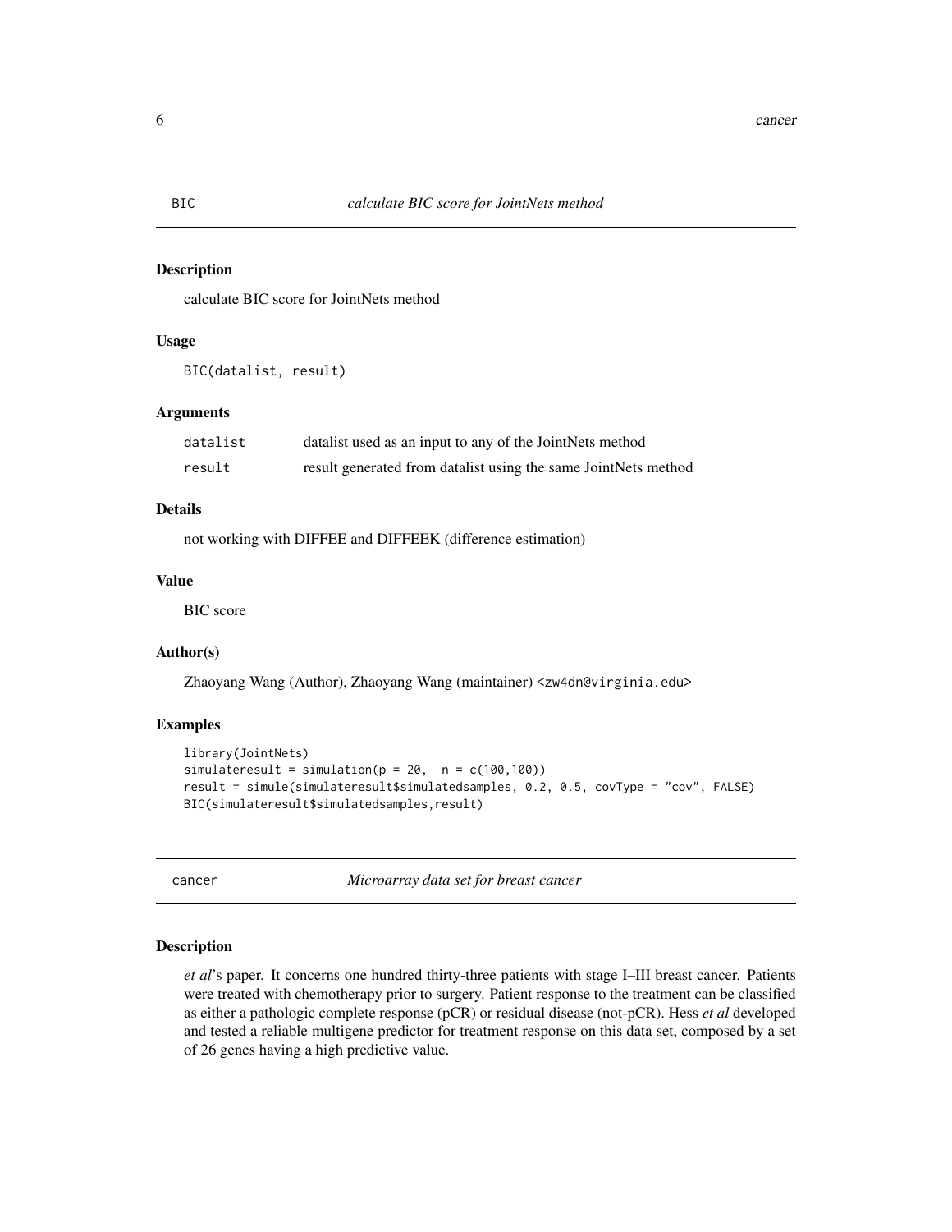## BIC — *calculate BIC score for JointNets method*

### Description

calculate BIC score for JointNets method

### Usage

```
BIC(datalist, result)
```

### Arguments

| | |
|---|---|
| `datalist` | datalist used as an input to any of the JointNets method |
| `result` | result generated from datalist using the same JointNets method |

### Details

not working with DIFFEE and DIFFEEK (difference estimation)

### Value

BIC score

### Author(s)

Zhaoyang Wang (Author), Zhaoyang Wang (maintainer) <zw4dn@virginia.edu>

### Examples

```
library(JointNets)
simulateresult = simulation(p = 20,  n = c(100,100))
result = simule(simulateresult$simulatedsamples, 0.2, 0.5, covType = "cov", FALSE)
BIC(simulateresult$simulatedsamples,result)
```

## cancer — *Microarray data set for breast cancer*

### Description

*et al*'s paper. It concerns one hundred thirty-three patients with stage I–III breast cancer. Patients were treated with chemotherapy prior to surgery. Patient response to the treatment can be classified as either a pathologic complete response (pCR) or residual disease (not-pCR). Hess *et al* developed and tested a reliable multigene predictor for treatment response on this data set, composed by a set of 26 genes having a high predictive value.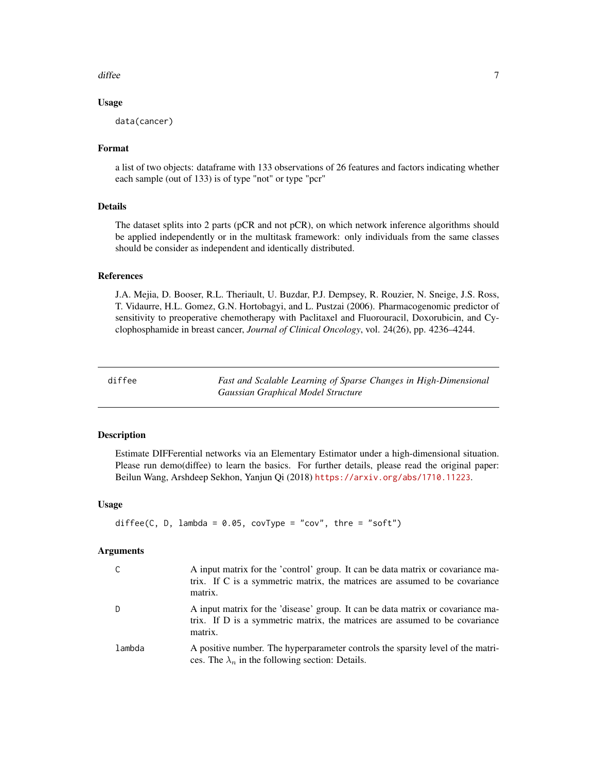### Usage

```
data(cancer)
```

### Format

a list of two objects: dataframe with 133 observations of 26 features and factors indicating whether each sample (out of 133) is of type "not" or type "pcr"

### Details

The dataset splits into 2 parts (pCR and not pCR), on which network inference algorithms should be applied independently or in the multitask framework: only individuals from the same classes should be consider as independent and identically distributed.

### References

J.A. Mejia, D. Booser, R.L. Theriault, U. Buzdar, P.J. Dempsey, R. Rouzier, N. Sneige, J.S. Ross, T. Vidaurre, H.L. Gomez, G.N. Hortobagyi, and L. Pustzai (2006). Pharmacogenomic predictor of sensitivity to preoperative chemotherapy with Paclitaxel and Fluorouracil, Doxorubicin, and Cyclophosphamide in breast cancer, *Journal of Clinical Oncology*, vol. 24(26), pp. 4236–4244.

---

## diffee — *Fast and Scalable Learning of Sparse Changes in High-Dimensional Gaussian Graphical Model Structure*

### Description

Estimate DIFFerential networks via an Elementary Estimator under a high-dimensional situation. Please run demo(diffee) to learn the basics. For further details, please read the original paper: Beilun Wang, Arshdeep Sekhon, Yanjun Qi (2018) https://arxiv.org/abs/1710.11223.

### Usage

```
diffee(C, D, lambda = 0.05, covType = "cov", thre = "soft")
```

### Arguments

| | |
|---|---|
| C | A input matrix for the 'control' group. It can be data matrix or covariance matrix. If C is a symmetric matrix, the matrices are assumed to be covariance matrix. |
| D | A input matrix for the 'disease' group. It can be data matrix or covariance matrix. If D is a symmetric matrix, the matrices are assumed to be covariance matrix. |
| lambda | A positive number. The hyperparameter controls the sparsity level of the matrices. The $\lambda_n$ in the following section: Details. |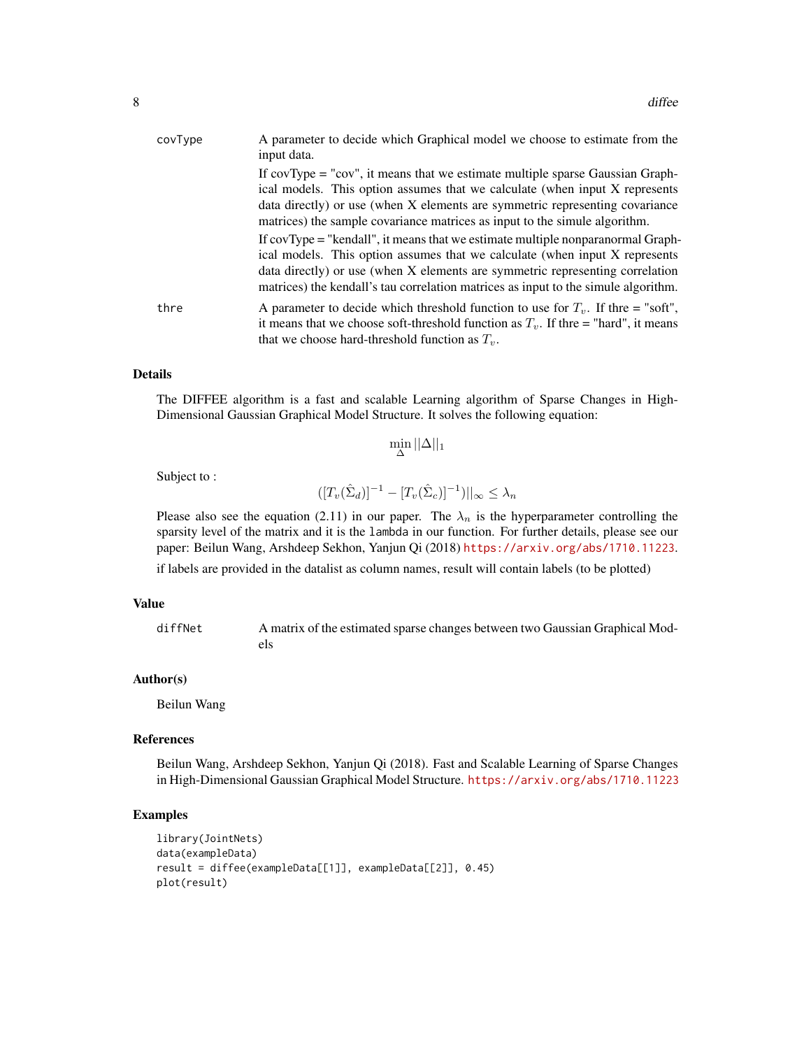| | |
|---|---|
| covType | A parameter to decide which Graphical model we choose to estimate from the input data.<br>If covType = "cov", it means that we estimate multiple sparse Gaussian Graphical models. This option assumes that we calculate (when input X represents data directly) or use (when X elements are symmetric representing covariance matrices) the sample covariance matrices as input to the simule algorithm.<br>If covType = "kendall", it means that we estimate multiple nonparanormal Graphical models. This option assumes that we calculate (when input X represents data directly) or use (when X elements are symmetric representing correlation matrices) the kendall's tau correlation matrices as input to the simule algorithm. |
| thre | A parameter to decide which threshold function to use for $T_v$. If thre = "soft", it means that we choose soft-threshold function as $T_v$. If thre = "hard", it means that we choose hard-threshold function as $T_v$. |

### Details

The DIFFEE algorithm is a fast and scalable Learning algorithm of Sparse Changes in High-Dimensional Gaussian Graphical Model Structure. It solves the following equation:

$$\min_{\Delta} ||\Delta||_1$$

Subject to :

$$([T_v(\hat{\Sigma}_d)]^{-1} - [T_v(\hat{\Sigma}_c)]^{-1})||_\infty \leq \lambda_n$$

Please also see the equation (2.11) in our paper. The $\lambda_n$ is the hyperparameter controlling the sparsity level of the matrix and it is the `lambda` in our function. For further details, please see our paper: Beilun Wang, Arshdeep Sekhon, Yanjun Qi (2018) https://arxiv.org/abs/1710.11223.

if labels are provided in the datalist as column names, result will contain labels (to be plotted)

### Value

| | |
|---|---|
| diffNet | A matrix of the estimated sparse changes between two Gaussian Graphical Models |

### Author(s)

Beilun Wang

### References

Beilun Wang, Arshdeep Sekhon, Yanjun Qi (2018). Fast and Scalable Learning of Sparse Changes in High-Dimensional Gaussian Graphical Model Structure. https://arxiv.org/abs/1710.11223

### Examples

```
library(JointNets)
data(exampleData)
result = diffee(exampleData[[1]], exampleData[[2]], 0.45)
plot(result)
```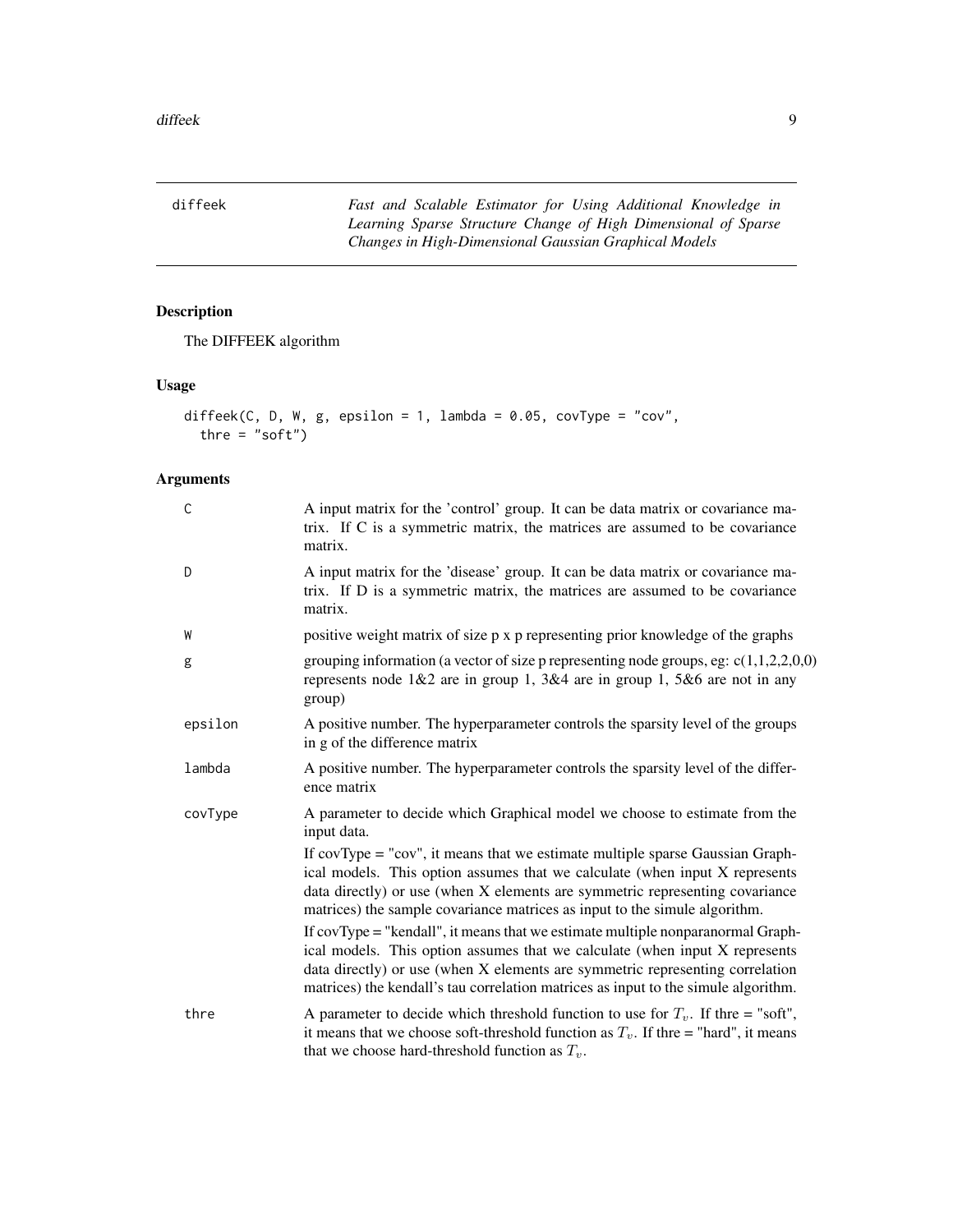diffeek — *Fast and Scalable Estimator for Using Additional Knowledge in Learning Sparse Structure Change of High Dimensional of Sparse Changes in High-Dimensional Gaussian Graphical Models*

## Description

The DIFFEEK algorithm

## Usage

```
diffeek(C, D, W, g, epsilon = 1, lambda = 0.05, covType = "cov",
  thre = "soft")
```

## Arguments

| | |
|---|---|
| C | A input matrix for the 'control' group. It can be data matrix or covariance matrix. If C is a symmetric matrix, the matrices are assumed to be covariance matrix. |
| D | A input matrix for the 'disease' group. It can be data matrix or covariance matrix. If D is a symmetric matrix, the matrices are assumed to be covariance matrix. |
| W | positive weight matrix of size p x p representing prior knowledge of the graphs |
| g | grouping information (a vector of size p representing node groups, eg: c(1,1,2,2,0,0) represents node 1&2 are in group 1, 3&4 are in group 1, 5&6 are not in any group) |
| epsilon | A positive number. The hyperparameter controls the sparsity level of the groups in g of the difference matrix |
| lambda | A positive number. The hyperparameter controls the sparsity level of the difference matrix |
| covType | A parameter to decide which Graphical model we choose to estimate from the input data. If covType = "cov", it means that we estimate multiple sparse Gaussian Graphical models. This option assumes that we calculate (when input X represents data directly) or use (when X elements are symmetric representing covariance matrices) the sample covariance matrices as input to the simule algorithm. If covType = "kendall", it means that we estimate multiple nonparanormal Graphical models. This option assumes that we calculate (when input X represents data directly) or use (when X elements are symmetric representing correlation matrices) the kendall's tau correlation matrices as input to the simule algorithm. |
| thre | A parameter to decide which threshold function to use for $T_v$. If thre = "soft", it means that we choose soft-threshold function as $T_v$. If thre = "hard", it means that we choose hard-threshold function as $T_v$. |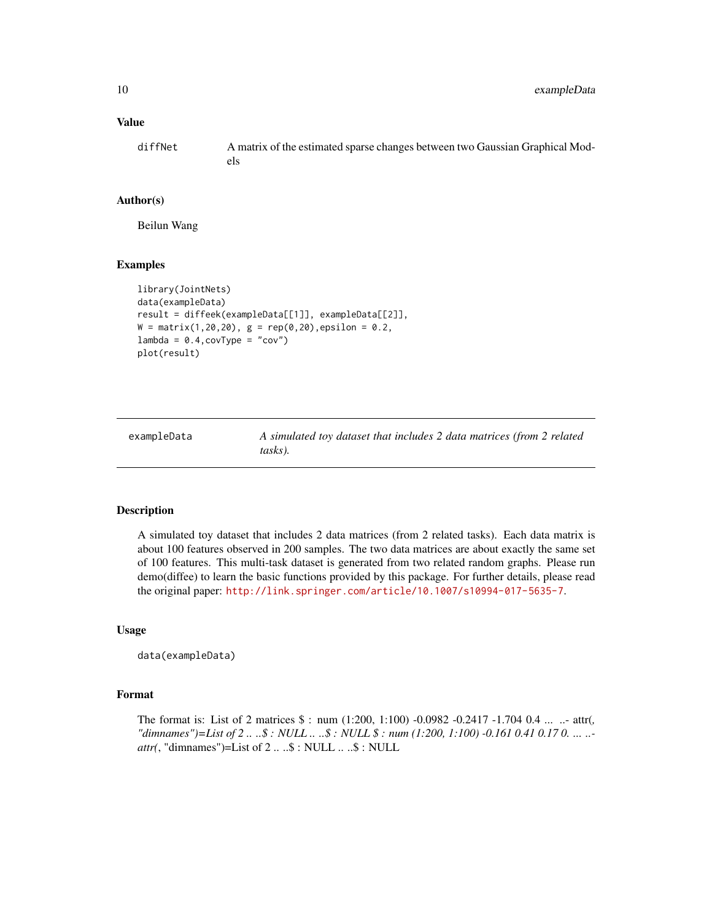### Value

diffNet A matrix of the estimated sparse changes between two Gaussian Graphical Models

### Author(s)

Beilun Wang

### Examples

```
library(JointNets)
data(exampleData)
result = diffeek(exampleData[[1]], exampleData[[2]],
W = matrix(1,20,20), g = rep(0,20),epsilon = 0.2,
lambda = 0.4,covType = "cov")
plot(result)
```

---

## exampleData *A simulated toy dataset that includes 2 data matrices (from 2 related tasks).*

---

### Description

A simulated toy dataset that includes 2 data matrices (from 2 related tasks). Each data matrix is about 100 features observed in 200 samples. The two data matrices are about exactly the same set of 100 features. This multi-task dataset is generated from two related random graphs. Please run demo(diffee) to learn the basic functions provided by this package. For further details, please read the original paper: http://link.springer.com/article/10.1007/s10994-017-5635-7.

### Usage

```
data(exampleData)
```

### Format

The format is: List of 2 matrices $ : num (1:200, 1:100) -0.0982 -0.2417 -1.704 0.4 ... ..- attr(*, "dimnames")=List of 2 .. ..$ : NULL .. ..$ : NULL $ : num (1:200, 1:100) -0.161 0.41 0.17 0. ... ..- attr(*, "dimnames")=List of 2 .. ..$ : NULL .. ..$ : NULL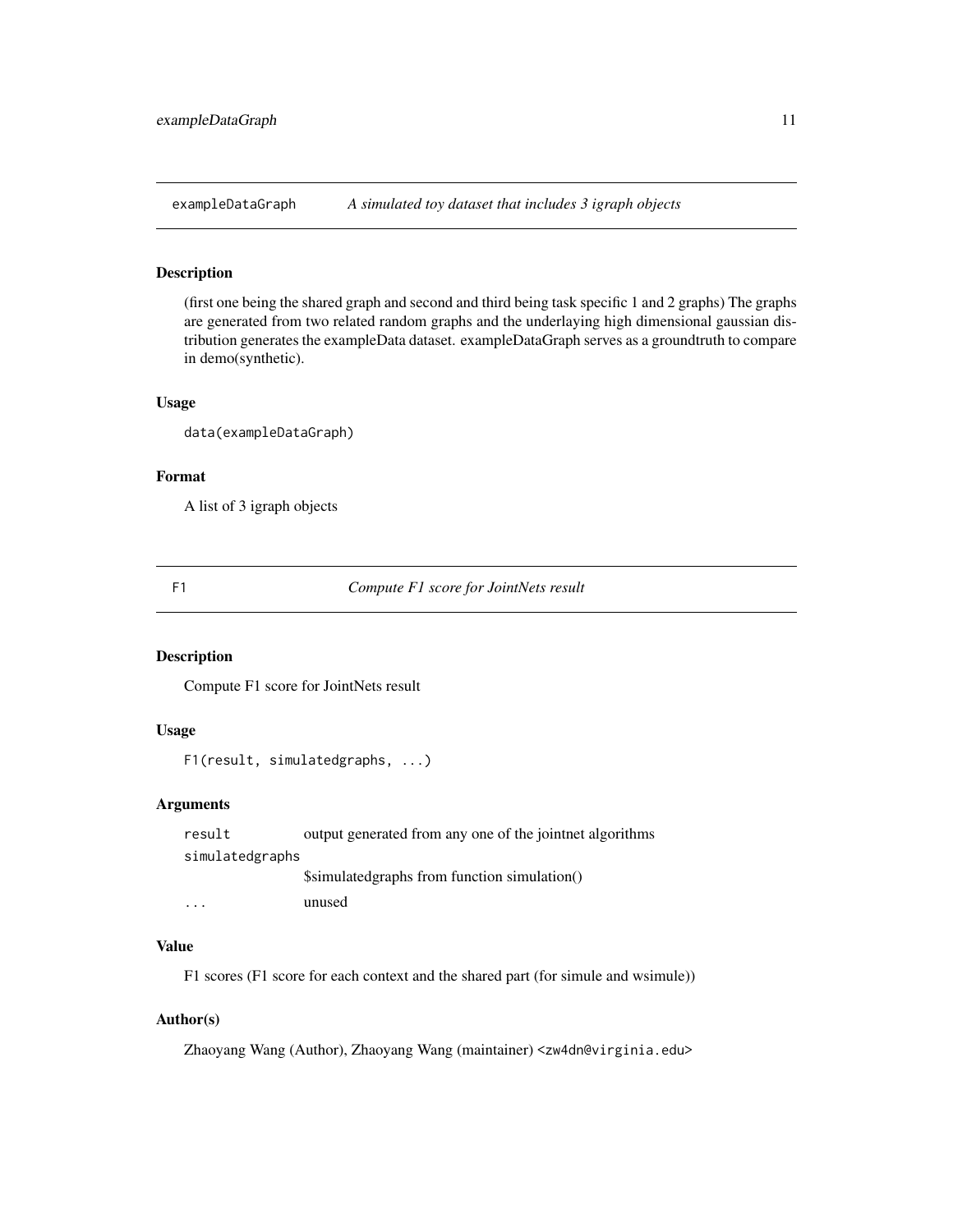## exampleDataGraph — *A simulated toy dataset that includes 3 igraph objects*

### Description

(first one being the shared graph and second and third being task specific 1 and 2 graphs) The graphs are generated from two related random graphs and the underlaying high dimensional gaussian distribution generates the exampleData dataset. exampleDataGraph serves as a groundtruth to compare in demo(synthetic).

### Usage

```
data(exampleDataGraph)
```

### Format

A list of 3 igraph objects

## F1 — *Compute F1 score for JointNets result*

### Description

Compute F1 score for JointNets result

### Usage

```
F1(result, simulatedgraphs, ...)
```

### Arguments

| | |
|---|---|
| result | output generated from any one of the jointnet algorithms |
| simulatedgraphs | $simulatedgraphs from function simulation() |
| ... | unused |

### Value

F1 scores (F1 score for each context and the shared part (for simule and wsimule))

### Author(s)

Zhaoyang Wang (Author), Zhaoyang Wang (maintainer) <zw4dn@virginia.edu>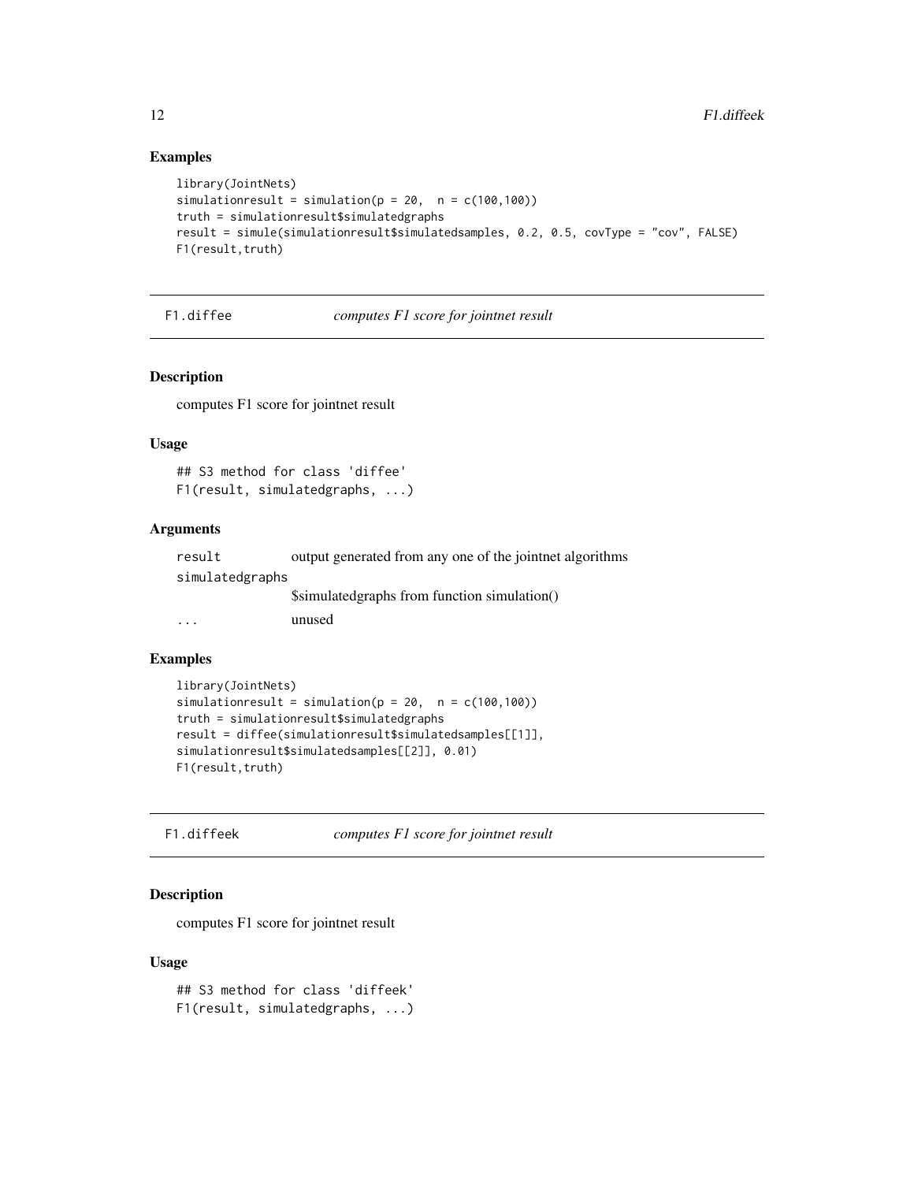## Examples

```
library(JointNets)
simulationresult = simulation(p = 20,  n = c(100,100))
truth = simulationresult$simulatedgraphs
result = simule(simulationresult$simulatedsamples, 0.2, 0.5, covType = "cov", FALSE)
F1(result,truth)
```

---

F1.diffee    *computes F1 score for jointnet result*

---

## Description

computes F1 score for jointnet result

## Usage

```
## S3 method for class 'diffee'
F1(result, simulatedgraphs, ...)
```

## Arguments

| | |
|---|---|
| result | output generated from any one of the jointnet algorithms |
| simulatedgraphs | $simulatedgraphs from function simulation() |
| ... | unused |

## Examples

```
library(JointNets)
simulationresult = simulation(p = 20,  n = c(100,100))
truth = simulationresult$simulatedgraphs
result = diffee(simulationresult$simulatedsamples[[1]],
simulationresult$simulatedsamples[[2]], 0.01)
F1(result,truth)
```

---

F1.diffeek    *computes F1 score for jointnet result*

---

## Description

computes F1 score for jointnet result

## Usage

```
## S3 method for class 'diffeek'
F1(result, simulatedgraphs, ...)
```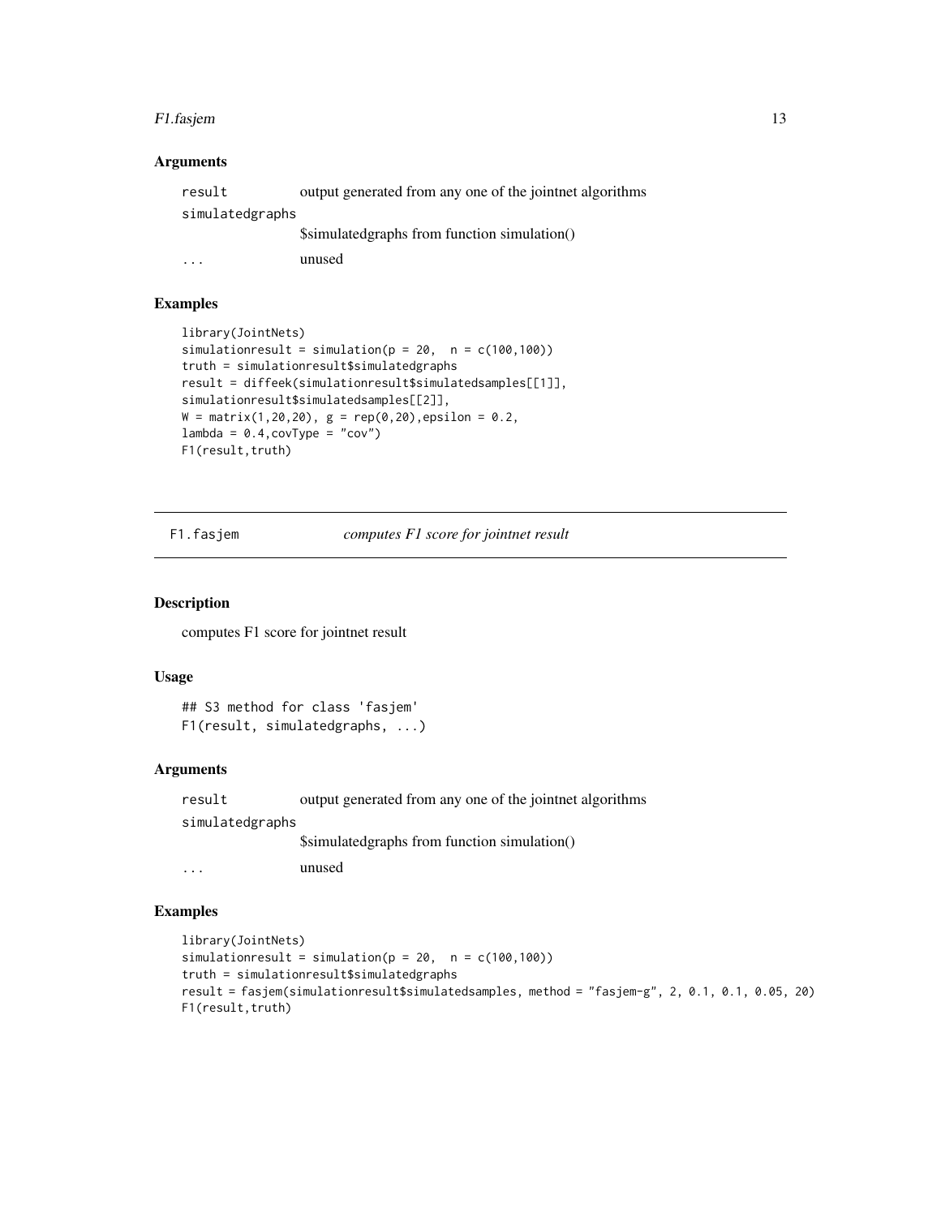### Arguments

| | |
|---|---|
| result | output generated from any one of the jointnet algorithms |
| simulatedgraphs | $simulatedgraphs from function simulation() |
| ... | unused |

### Examples

```
library(JointNets)
simulationresult = simulation(p = 20,  n = c(100,100))
truth = simulationresult$simulatedgraphs
result = diffeek(simulationresult$simulatedsamples[[1]],
simulationresult$simulatedsamples[[2]],
W = matrix(1,20,20), g = rep(0,20),epsilon = 0.2,
lambda = 0.4,covType = "cov")
F1(result,truth)
```

---

## F1.fasjem — *computes F1 score for jointnet result*

### Description

computes F1 score for jointnet result

### Usage

```
## S3 method for class 'fasjem'
F1(result, simulatedgraphs, ...)
```

### Arguments

| | |
|---|---|
| result | output generated from any one of the jointnet algorithms |
| simulatedgraphs | $simulatedgraphs from function simulation() |
| ... | unused |

### Examples

```
library(JointNets)
simulationresult = simulation(p = 20,  n = c(100,100))
truth = simulationresult$simulatedgraphs
result = fasjem(simulationresult$simulatedsamples, method = "fasjem-g", 2, 0.1, 0.1, 0.05, 20)
F1(result,truth)
```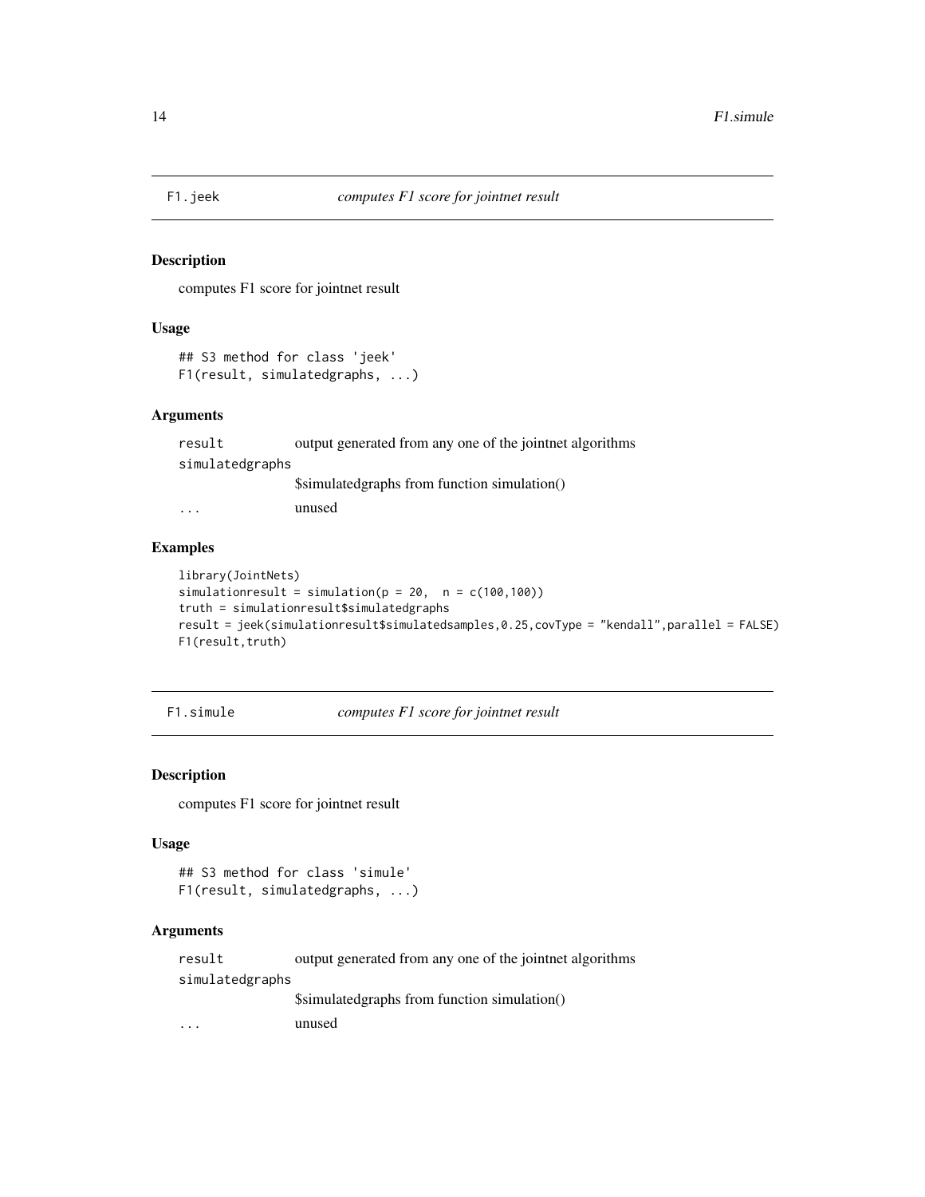## F1.jeek *computes F1 score for jointnet result*

### Description

computes F1 score for jointnet result

### Usage

```
## S3 method for class 'jeek'
F1(result, simulatedgraphs, ...)
```

### Arguments

| | |
|---|---|
| result | output generated from any one of the jointnet algorithms |
| simulatedgraphs | $simulatedgraphs from function simulation() |
| ... | unused |

### Examples

```
library(JointNets)
simulationresult = simulation(p = 20,  n = c(100,100))
truth = simulationresult$simulatedgraphs
result = jeek(simulationresult$simulatedsamples,0.25,covType = "kendall",parallel = FALSE)
F1(result,truth)
```

## F1.simule *computes F1 score for jointnet result*

### Description

computes F1 score for jointnet result

### Usage

```
## S3 method for class 'simule'
F1(result, simulatedgraphs, ...)
```

### Arguments

| | |
|---|---|
| result | output generated from any one of the jointnet algorithms |
| simulatedgraphs | $simulatedgraphs from function simulation() |
| ... | unused |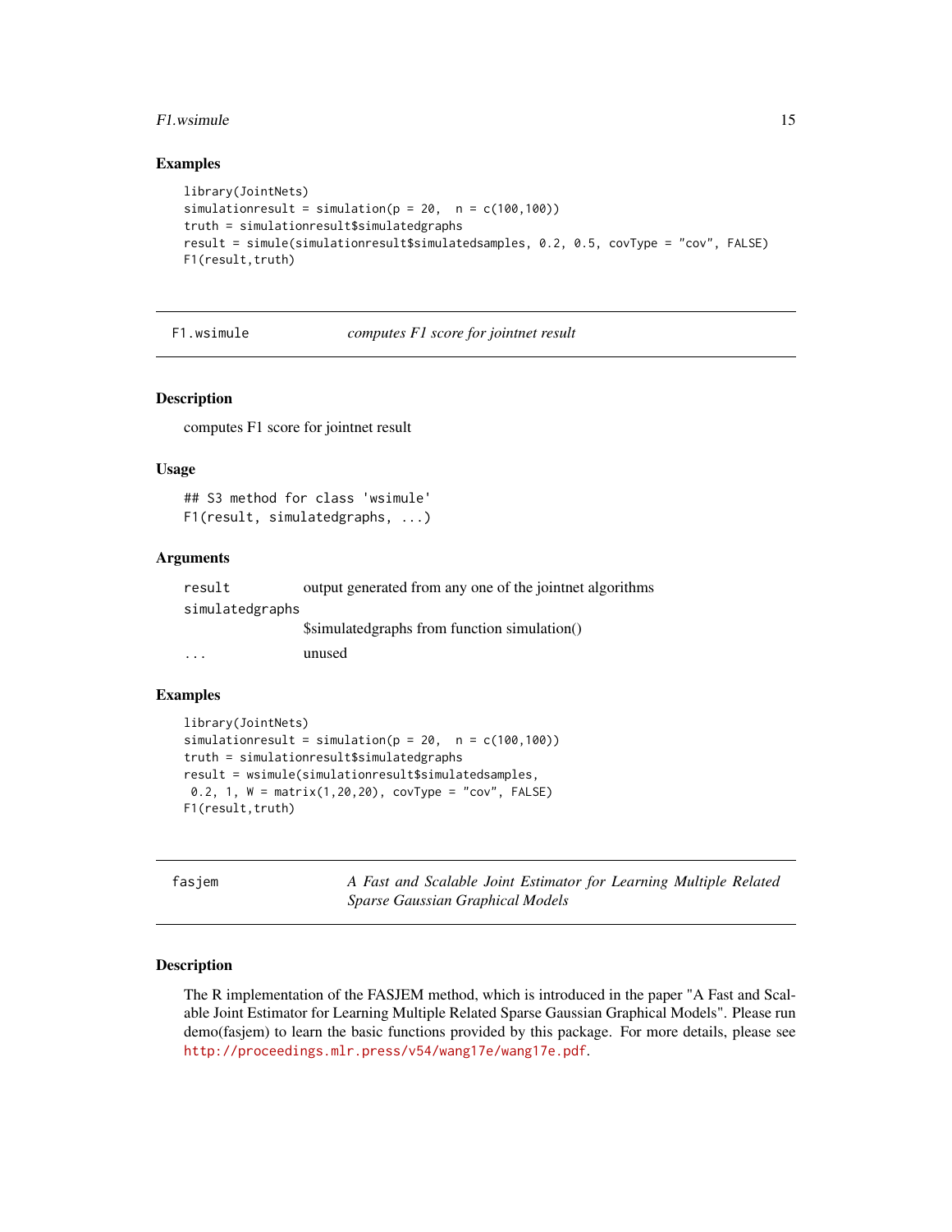### Examples

```
library(JointNets)
simulationresult = simulation(p = 20,  n = c(100,100))
truth = simulationresult$simulatedgraphs
result = simule(simulationresult$simulatedsamples, 0.2, 0.5, covType = "cov", FALSE)
F1(result,truth)
```

## F1.wsimule — *computes F1 score for jointnet result*

### Description

computes F1 score for jointnet result

### Usage

```
## S3 method for class 'wsimule'
F1(result, simulatedgraphs, ...)
```

### Arguments

| | |
|---|---|
| result | output generated from any one of the jointnet algorithms |
| simulatedgraphs | $simulatedgraphs from function simulation() |
| ... | unused |

### Examples

```
library(JointNets)
simulationresult = simulation(p = 20,  n = c(100,100))
truth = simulationresult$simulatedgraphs
result = wsimule(simulationresult$simulatedsamples,
 0.2, 1, W = matrix(1,20,20), covType = "cov", FALSE)
F1(result,truth)
```

## fasjem — *A Fast and Scalable Joint Estimator for Learning Multiple Related Sparse Gaussian Graphical Models*

### Description

The R implementation of the FASJEM method, which is introduced in the paper "A Fast and Scalable Joint Estimator for Learning Multiple Related Sparse Gaussian Graphical Models". Please run demo(fasjem) to learn the basic functions provided by this package. For more details, please see http://proceedings.mlr.press/v54/wang17e/wang17e.pdf.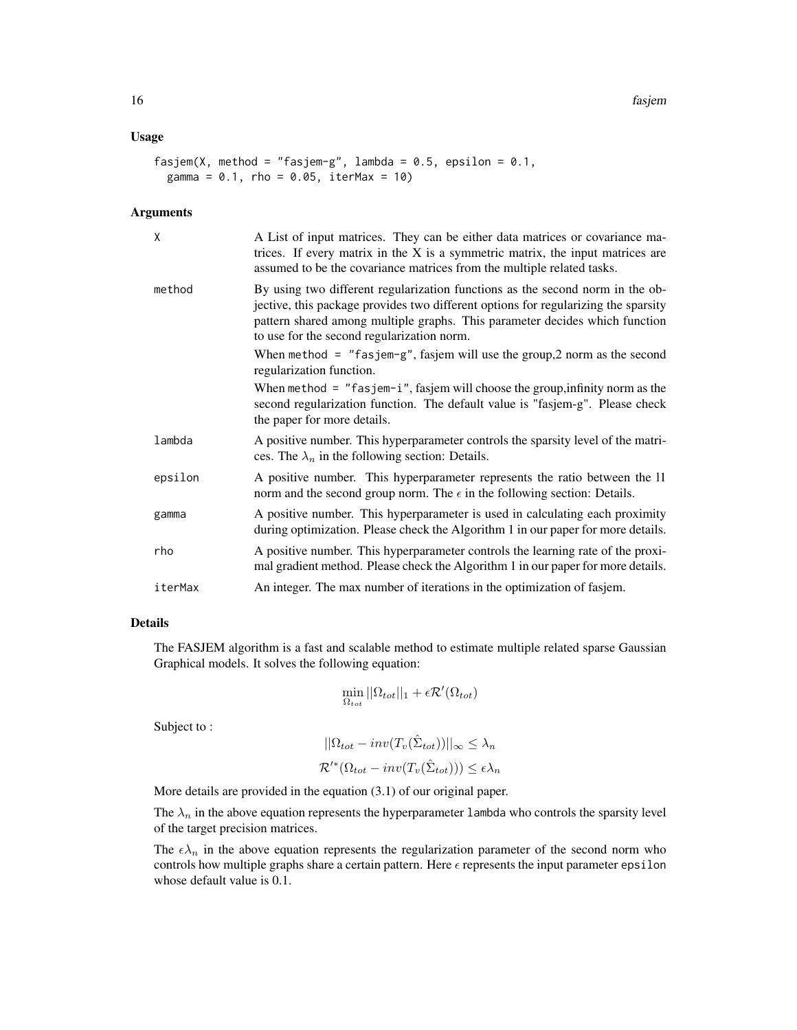### Usage

```
fasjem(X, method = "fasjem-g", lambda = 0.5, epsilon = 0.1,
  gamma = 0.1, rho = 0.05, iterMax = 10)
```

### Arguments

| | |
|---|---|
| X | A List of input matrices. They can be either data matrices or covariance matrices. If every matrix in the X is a symmetric matrix, the input matrices are assumed to be the covariance matrices from the multiple related tasks. |
| method | By using two different regularization functions as the second norm in the objective, this package provides two different options for regularizing the sparsity pattern shared among multiple graphs. This parameter decides which function to use for the second regularization norm. When `method = "fasjem-g"`, fasjem will use the group,2 norm as the second regularization function. When `method = "fasjem-i"`, fasjem will choose the group,infinity norm as the second regularization function. The default value is "fasjem-g". Please check the paper for more details. |
| lambda | A positive number. This hyperparameter controls the sparsity level of the matrices. The $\lambda_n$ in the following section: Details. |
| epsilon | A positive number. This hyperparameter represents the ratio between the l1 norm and the second group norm. The $\epsilon$ in the following section: Details. |
| gamma | A positive number. This hyperparameter is used in calculating each proximity during optimization. Please check the Algorithm 1 in our paper for more details. |
| rho | A positive number. This hyperparameter controls the learning rate of the proximal gradient method. Please check the Algorithm 1 in our paper for more details. |
| iterMax | An integer. The max number of iterations in the optimization of fasjem. |

### Details

The FASJEM algorithm is a fast and scalable method to estimate multiple related sparse Gaussian Graphical models. It solves the following equation:

$$\min_{\Omega_{tot}} ||\Omega_{tot}||_1 + \epsilon \mathcal{R}'(\Omega_{tot})$$

Subject to :

$$||\Omega_{tot} - inv(T_v(\hat{\Sigma}_{tot}))||_\infty \leq \lambda_n$$

$$\mathcal{R}'^*(\Omega_{tot} - inv(T_v(\hat{\Sigma}_{tot}))) \leq \epsilon \lambda_n$$

More details are provided in the equation (3.1) of our original paper.

The $\lambda_n$ in the above equation represents the hyperparameter `lambda` who controls the sparsity level of the target precision matrices.

The $\epsilon\lambda_n$ in the above equation represents the regularization parameter of the second norm who controls how multiple graphs share a certain pattern. Here $\epsilon$ represents the input parameter `epsilon` whose default value is 0.1.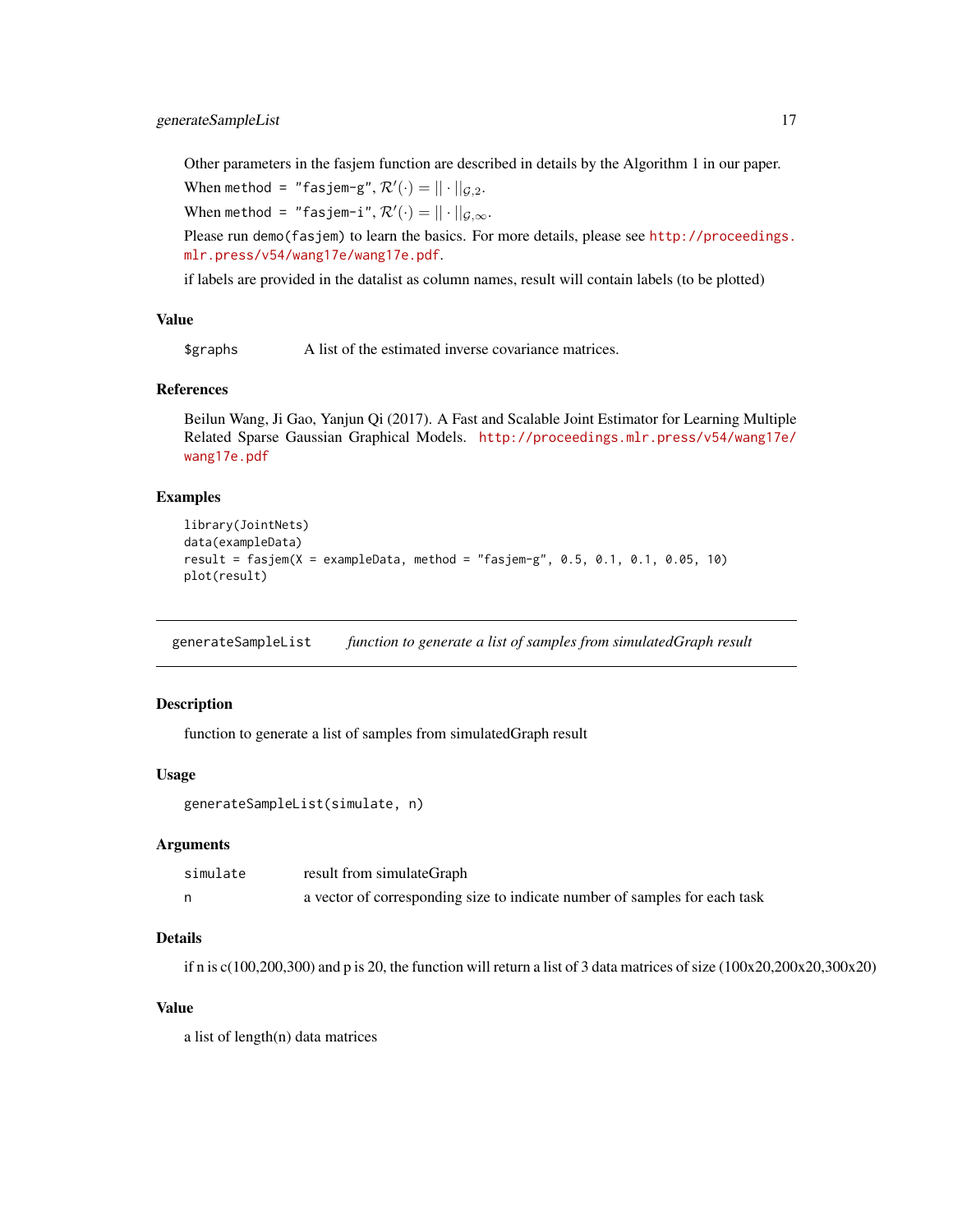Other parameters in the fasjem function are described in details by the Algorithm 1 in our paper.

When `method = "fasjem-g"`, $\mathcal{R}'(\cdot) = ||\cdot||_{\mathcal{G},2}$.

When `method = "fasjem-i"`, $\mathcal{R}'(\cdot) = ||\cdot||_{\mathcal{G},\infty}$.

Please run `demo(fasjem)` to learn the basics. For more details, please see http://proceedings.mlr.press/v54/wang17e/wang17e.pdf.

if labels are provided in the datalist as column names, result will contain labels (to be plotted)

### Value

| | |
|---|---|
| `$graphs` | A list of the estimated inverse covariance matrices. |

### References

Beilun Wang, Ji Gao, Yanjun Qi (2017). A Fast and Scalable Joint Estimator for Learning Multiple Related Sparse Gaussian Graphical Models. http://proceedings.mlr.press/v54/wang17e/wang17e.pdf

### Examples

```
library(JointNets)
data(exampleData)
result = fasjem(X = exampleData, method = "fasjem-g", 0.5, 0.1, 0.1, 0.05, 10)
plot(result)
```

---

## generateSampleList — *function to generate a list of samples from simulatedGraph result*

---

### Description

function to generate a list of samples from simulatedGraph result

### Usage

```
generateSampleList(simulate, n)
```

### Arguments

| | |
|---|---|
| `simulate` | result from simulateGraph |
| `n` | a vector of corresponding size to indicate number of samples for each task |

### Details

if n is c(100,200,300) and p is 20, the function will return a list of 3 data matrices of size (100x20,200x20,300x20)

### Value

a list of length(n) data matrices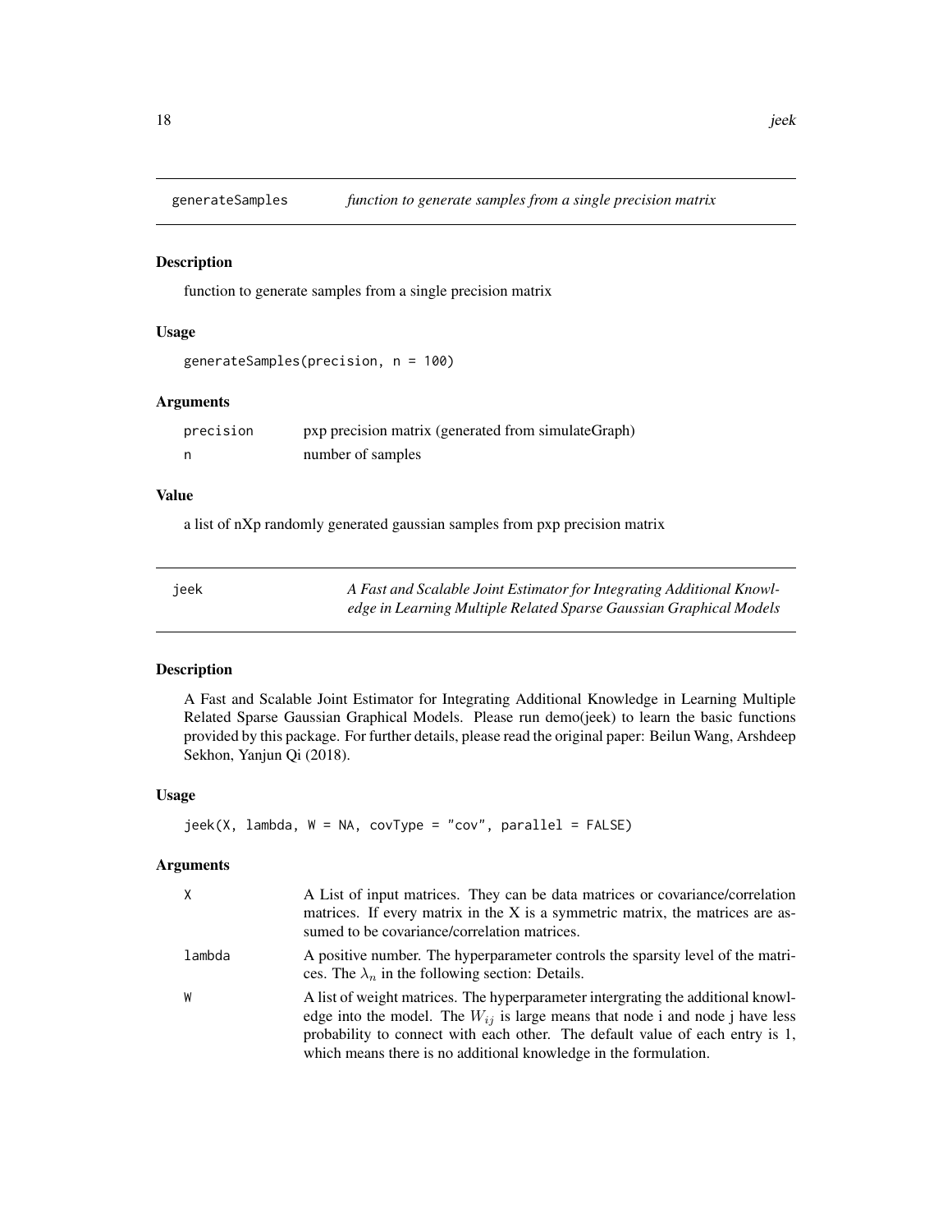## generateSamples — *function to generate samples from a single precision matrix*

### Description

function to generate samples from a single precision matrix

### Usage

```
generateSamples(precision, n = 100)
```

### Arguments

| | |
|---|---|
| precision | pxp precision matrix (generated from simulateGraph) |
| n | number of samples |

### Value

a list of nXp randomly generated gaussian samples from pxp precision matrix

## jeek — *A Fast and Scalable Joint Estimator for Integrating Additional Knowledge in Learning Multiple Related Sparse Gaussian Graphical Models*

### Description

A Fast and Scalable Joint Estimator for Integrating Additional Knowledge in Learning Multiple Related Sparse Gaussian Graphical Models. Please run demo(jeek) to learn the basic functions provided by this package. For further details, please read the original paper: Beilun Wang, Arshdeep Sekhon, Yanjun Qi (2018).

### Usage

```
jeek(X, lambda, W = NA, covType = "cov", parallel = FALSE)
```

### Arguments

| | |
|---|---|
| X | A List of input matrices. They can be data matrices or covariance/correlation matrices. If every matrix in the X is a symmetric matrix, the matrices are assumed to be covariance/correlation matrices. |
| lambda | A positive number. The hyperparameter controls the sparsity level of the matrices. The $\lambda_n$ in the following section: Details. |
| W | A list of weight matrices. The hyperparameter intergrating the additional knowledge into the model. The $W_{ij}$ is large means that node i and node j have less probability to connect with each other. The default value of each entry is 1, which means there is no additional knowledge in the formulation. |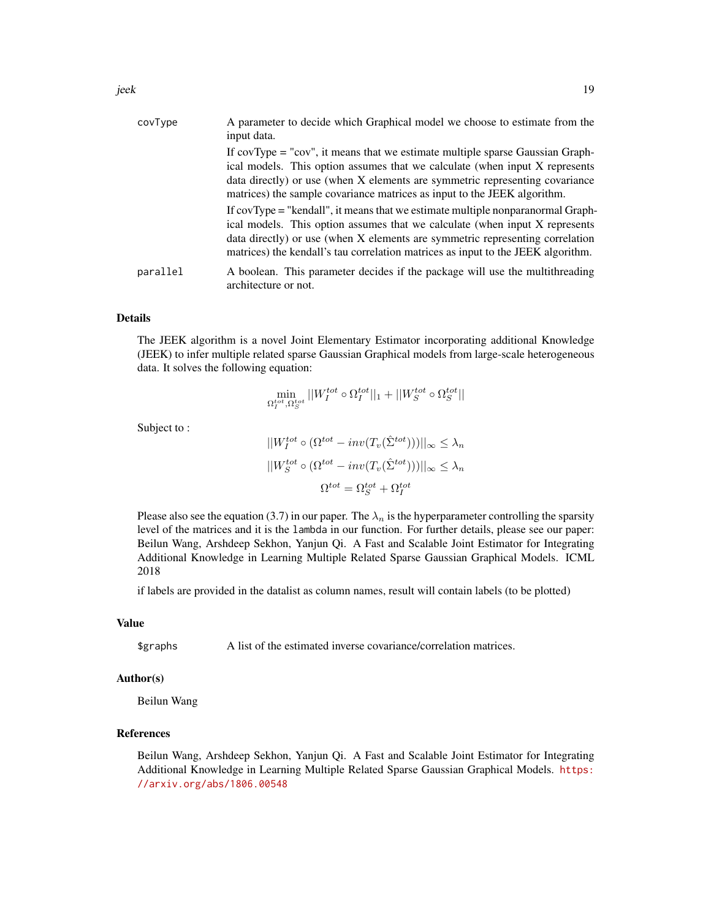| | |
|---|---|
| covType | A parameter to decide which Graphical model we choose to estimate from the input data.<br>If covType = "cov", it means that we estimate multiple sparse Gaussian Graphical models. This option assumes that we calculate (when input X represents data directly) or use (when X elements are symmetric representing covariance matrices) the sample covariance matrices as input to the JEEK algorithm.<br>If covType = "kendall", it means that we estimate multiple nonparanormal Graphical models. This option assumes that we calculate (when input X represents data directly) or use (when X elements are symmetric representing correlation matrices) the kendall's tau correlation matrices as input to the JEEK algorithm. |
| parallel | A boolean. This parameter decides if the package will use the multithreading architecture or not. |

## Details

The JEEK algorithm is a novel Joint Elementary Estimator incorporating additional Knowledge (JEEK) to infer multiple related sparse Gaussian Graphical models from large-scale heterogeneous data. It solves the following equation:

$$\min_{\Omega_I^{tot}, \Omega_S^{tot}} ||W_I^{tot} \circ \Omega_I^{tot}||_1 + ||W_S^{tot} \circ \Omega_S^{tot}||$$

Subject to :

$$||W_I^{tot} \circ (\Omega^{tot} - inv(T_v(\hat{\Sigma}^{tot})))||_\infty \leq \lambda_n$$

$$||W_S^{tot} \circ (\Omega^{tot} - inv(T_v(\hat{\Sigma}^{tot})))||_\infty \leq \lambda_n$$

$$\Omega^{tot} = \Omega_S^{tot} + \Omega_I^{tot}$$

Please also see the equation (3.7) in our paper. The $\lambda_n$ is the hyperparameter controlling the sparsity level of the matrices and it is the `lambda` in our function. For further details, please see our paper: Beilun Wang, Arshdeep Sekhon, Yanjun Qi. A Fast and Scalable Joint Estimator for Integrating Additional Knowledge in Learning Multiple Related Sparse Gaussian Graphical Models. ICML 2018

if labels are provided in the datalist as column names, result will contain labels (to be plotted)

## Value

| | |
|---|---|
| $graphs | A list of the estimated inverse covariance/correlation matrices. |

## Author(s)

Beilun Wang

## References

Beilun Wang, Arshdeep Sekhon, Yanjun Qi. A Fast and Scalable Joint Estimator for Integrating Additional Knowledge in Learning Multiple Related Sparse Gaussian Graphical Models. https://arxiv.org/abs/1806.00548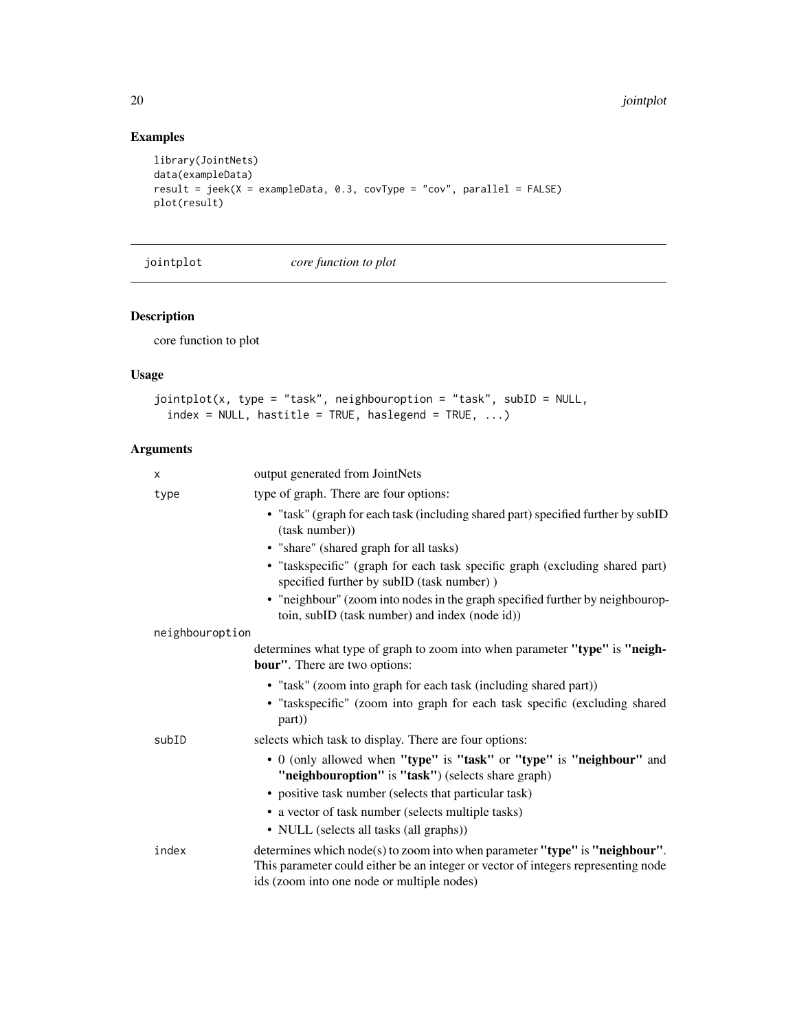## Examples

```
library(JointNets)
data(exampleData)
result = jeek(X = exampleData, 0.3, covType = "cov", parallel = FALSE)
plot(result)
```

---

# jointplot *core function to plot*

---

## Description

core function to plot

## Usage

```
jointplot(x, type = "task", neighbouroption = "task", subID = NULL,
  index = NULL, hastitle = TRUE, haslegend = TRUE, ...)
```

## Arguments

`x` output generated from JointNets

`type` type of graph. There are four options:

- "task" (graph for each task (including shared part) specified further by subID (task number))
- "share" (shared graph for all tasks)
- "taskspecific" (graph for each task specific graph (excluding shared part) specified further by subID (task number) )
- "neighbour" (zoom into nodes in the graph specified further by neighbouroptoin, subID (task number) and index (node id))

`neighbouroption` determines what type of graph to zoom into when parameter **"type"** is **"neighbour"**. There are two options:

- "task" (zoom into graph for each task (including shared part))
- "taskspecific" (zoom into graph for each task specific (excluding shared part))

`subID` selects which task to display. There are four options:

- 0 (only allowed when **"type"** is **"task"** or **"type"** is **"neighbour"** and **"neighbouroption"** is **"task"**) (selects share graph)
- positive task number (selects that particular task)
- a vector of task number (selects multiple tasks)
- NULL (selects all tasks (all graphs))

`index` determines which node(s) to zoom into when parameter **"type"** is **"neighbour"**. This parameter could either be an integer or vector of integers representing node ids (zoom into one node or multiple nodes)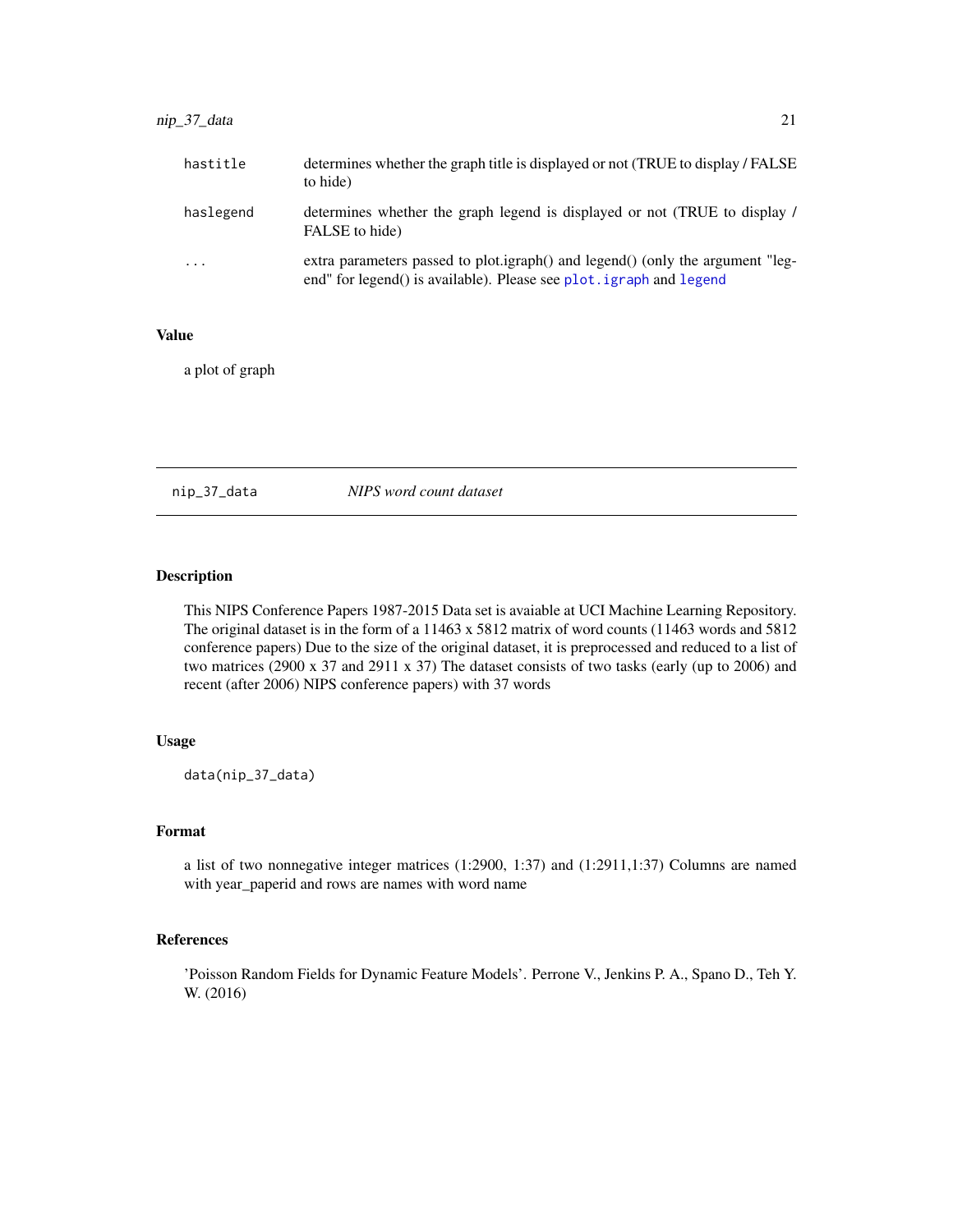| | |
|---|---|
| hastitle | determines whether the graph title is displayed or not (TRUE to display / FALSE to hide) |
| haslegend | determines whether the graph legend is displayed or not (TRUE to display / FALSE to hide) |
| ... | extra parameters passed to plot.igraph() and legend() (only the argument "legend" for legend() is available). Please see plot.igraph and legend |

## Value

a plot of graph

---

# nip_37_data    *NIPS word count dataset*

---

## Description

This NIPS Conference Papers 1987-2015 Data set is avaiable at UCI Machine Learning Repository. The original dataset is in the form of a 11463 x 5812 matrix of word counts (11463 words and 5812 conference papers) Due to the size of the original dataset, it is preprocessed and reduced to a list of two matrices (2900 x 37 and 2911 x 37) The dataset consists of two tasks (early (up to 2006) and recent (after 2006) NIPS conference papers) with 37 words

## Usage

```
data(nip_37_data)
```

## Format

a list of two nonnegative integer matrices (1:2900, 1:37) and (1:2911,1:37) Columns are named with year_paperid and rows are names with word name

## References

'Poisson Random Fields for Dynamic Feature Models'. Perrone V., Jenkins P. A., Spano D., Teh Y. W. (2016)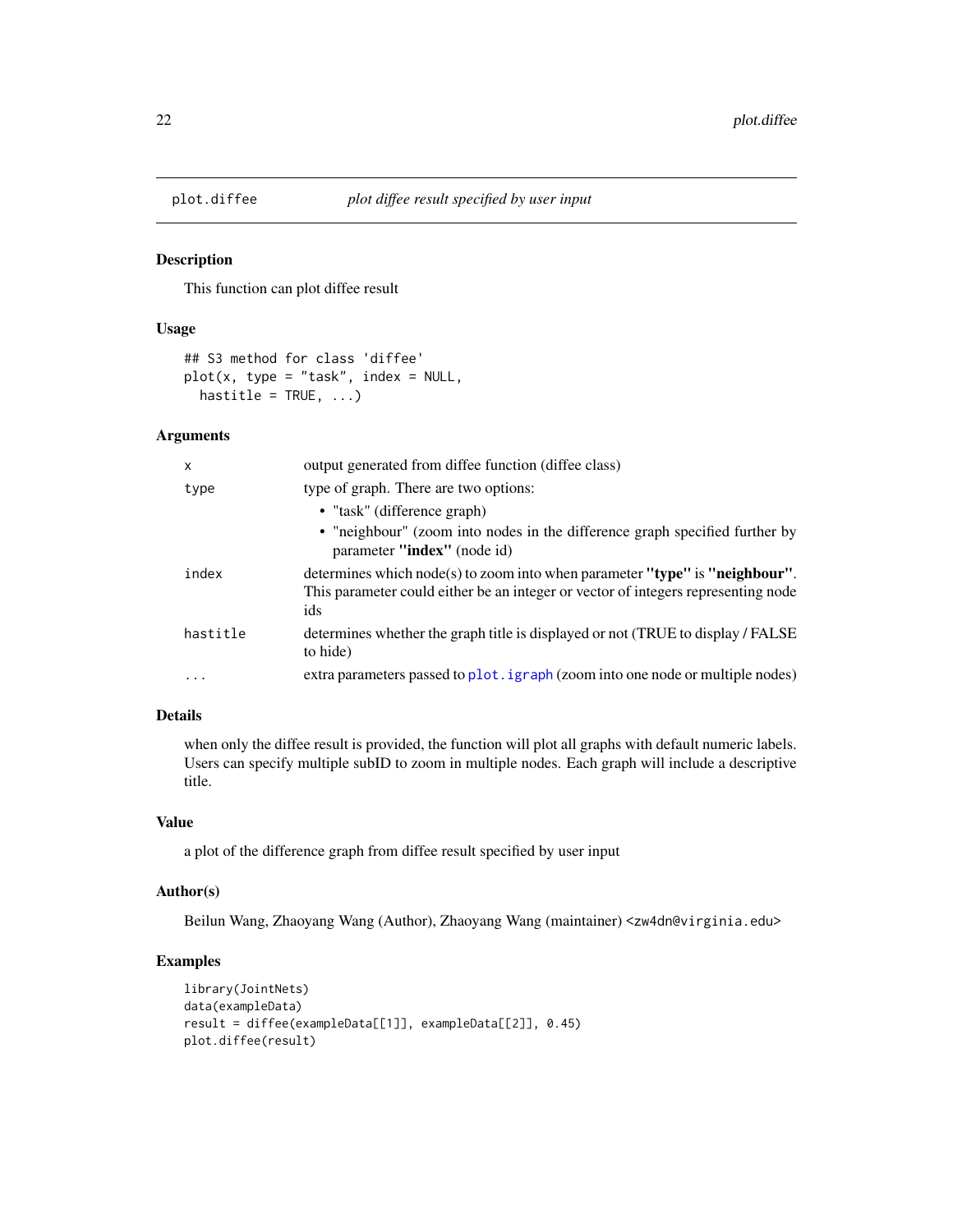# plot.diffee — *plot diffee result specified by user input*

## Description

This function can plot diffee result

## Usage

```
## S3 method for class 'diffee'
plot(x, type = "task", index = NULL,
  hastitle = TRUE, ...)
```

## Arguments

| | |
|---|---|
| `x` | output generated from diffee function (diffee class) |
| `type` | type of graph. There are two options: <br>• "task" (difference graph) <br>• "neighbour" (zoom into nodes in the difference graph specified further by parameter **"index"** (node id) |
| `index` | determines which node(s) to zoom into when parameter **"type"** is **"neighbour"**. This parameter could either be an integer or vector of integers representing node ids |
| `hastitle` | determines whether the graph title is displayed or not (TRUE to display / FALSE to hide) |
| `...` | extra parameters passed to `plot.igraph` (zoom into one node or multiple nodes) |

## Details

when only the diffee result is provided, the function will plot all graphs with default numeric labels. Users can specify multiple subID to zoom in multiple nodes. Each graph will include a descriptive title.

## Value

a plot of the difference graph from diffee result specified by user input

## Author(s)

Beilun Wang, Zhaoyang Wang (Author), Zhaoyang Wang (maintainer) <zw4dn@virginia.edu>

## Examples

```
library(JointNets)
data(exampleData)
result = diffee(exampleData[[1]], exampleData[[2]], 0.45)
plot.diffee(result)
```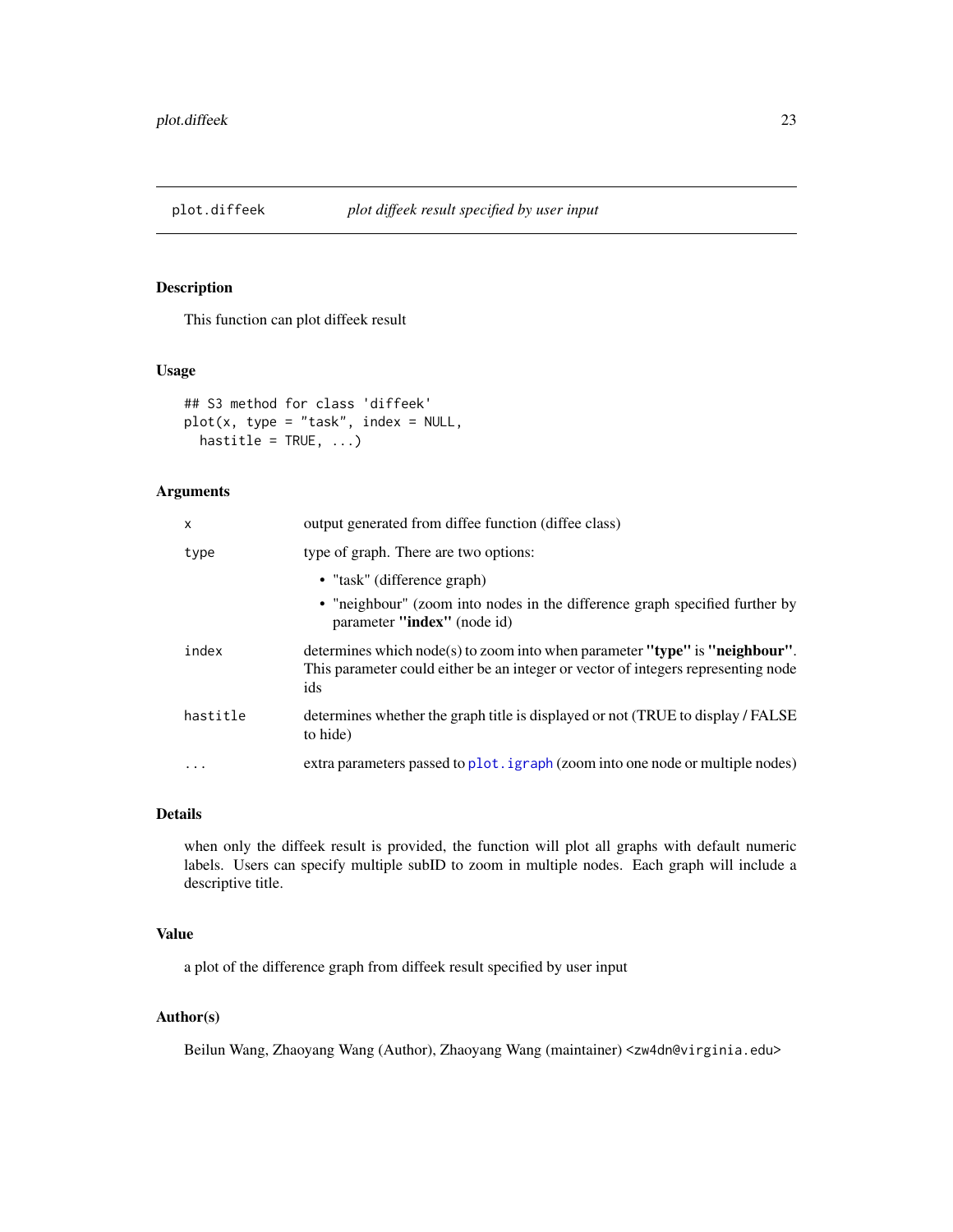## plot.diffeek — *plot diffeek result specified by user input*

### Description

This function can plot diffeek result

### Usage

```
## S3 method for class 'diffeek'
plot(x, type = "task", index = NULL,
  hastitle = TRUE, ...)
```

### Arguments

| Argument | Description |
|---|---|
| `x` | output generated from diffee function (diffee class) |
| `type` | type of graph. There are two options: <br>• "task" (difference graph) <br>• "neighbour" (zoom into nodes in the difference graph specified further by parameter **"index"** (node id) |
| `index` | determines which node(s) to zoom into when parameter **"type"** is **"neighbour"**. This parameter could either be an integer or vector of integers representing node ids |
| `hastitle` | determines whether the graph title is displayed or not (TRUE to display / FALSE to hide) |
| `...` | extra parameters passed to `plot.igraph` (zoom into one node or multiple nodes) |

### Details

when only the diffeek result is provided, the function will plot all graphs with default numeric labels. Users can specify multiple subID to zoom in multiple nodes. Each graph will include a descriptive title.

### Value

a plot of the difference graph from diffeek result specified by user input

### Author(s)

Beilun Wang, Zhaoyang Wang (Author), Zhaoyang Wang (maintainer) <zw4dn@virginia.edu>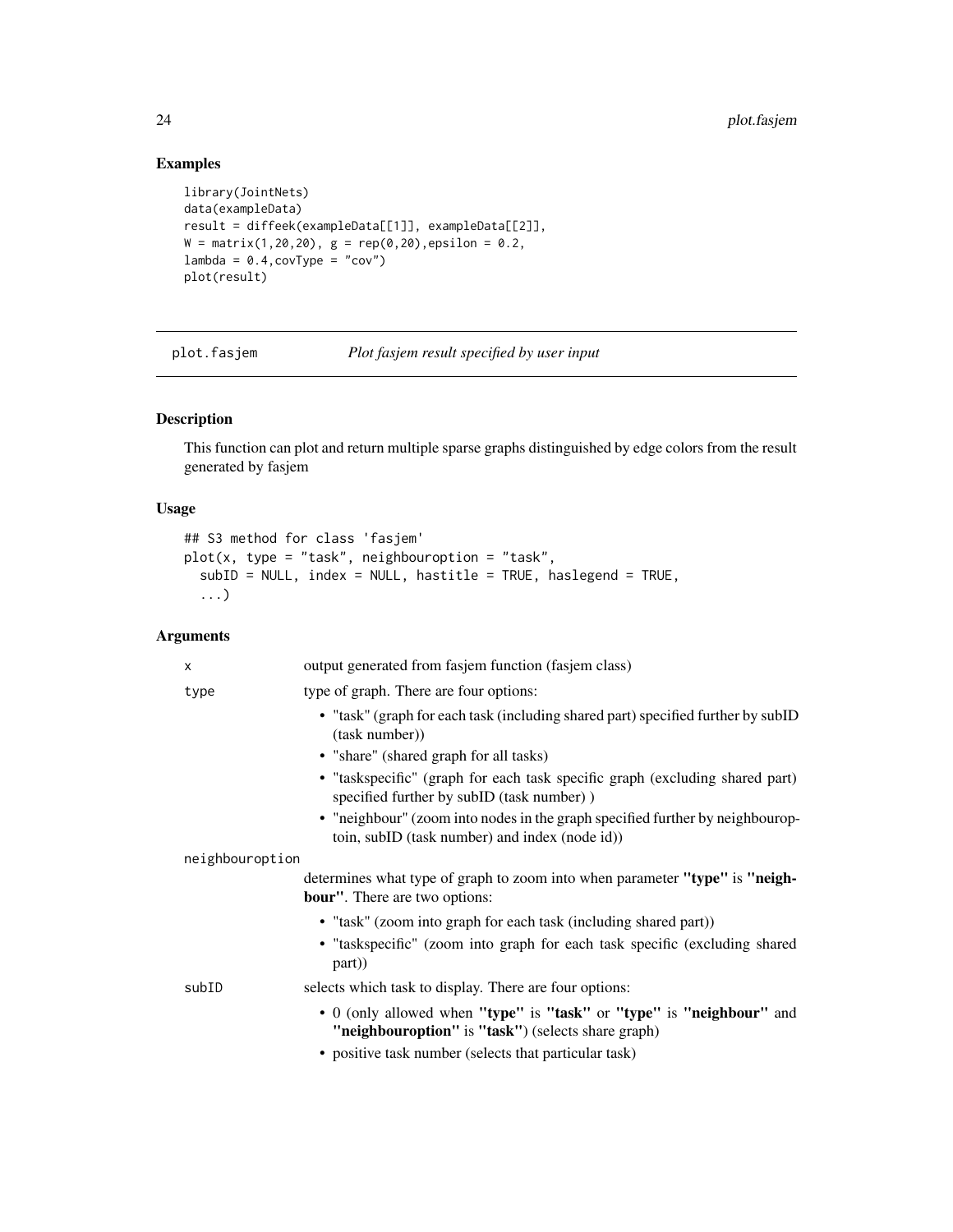## Examples

```
library(JointNets)
data(exampleData)
result = diffeek(exampleData[[1]], exampleData[[2]],
W = matrix(1,20,20), g = rep(0,20),epsilon = 0.2,
lambda = 0.4,covType = "cov")
plot(result)
```

---

# plot.fasjem — *Plot fasjem result specified by user input*

---

## Description

This function can plot and return multiple sparse graphs distinguished by edge colors from the result generated by fasjem

## Usage

```
## S3 method for class 'fasjem'
plot(x, type = "task", neighbouroption = "task",
  subID = NULL, index = NULL, hastitle = TRUE, haslegend = TRUE,
  ...)
```

## Arguments

| | |
|---|---|
| x | output generated from fasjem function (fasjem class) |
| type | type of graph. There are four options: <br>• "task" (graph for each task (including shared part) specified further by subID (task number)) <br>• "share" (shared graph for all tasks) <br>• "taskspecific" (graph for each task specific graph (excluding shared part) specified further by subID (task number) ) <br>• "neighbour" (zoom into nodes in the graph specified further by neighbouroptoin, subID (task number) and index (node id)) |
| neighbouroption | determines what type of graph to zoom into when parameter **"type"** is **"neighbour"**. There are two options: <br>• "task" (zoom into graph for each task (including shared part)) <br>• "taskspecific" (zoom into graph for each task specific (excluding shared part)) |
| subID | selects which task to display. There are four options: <br>• 0 (only allowed when **"type"** is **"task"** or **"type"** is **"neighbour"** and **"neighbouroption"** is **"task"**) (selects share graph) <br>• positive task number (selects that particular task) |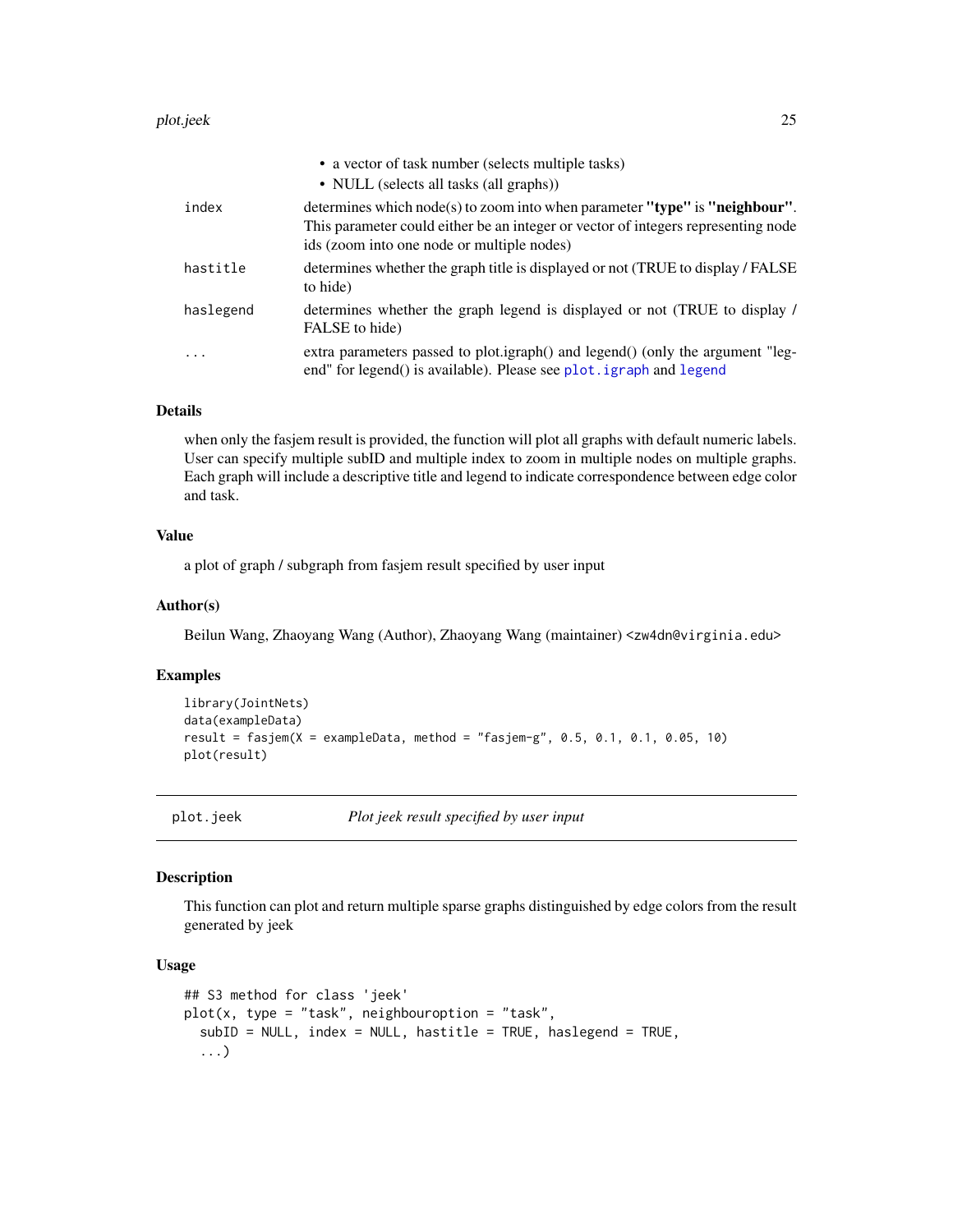- a vector of task number (selects multiple tasks)
- NULL (selects all tasks (all graphs))

| | |
|---|---|
| `index` | determines which node(s) to zoom into when parameter **"type"** is **"neighbour"**. This parameter could either be an integer or vector of integers representing node ids (zoom into one node or multiple nodes) |
| `hastitle` | determines whether the graph title is displayed or not (TRUE to display / FALSE to hide) |
| `haslegend` | determines whether the graph legend is displayed or not (TRUE to display / FALSE to hide) |
| `...` | extra parameters passed to plot.igraph() and legend() (only the argument "legend" for legend() is available). Please see `plot.igraph` and `legend` |

### Details

when only the fasjem result is provided, the function will plot all graphs with default numeric labels. User can specify multiple subID and multiple index to zoom in multiple nodes on multiple graphs. Each graph will include a descriptive title and legend to indicate correspondence between edge color and task.

### Value

a plot of graph / subgraph from fasjem result specified by user input

### Author(s)

Beilun Wang, Zhaoyang Wang (Author), Zhaoyang Wang (maintainer) <zw4dn@virginia.edu>

### Examples

```
library(JointNets)
data(exampleData)
result = fasjem(X = exampleData, method = "fasjem-g", 0.5, 0.1, 0.1, 0.05, 10)
plot(result)
```

---

## plot.jeek — *Plot jeek result specified by user input*

### Description

This function can plot and return multiple sparse graphs distinguished by edge colors from the result generated by jeek

### Usage

```
## S3 method for class 'jeek'
plot(x, type = "task", neighbouroption = "task",
  subID = NULL, index = NULL, hastitle = TRUE, haslegend = TRUE,
  ...)
```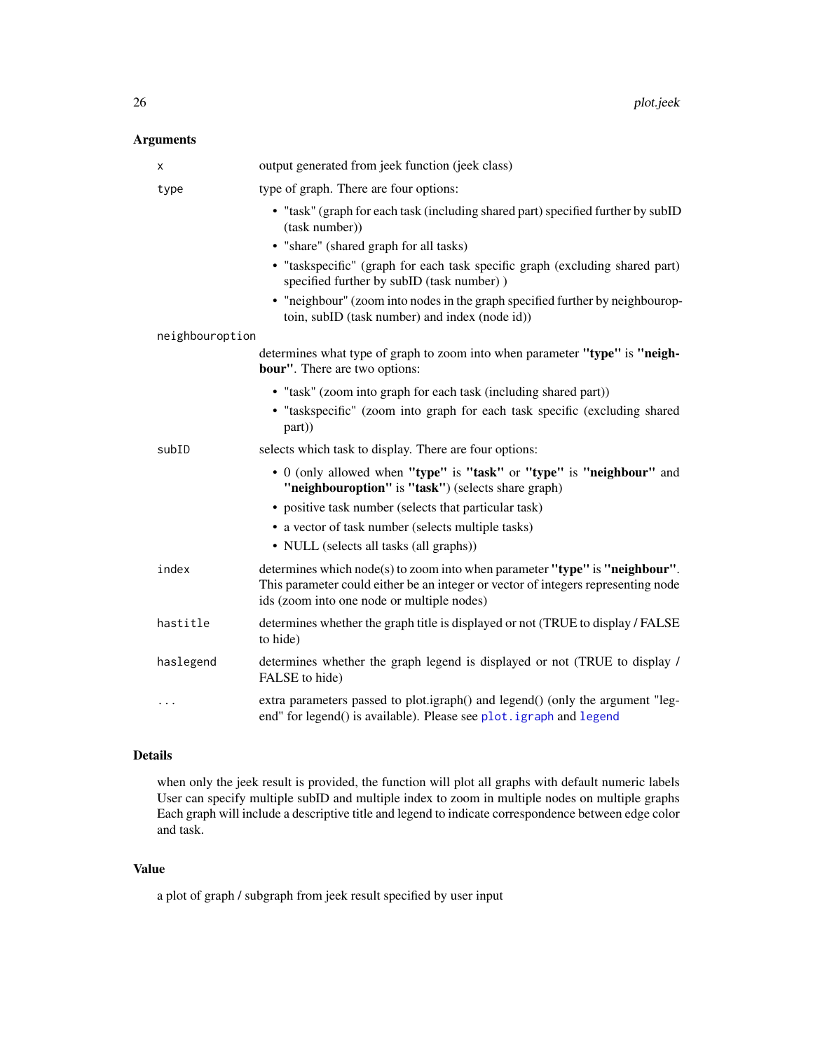## Arguments

| | |
|---|---|
| `x` | output generated from jeek function (jeek class) |
| `type` | type of graph. There are four options:<br>• "task" (graph for each task (including shared part) specified further by subID (task number))<br>• "share" (shared graph for all tasks)<br>• "taskspecific" (graph for each task specific graph (excluding shared part) specified further by subID (task number) )<br>• "neighbour" (zoom into nodes in the graph specified further by neighbouroptoin, subID (task number) and index (node id)) |
| `neighbouroption` | determines what type of graph to zoom into when parameter **"type"** is **"neighbour"**. There are two options:<br>• "task" (zoom into graph for each task (including shared part))<br>• "taskspecific" (zoom into graph for each task specific (excluding shared part)) |
| `subID` | selects which task to display. There are four options:<br>• 0 (only allowed when **"type"** is **"task"** or **"type"** is **"neighbour"** and **"neighbouroption"** is **"task"**) (selects share graph)<br>• positive task number (selects that particular task)<br>• a vector of task number (selects multiple tasks)<br>• NULL (selects all tasks (all graphs)) |
| `index` | determines which node(s) to zoom into when parameter **"type"** is **"neighbour"**. This parameter could either be an integer or vector of integers representing node ids (zoom into one node or multiple nodes) |
| `hastitle` | determines whether the graph title is displayed or not (TRUE to display / FALSE to hide) |
| `haslegend` | determines whether the graph legend is displayed or not (TRUE to display / FALSE to hide) |
| `...` | extra parameters passed to plot.igraph() and legend() (only the argument "legend" for legend() is available). Please see `plot.igraph` and `legend` |

## Details

when only the jeek result is provided, the function will plot all graphs with default numeric labels User can specify multiple subID and multiple index to zoom in multiple nodes on multiple graphs Each graph will include a descriptive title and legend to indicate correspondence between edge color and task.

## Value

a plot of graph / subgraph from jeek result specified by user input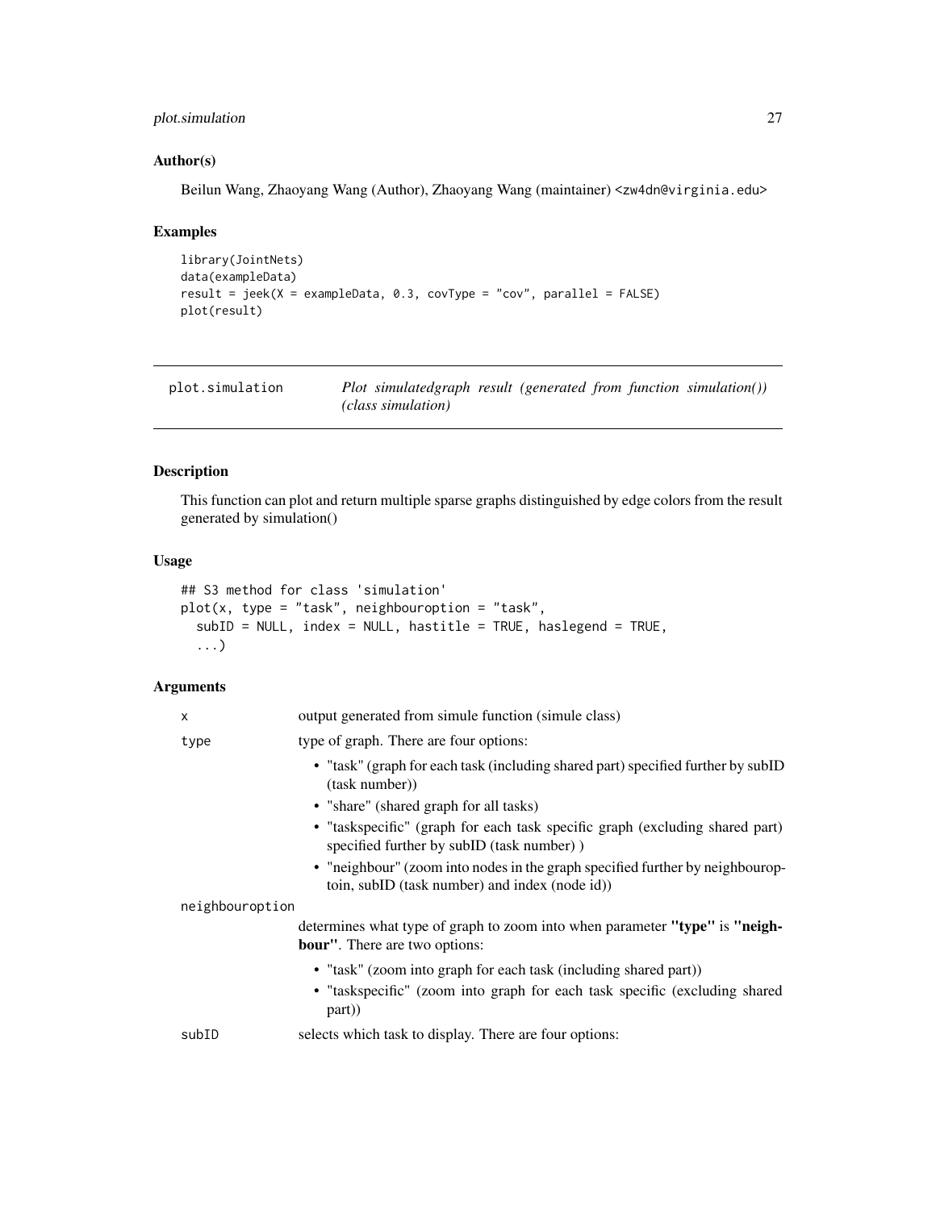## Author(s)

Beilun Wang, Zhaoyang Wang (Author), Zhaoyang Wang (maintainer) <zw4dn@virginia.edu>

## Examples

```
library(JointNets)
data(exampleData)
result = jeek(X = exampleData, 0.3, covType = "cov", parallel = FALSE)
plot(result)
```

---

# plot.simulation — *Plot simulatedgraph result (generated from function simulation()) (class simulation)*

---

## Description

This function can plot and return multiple sparse graphs distinguished by edge colors from the result generated by simulation()

## Usage

```
## S3 method for class 'simulation'
plot(x, type = "task", neighbouroption = "task",
  subID = NULL, index = NULL, hastitle = TRUE, haslegend = TRUE,
  ...)
```

## Arguments

`x` — output generated from simule function (simule class)

`type` — type of graph. There are four options:

- "task" (graph for each task (including shared part) specified further by subID (task number))
- "share" (shared graph for all tasks)
- "taskspecific" (graph for each task specific graph (excluding shared part) specified further by subID (task number) )
- "neighbour" (zoom into nodes in the graph specified further by neighbouroptoin, subID (task number) and index (node id))

`neighbouroption` — determines what type of graph to zoom into when parameter **"type"** is **"neighbour"**. There are two options:

- "task" (zoom into graph for each task (including shared part))
- "taskspecific" (zoom into graph for each task specific (excluding shared part))

`subID` — selects which task to display. There are four options: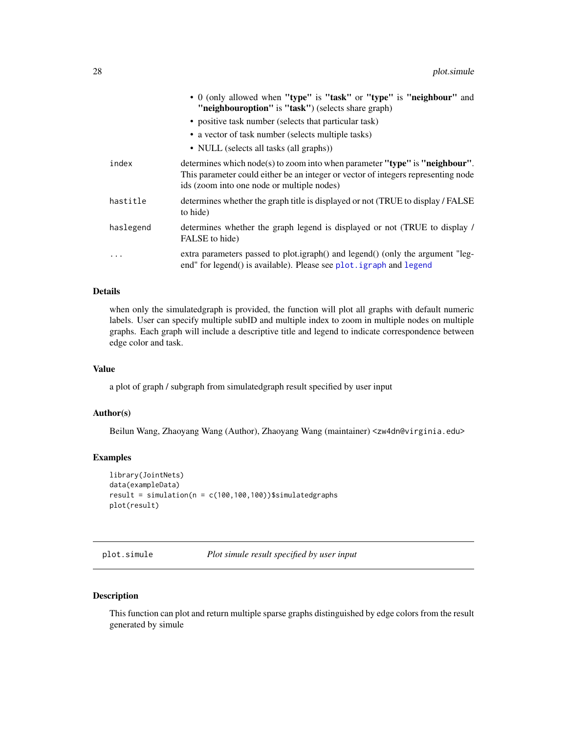- 0 (only allowed when **"type"** is **"task"** or **"type"** is **"neighbour"** and **"neighbouroption"** is **"task"**) (selects share graph)
- positive task number (selects that particular task)
- a vector of task number (selects multiple tasks)
- NULL (selects all tasks (all graphs))

| | |
|---|---|
| `index` | determines which node(s) to zoom into when parameter **"type"** is **"neighbour"**. This parameter could either be an integer or vector of integers representing node ids (zoom into one node or multiple nodes) |
| `hastitle` | determines whether the graph title is displayed or not (TRUE to display / FALSE to hide) |
| `haslegend` | determines whether the graph legend is displayed or not (TRUE to display / FALSE to hide) |
| `...` | extra parameters passed to plot.igraph() and legend() (only the argument "legend" for legend() is available). Please see `plot.igraph` and `legend` |

### Details

when only the simulatedgraph is provided, the function will plot all graphs with default numeric labels. User can specify multiple subID and multiple index to zoom in multiple nodes on multiple graphs. Each graph will include a descriptive title and legend to indicate correspondence between edge color and task.

### Value

a plot of graph / subgraph from simulatedgraph result specified by user input

### Author(s)

Beilun Wang, Zhaoyang Wang (Author), Zhaoyang Wang (maintainer) `<zw4dn@virginia.edu>`

### Examples

```
library(JointNets)
data(exampleData)
result = simulation(n = c(100,100,100))$simulatedgraphs
plot(result)
```

---

## plot.simule — *Plot simule result specified by user input*

### Description

This function can plot and return multiple sparse graphs distinguished by edge colors from the result generated by simule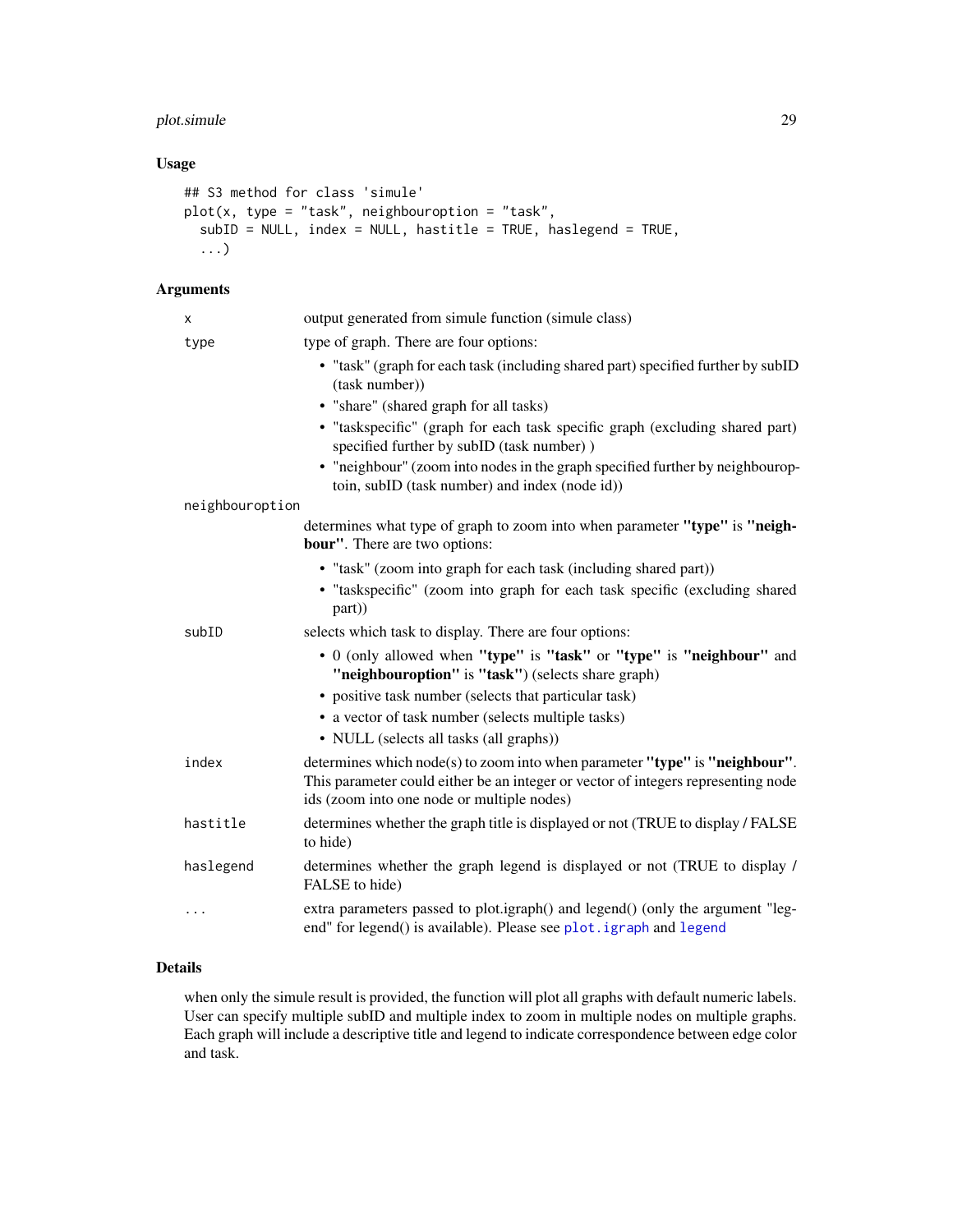## Usage

```
## S3 method for class 'simule'
plot(x, type = "task", neighbouroption = "task",
  subID = NULL, index = NULL, hastitle = TRUE, haslegend = TRUE,
  ...)
```

## Arguments

**x**
output generated from simule function (simule class)

**type**
type of graph. There are four options:

- "task" (graph for each task (including shared part) specified further by subID (task number))
- "share" (shared graph for all tasks)
- "taskspecific" (graph for each task specific graph (excluding shared part) specified further by subID (task number) )
- "neighbour" (zoom into nodes in the graph specified further by neighbouroptoin, subID (task number) and index (node id))

**neighbouroption**
determines what type of graph to zoom into when parameter **"type"** is **"neighbour"**. There are two options:

- "task" (zoom into graph for each task (including shared part))
- "taskspecific" (zoom into graph for each task specific (excluding shared part))

**subID**
selects which task to display. There are four options:

- 0 (only allowed when **"type"** is **"task"** or **"type"** is **"neighbour"** and **"neighbouroption"** is **"task"**) (selects share graph)
- positive task number (selects that particular task)
- a vector of task number (selects multiple tasks)
- NULL (selects all tasks (all graphs))

**index**
determines which node(s) to zoom into when parameter **"type"** is **"neighbour"**. This parameter could either be an integer or vector of integers representing node ids (zoom into one node or multiple nodes)

**hastitle**
determines whether the graph title is displayed or not (TRUE to display / FALSE to hide)

**haslegend**
determines whether the graph legend is displayed or not (TRUE to display / FALSE to hide)

**...**
extra parameters passed to plot.igraph() and legend() (only the argument "legend" for legend() is available). Please see `plot.igraph` and `legend`

## Details

when only the simule result is provided, the function will plot all graphs with default numeric labels. User can specify multiple subID and multiple index to zoom in multiple nodes on multiple graphs. Each graph will include a descriptive title and legend to indicate correspondence between edge color and task.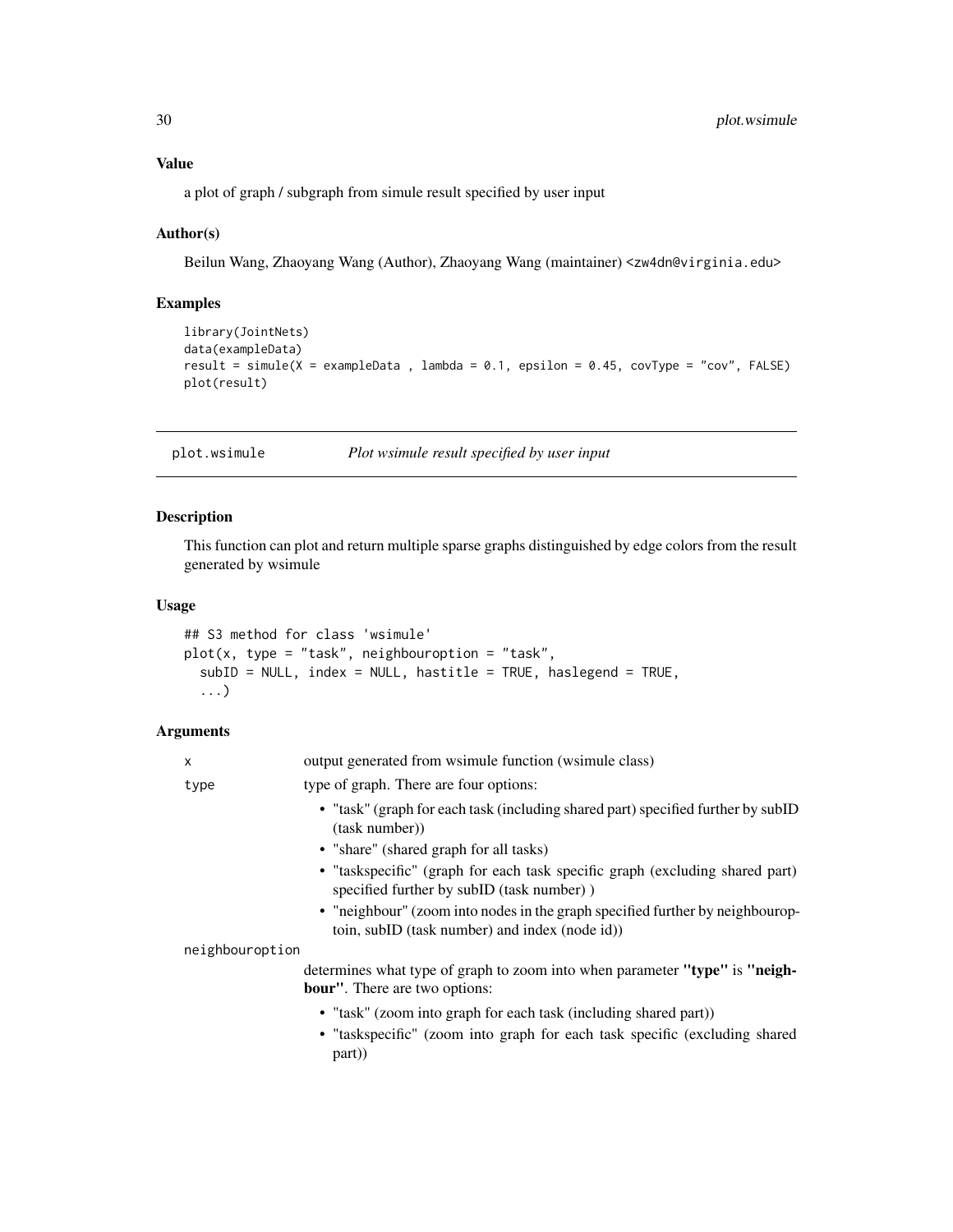### Value

a plot of graph / subgraph from simule result specified by user input

### Author(s)

Beilun Wang, Zhaoyang Wang (Author), Zhaoyang Wang (maintainer) <zw4dn@virginia.edu>

### Examples

```
library(JointNets)
data(exampleData)
result = simule(X = exampleData , lambda = 0.1, epsilon = 0.45, covType = "cov", FALSE)
plot(result)
```

---

## plot.wsimule    *Plot wsimule result specified by user input*

### Description

This function can plot and return multiple sparse graphs distinguished by edge colors from the result generated by wsimule

### Usage

```
## S3 method for class 'wsimule'
plot(x, type = "task", neighbouroption = "task",
  subID = NULL, index = NULL, hastitle = TRUE, haslegend = TRUE,
  ...)
```

### Arguments

`x` output generated from wsimule function (wsimule class)

`type` type of graph. There are four options:

- "task" (graph for each task (including shared part) specified further by subID (task number))
- "share" (shared graph for all tasks)
- "taskspecific" (graph for each task specific graph (excluding shared part) specified further by subID (task number) )
- "neighbour" (zoom into nodes in the graph specified further by neighbouroptoin, subID (task number) and index (node id))

`neighbouroption` determines what type of graph to zoom into when parameter **"type"** is **"neighbour"**. There are two options:

- "task" (zoom into graph for each task (including shared part))
- "taskspecific" (zoom into graph for each task specific (excluding shared part))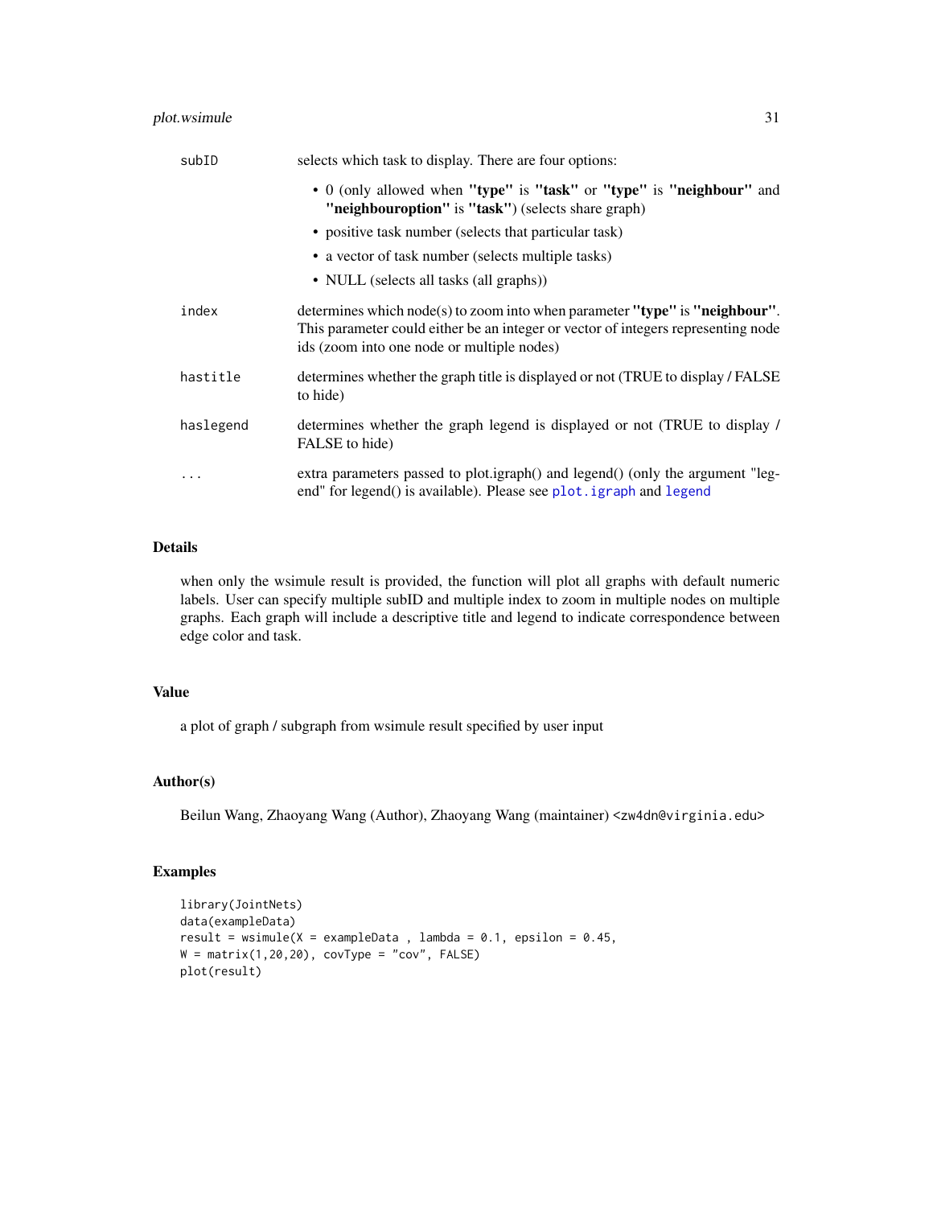| | |
|---|---|
| subID | selects which task to display. There are four options:<br>• 0 (only allowed when **"type"** is **"task"** or **"type"** is **"neighbour"** and **"neighbouroption"** is **"task"**) (selects share graph)<br>• positive task number (selects that particular task)<br>• a vector of task number (selects multiple tasks)<br>• NULL (selects all tasks (all graphs)) |
| index | determines which node(s) to zoom into when parameter **"type"** is **"neighbour"**. This parameter could either be an integer or vector of integers representing node ids (zoom into one node or multiple nodes) |
| hastitle | determines whether the graph title is displayed or not (TRUE to display / FALSE to hide) |
| haslegend | determines whether the graph legend is displayed or not (TRUE to display / FALSE to hide) |
| ... | extra parameters passed to plot.igraph() and legend() (only the argument "legend" for legend() is available). Please see `plot.igraph` and `legend` |

## Details

when only the wsimule result is provided, the function will plot all graphs with default numeric labels. User can specify multiple subID and multiple index to zoom in multiple nodes on multiple graphs. Each graph will include a descriptive title and legend to indicate correspondence between edge color and task.

## Value

a plot of graph / subgraph from wsimule result specified by user input

## Author(s)

Beilun Wang, Zhaoyang Wang (Author), Zhaoyang Wang (maintainer) <zw4dn@virginia.edu>

## Examples

```
library(JointNets)
data(exampleData)
result = wsimule(X = exampleData , lambda = 0.1, epsilon = 0.45,
W = matrix(1,20,20), covType = "cov", FALSE)
plot(result)
```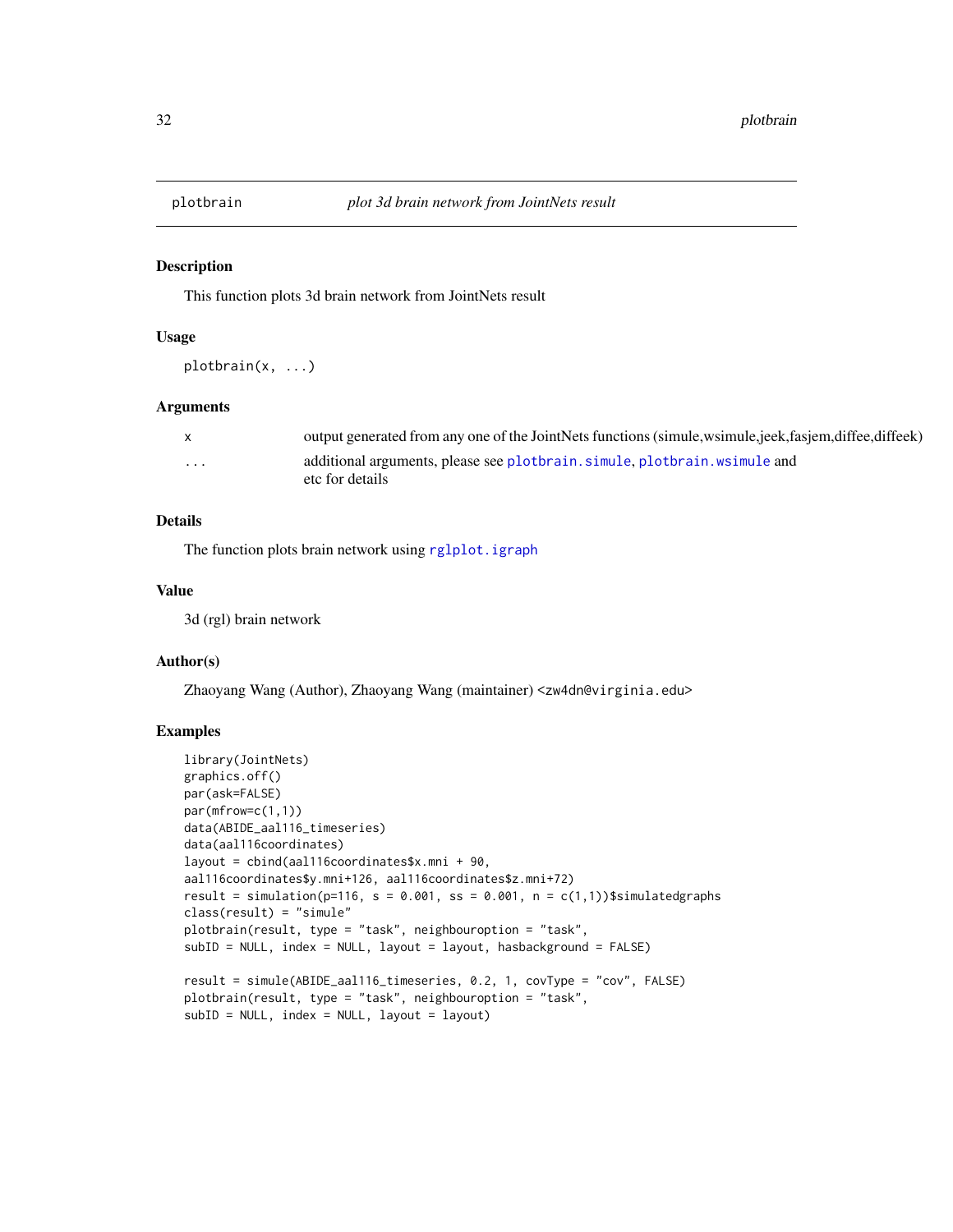# plotbrain — *plot 3d brain network from JointNets result*

## Description

This function plots 3d brain network from JointNets result

## Usage

```
plotbrain(x, ...)
```

## Arguments

| | |
|---|---|
| `x` | output generated from any one of the JointNets functions (simule,wsimule,jeek,fasjem,diffee,diffeek) |
| `...` | additional arguments, please see `plotbrain.simule`, `plotbrain.wsimule` and etc for details |

## Details

The function plots brain network using `rglplot.igraph`

## Value

3d (rgl) brain network

## Author(s)

Zhaoyang Wang (Author), Zhaoyang Wang (maintainer) <zw4dn@virginia.edu>

## Examples

```
library(JointNets)
graphics.off()
par(ask=FALSE)
par(mfrow=c(1,1))
data(ABIDE_aal116_timeseries)
data(aal116coordinates)
layout = cbind(aal116coordinates$x.mni + 90,
aal116coordinates$y.mni+126, aal116coordinates$z.mni+72)
result = simulation(p=116, s = 0.001, ss = 0.001, n = c(1,1))$simulatedgraphs
class(result) = "simule"
plotbrain(result, type = "task", neighbouroption = "task",
subID = NULL, index = NULL, layout = layout, hasbackground = FALSE)

result = simule(ABIDE_aal116_timeseries, 0.2, 1, covType = "cov", FALSE)
plotbrain(result, type = "task", neighbouroption = "task",
subID = NULL, index = NULL, layout = layout)
```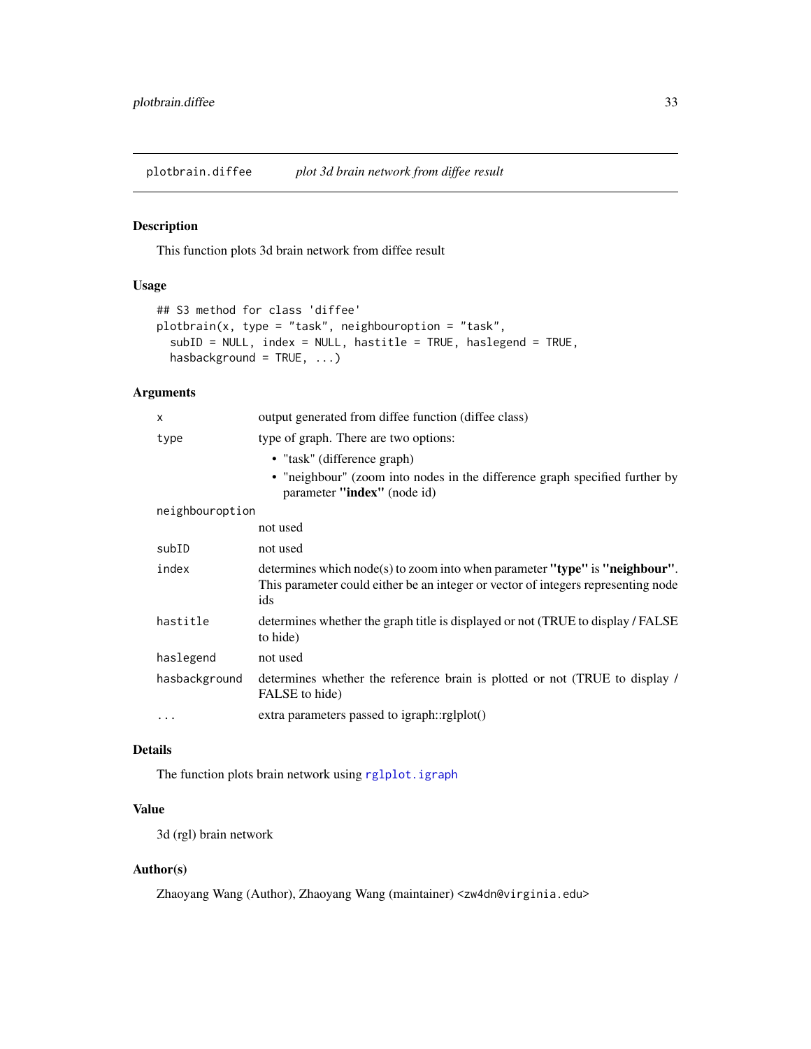## plotbrain.diffee — *plot 3d brain network from diffee result*

### Description

This function plots 3d brain network from diffee result

### Usage

```
## S3 method for class 'diffee'
plotbrain(x, type = "task", neighbouroption = "task",
  subID = NULL, index = NULL, hastitle = TRUE, haslegend = TRUE,
  hasbackground = TRUE, ...)
```

### Arguments

| | |
|---|---|
| `x` | output generated from diffee function (diffee class) |
| `type` | type of graph. There are two options:<br>• "task" (difference graph)<br>• "neighbour" (zoom into nodes in the difference graph specified further by parameter **"index"** (node id) |
| `neighbouroption` | not used |
| `subID` | not used |
| `index` | determines which node(s) to zoom into when parameter **"type"** is **"neighbour"**. This parameter could either be an integer or vector of integers representing node ids |
| `hastitle` | determines whether the graph title is displayed or not (TRUE to display / FALSE to hide) |
| `haslegend` | not used |
| `hasbackground` | determines whether the reference brain is plotted or not (TRUE to display / FALSE to hide) |
| `...` | extra parameters passed to igraph::rglplot() |

### Details

The function plots brain network using `rglplot.igraph`

### Value

3d (rgl) brain network

### Author(s)

Zhaoyang Wang (Author), Zhaoyang Wang (maintainer) <zw4dn@virginia.edu>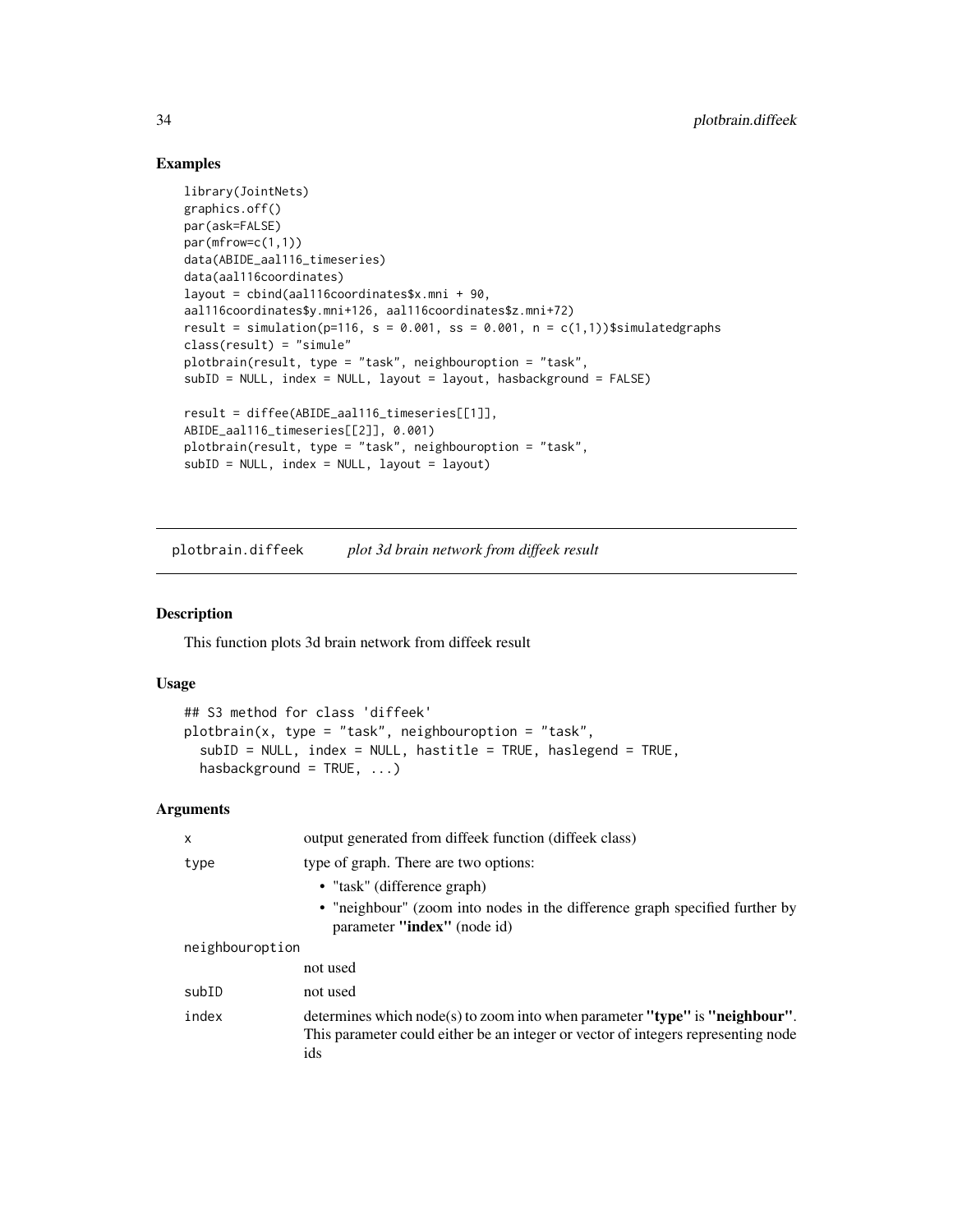## Examples

```
library(JointNets)
graphics.off()
par(ask=FALSE)
par(mfrow=c(1,1))
data(ABIDE_aal116_timeseries)
data(aal116coordinates)
layout = cbind(aal116coordinates$x.mni + 90,
aal116coordinates$y.mni+126, aal116coordinates$z.mni+72)
result = simulation(p=116, s = 0.001, ss = 0.001, n = c(1,1))$simulatedgraphs
class(result) = "simule"
plotbrain(result, type = "task", neighbouroption = "task",
subID = NULL, index = NULL, layout = layout, hasbackground = FALSE)

result = diffee(ABIDE_aal116_timeseries[[1]],
ABIDE_aal116_timeseries[[2]], 0.001)
plotbrain(result, type = "task", neighbouroption = "task",
subID = NULL, index = NULL, layout = layout)
```

---

# plotbrain.diffeek — *plot 3d brain network from diffeek result*

## Description

This function plots 3d brain network from diffeek result

## Usage

```
## S3 method for class 'diffeek'
plotbrain(x, type = "task", neighbouroption = "task",
  subID = NULL, index = NULL, hastitle = TRUE, haslegend = TRUE,
  hasbackground = TRUE, ...)
```

## Arguments

| | |
|---|---|
| x | output generated from diffeek function (diffeek class) |
| type | type of graph. There are two options:<br>• "task" (difference graph)<br>• "neighbour" (zoom into nodes in the difference graph specified further by parameter **"index"** (node id) |
| neighbouroption | not used |
| subID | not used |
| index | determines which node(s) to zoom into when parameter **"type"** is **"neighbour"**. This parameter could either be an integer or vector of integers representing node ids |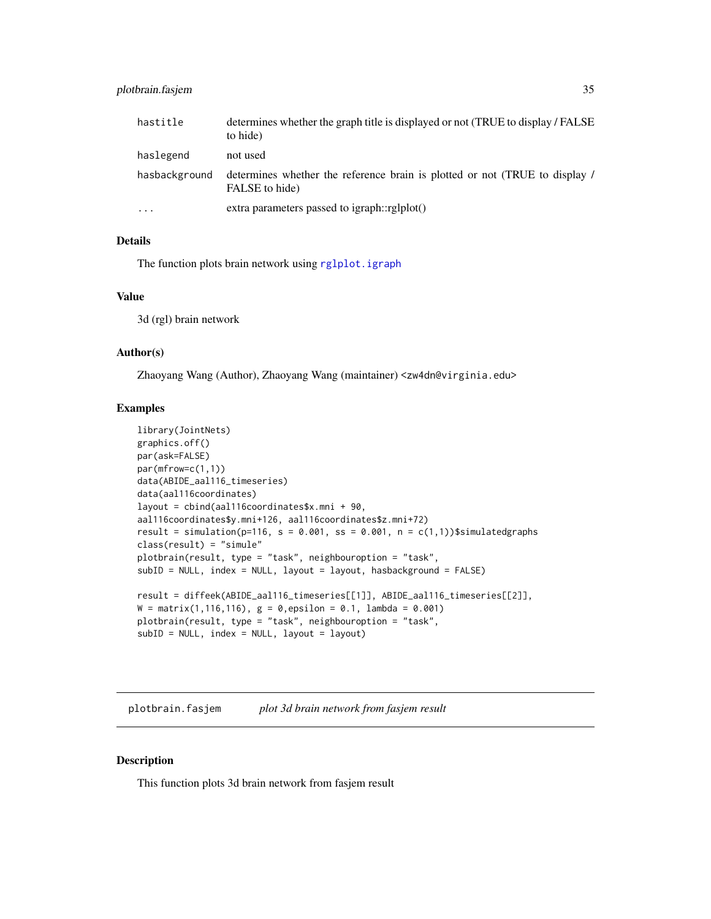| | |
|---|---|
| hastitle | determines whether the graph title is displayed or not (TRUE to display / FALSE to hide) |
| haslegend | not used |
| hasbackground | determines whether the reference brain is plotted or not (TRUE to display / FALSE to hide) |
| ... | extra parameters passed to igraph::rglplot() |

### Details

The function plots brain network using rglplot.igraph

### Value

3d (rgl) brain network

### Author(s)

Zhaoyang Wang (Author), Zhaoyang Wang (maintainer) <zw4dn@virginia.edu>

### Examples

```
library(JointNets)
graphics.off()
par(ask=FALSE)
par(mfrow=c(1,1))
data(ABIDE_aal116_timeseries)
data(aal116coordinates)
layout = cbind(aal116coordinates$x.mni + 90,
aal116coordinates$y.mni+126, aal116coordinates$z.mni+72)
result = simulation(p=116, s = 0.001, ss = 0.001, n = c(1,1))$simulatedgraphs
class(result) = "simule"
plotbrain(result, type = "task", neighbouroption = "task",
subID = NULL, index = NULL, layout = layout, hasbackground = FALSE)

result = diffeek(ABIDE_aal116_timeseries[[1]], ABIDE_aal116_timeseries[[2]],
W = matrix(1,116,116), g = 0,epsilon = 0.1, lambda = 0.001)
plotbrain(result, type = "task", neighbouroption = "task",
subID = NULL, index = NULL, layout = layout)
```

---

## plotbrain.fasjem    *plot 3d brain network from fasjem result*

### Description

This function plots 3d brain network from fasjem result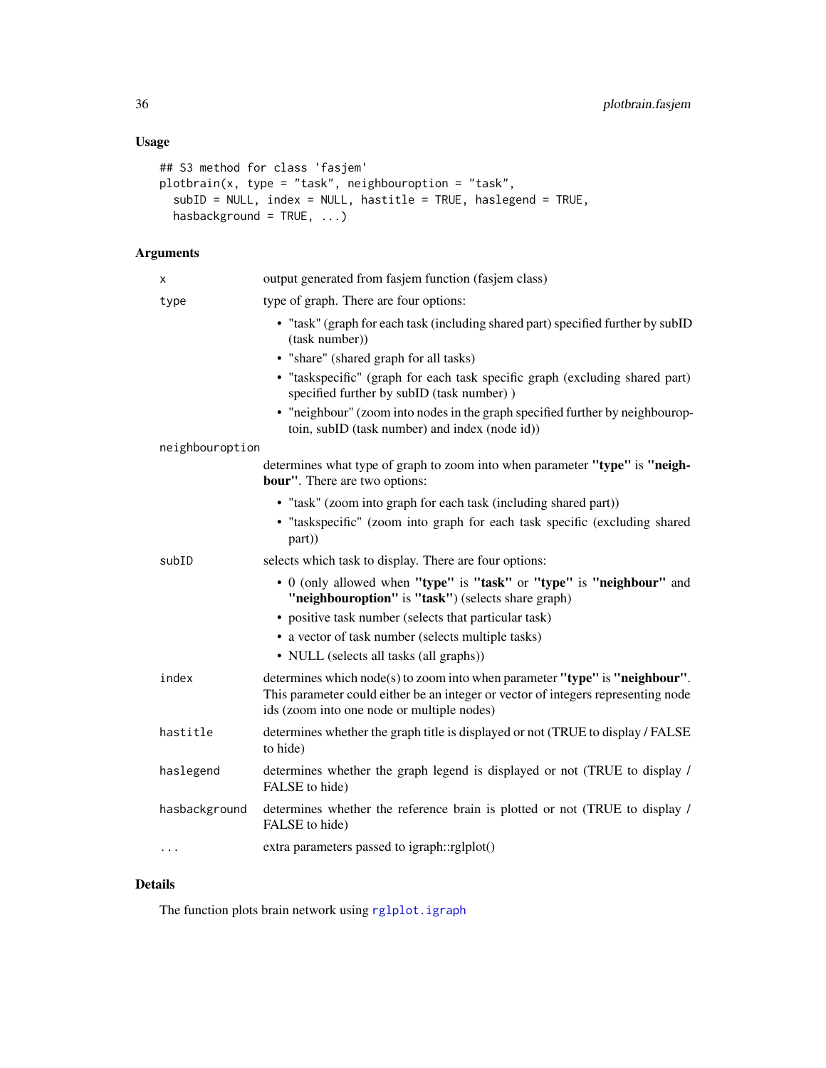## Usage

```
## S3 method for class 'fasjem'
plotbrain(x, type = "task", neighbouroption = "task",
  subID = NULL, index = NULL, hastitle = TRUE, haslegend = TRUE,
  hasbackground = TRUE, ...)
```

## Arguments

| | |
|---|---|
| x | output generated from fasjem function (fasjem class) |
| type | type of graph. There are four options:<br>• "task" (graph for each task (including shared part) specified further by subID (task number))<br>• "share" (shared graph for all tasks)<br>• "taskspecific" (graph for each task specific graph (excluding shared part) specified further by subID (task number) )<br>• "neighbour" (zoom into nodes in the graph specified further by neighbouroptoin, subID (task number) and index (node id)) |
| neighbouroption | determines what type of graph to zoom into when parameter **"type"** is **"neighbour"**. There are two options:<br>• "task" (zoom into graph for each task (including shared part))<br>• "taskspecific" (zoom into graph for each task specific (excluding shared part)) |
| subID | selects which task to display. There are four options:<br>• 0 (only allowed when **"type"** is **"task"** or **"type"** is **"neighbour"** and **"neighbouroption"** is **"task"**) (selects share graph)<br>• positive task number (selects that particular task)<br>• a vector of task number (selects multiple tasks)<br>• NULL (selects all tasks (all graphs)) |
| index | determines which node(s) to zoom into when parameter **"type"** is **"neighbour"**. This parameter could either be an integer or vector of integers representing node ids (zoom into one node or multiple nodes) |
| hastitle | determines whether the graph title is displayed or not (TRUE to display / FALSE to hide) |
| haslegend | determines whether the graph legend is displayed or not (TRUE to display / FALSE to hide) |
| hasbackground | determines whether the reference brain is plotted or not (TRUE to display / FALSE to hide) |
| ... | extra parameters passed to igraph::rglplot() |

## Details

The function plots brain network using `rglplot.igraph`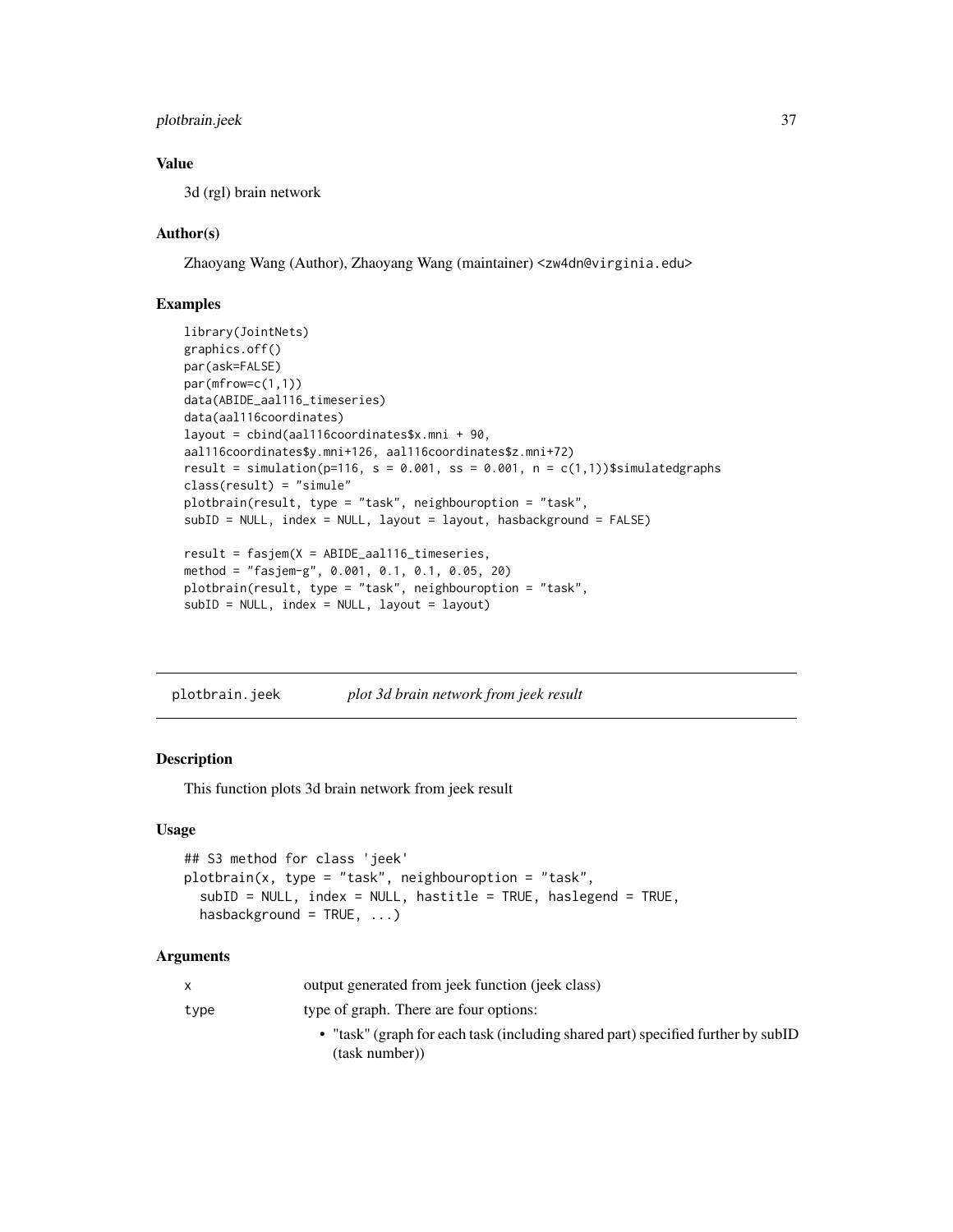### Value

3d (rgl) brain network

### Author(s)

Zhaoyang Wang (Author), Zhaoyang Wang (maintainer) <zw4dn@virginia.edu>

### Examples

```
library(JointNets)
graphics.off()
par(ask=FALSE)
par(mfrow=c(1,1))
data(ABIDE_aal116_timeseries)
data(aal116coordinates)
layout = cbind(aal116coordinates$x.mni + 90,
aal116coordinates$y.mni+126, aal116coordinates$z.mni+72)
result = simulation(p=116, s = 0.001, ss = 0.001, n = c(1,1))$simulatedgraphs
class(result) = "simule"
plotbrain(result, type = "task", neighbouroption = "task",
subID = NULL, index = NULL, layout = layout, hasbackground = FALSE)

result = fasjem(X = ABIDE_aal116_timeseries,
method = "fasjem-g", 0.001, 0.1, 0.1, 0.05, 20)
plotbrain(result, type = "task", neighbouroption = "task",
subID = NULL, index = NULL, layout = layout)
```

---

## plotbrain.jeek *plot 3d brain network from jeek result*

### Description

This function plots 3d brain network from jeek result

### Usage

```
## S3 method for class 'jeek'
plotbrain(x, type = "task", neighbouroption = "task",
  subID = NULL, index = NULL, hastitle = TRUE, haslegend = TRUE,
  hasbackground = TRUE, ...)
```

### Arguments

| | |
|---|---|
| x | output generated from jeek function (jeek class) |
| type | type of graph. There are four options:<br>• "task" (graph for each task (including shared part) specified further by subID (task number)) |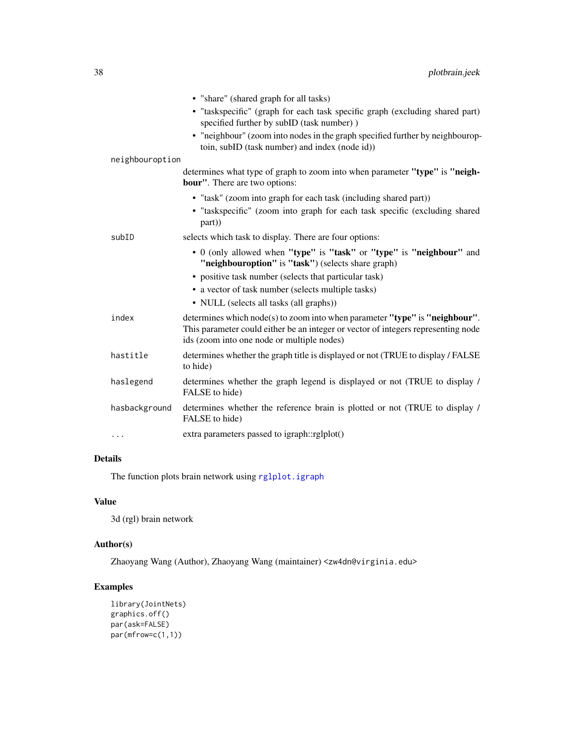- "share" (shared graph for all tasks)
- "taskspecific" (graph for each task specific graph (excluding shared part) specified further by subID (task number) )
- "neighbour" (zoom into nodes in the graph specified further by neighbouroptoin, subID (task number) and index (node id))

`neighbouroption`
: determines what type of graph to zoom into when parameter **"type"** is **"neighbour"**. There are two options:
  - "task" (zoom into graph for each task (including shared part))
  - "taskspecific" (zoom into graph for each task specific (excluding shared part))

`subID`
: selects which task to display. There are four options:
  - 0 (only allowed when **"type"** is **"task"** or **"type"** is **"neighbour"** and **"neighbouroption"** is **"task"**) (selects share graph)
  - positive task number (selects that particular task)
  - a vector of task number (selects multiple tasks)
  - NULL (selects all tasks (all graphs))

`index`
: determines which node(s) to zoom into when parameter **"type"** is **"neighbour"**. This parameter could either be an integer or vector of integers representing node ids (zoom into one node or multiple nodes)

`hastitle`
: determines whether the graph title is displayed or not (TRUE to display / FALSE to hide)

`haslegend`
: determines whether the graph legend is displayed or not (TRUE to display / FALSE to hide)

`hasbackground`
: determines whether the reference brain is plotted or not (TRUE to display / FALSE to hide)

`...`
: extra parameters passed to igraph::rglplot()

## Details

The function plots brain network using `rglplot.igraph`

## Value

3d (rgl) brain network

## Author(s)

Zhaoyang Wang (Author), Zhaoyang Wang (maintainer) <zw4dn@virginia.edu>

## Examples

```
library(JointNets)
graphics.off()
par(ask=FALSE)
par(mfrow=c(1,1))
```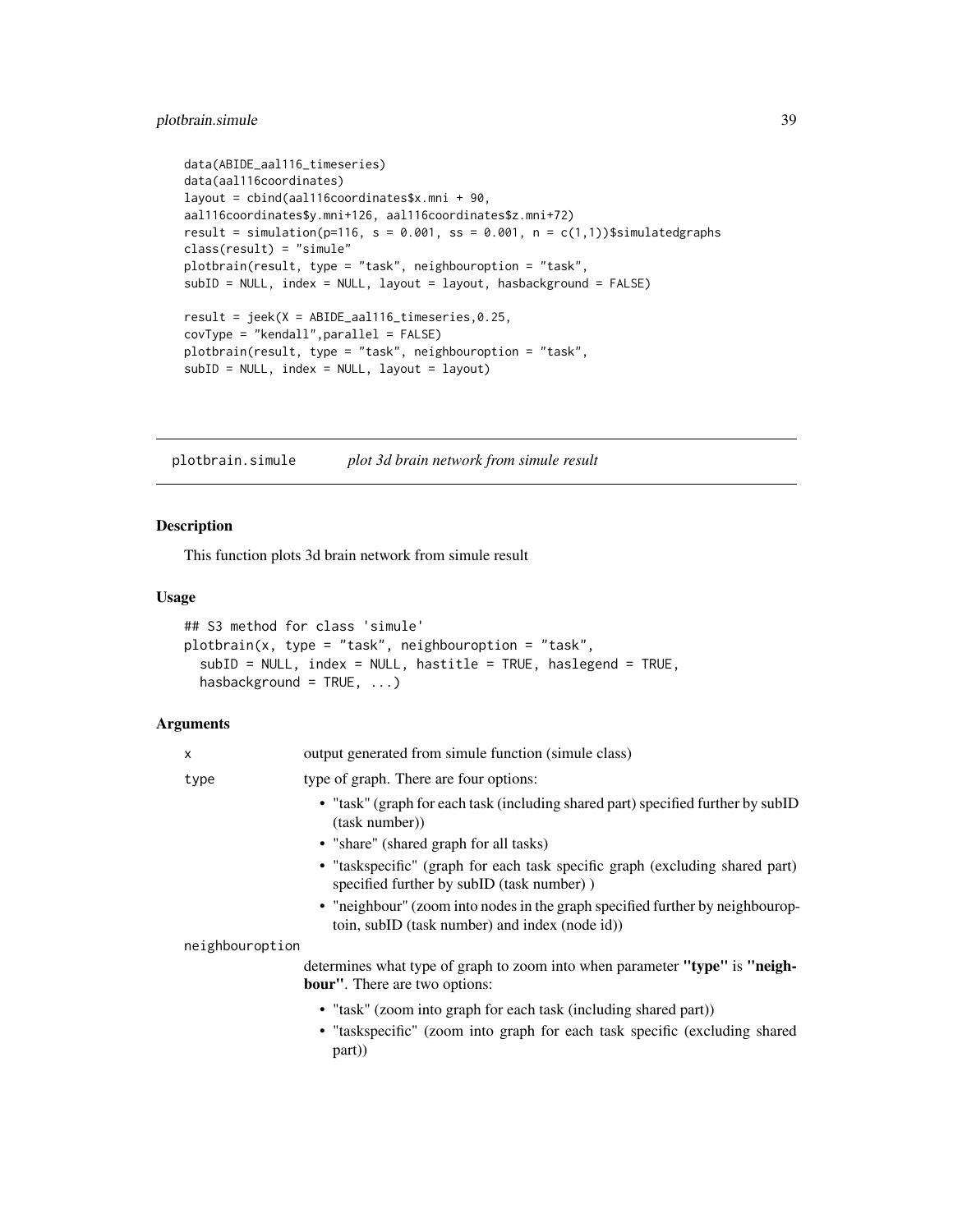```
data(ABIDE_aal116_timeseries)
data(aal116coordinates)
layout = cbind(aal116coordinates$x.mni + 90,
aal116coordinates$y.mni+126, aal116coordinates$z.mni+72)
result = simulation(p=116, s = 0.001, ss = 0.001, n = c(1,1))$simulatedgraphs
class(result) = "simule"
plotbrain(result, type = "task", neighbouroption = "task",
subID = NULL, index = NULL, layout = layout, hasbackground = FALSE)

result = jeek(X = ABIDE_aal116_timeseries,0.25,
covType = "kendall",parallel = FALSE)
plotbrain(result, type = "task", neighbouroption = "task",
subID = NULL, index = NULL, layout = layout)
```

## plotbrain.simule *plot 3d brain network from simule result*

### Description

This function plots 3d brain network from simule result

### Usage

```
## S3 method for class 'simule'
plotbrain(x, type = "task", neighbouroption = "task",
  subID = NULL, index = NULL, hastitle = TRUE, haslegend = TRUE,
  hasbackground = TRUE, ...)
```

### Arguments

`x` output generated from simule function (simule class)

`type` type of graph. There are four options:

- "task" (graph for each task (including shared part) specified further by subID (task number))
- "share" (shared graph for all tasks)
- "taskspecific" (graph for each task specific graph (excluding shared part) specified further by subID (task number) )
- "neighbour" (zoom into nodes in the graph specified further by neighbouroptoin, subID (task number) and index (node id))

`neighbouroption` determines what type of graph to zoom into when parameter **"type"** is **"neighbour"**. There are two options:

- "task" (zoom into graph for each task (including shared part))
- "taskspecific" (zoom into graph for each task specific (excluding shared part))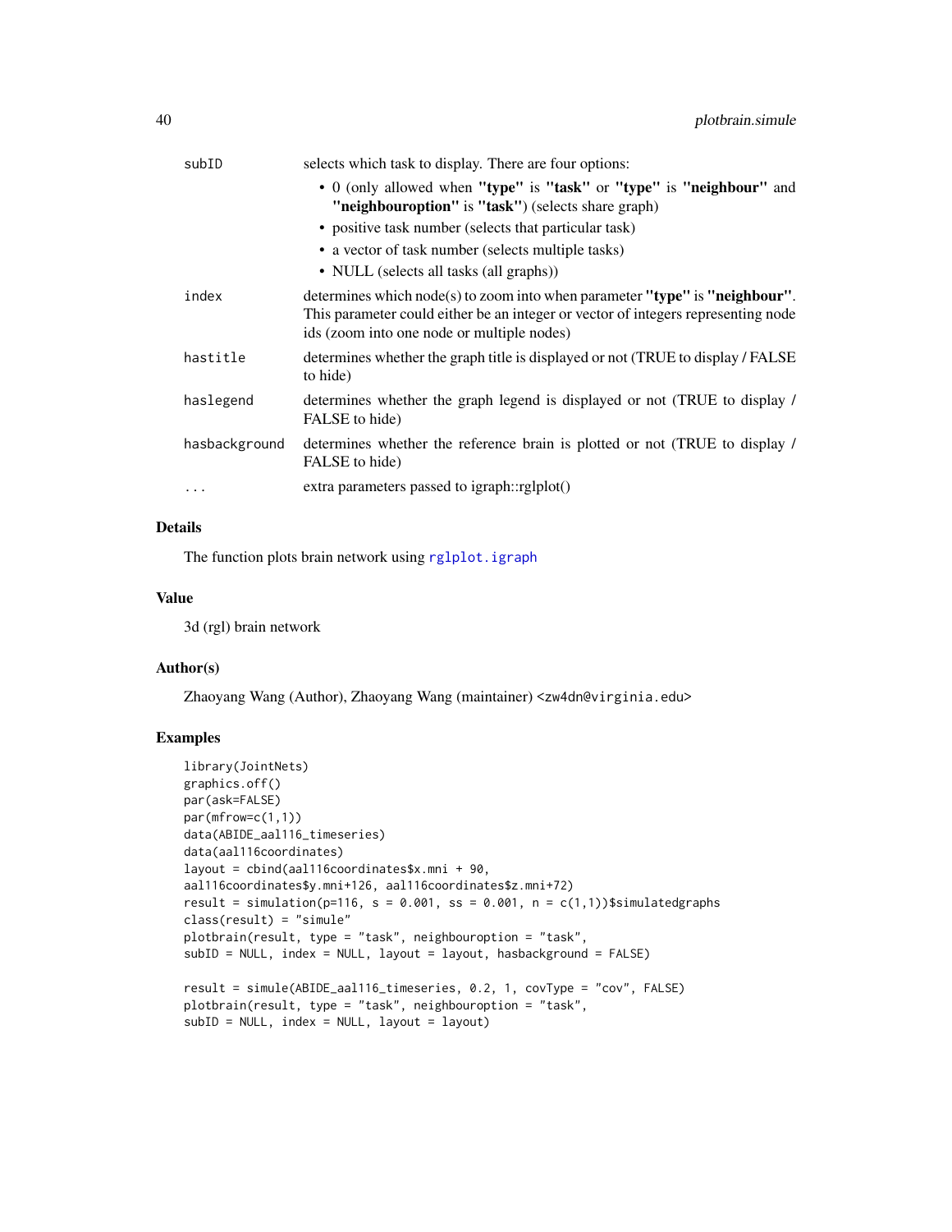| | |
|---|---|
| subID | selects which task to display. There are four options:<br>• 0 (only allowed when **"type"** is **"task"** or **"type"** is **"neighbour"** and **"neighbouroption"** is **"task"**) (selects share graph)<br>• positive task number (selects that particular task)<br>• a vector of task number (selects multiple tasks)<br>• NULL (selects all tasks (all graphs)) |
| index | determines which node(s) to zoom into when parameter **"type"** is **"neighbour"**. This parameter could either be an integer or vector of integers representing node ids (zoom into one node or multiple nodes) |
| hastitle | determines whether the graph title is displayed or not (TRUE to display / FALSE to hide) |
| haslegend | determines whether the graph legend is displayed or not (TRUE to display / FALSE to hide) |
| hasbackground | determines whether the reference brain is plotted or not (TRUE to display / FALSE to hide) |
| ... | extra parameters passed to igraph::rglplot() |

## Details

The function plots brain network using rglplot.igraph

## Value

3d (rgl) brain network

## Author(s)

Zhaoyang Wang (Author), Zhaoyang Wang (maintainer) <zw4dn@virginia.edu>

## Examples

```
library(JointNets)
graphics.off()
par(ask=FALSE)
par(mfrow=c(1,1))
data(ABIDE_aal116_timeseries)
data(aal116coordinates)
layout = cbind(aal116coordinates$x.mni + 90,
aal116coordinates$y.mni+126, aal116coordinates$z.mni+72)
result = simulation(p=116, s = 0.001, ss = 0.001, n = c(1,1))$simulatedgraphs
class(result) = "simule"
plotbrain(result, type = "task", neighbouroption = "task",
subID = NULL, index = NULL, layout = layout, hasbackground = FALSE)

result = simule(ABIDE_aal116_timeseries, 0.2, 1, covType = "cov", FALSE)
plotbrain(result, type = "task", neighbouroption = "task",
subID = NULL, index = NULL, layout = layout)
```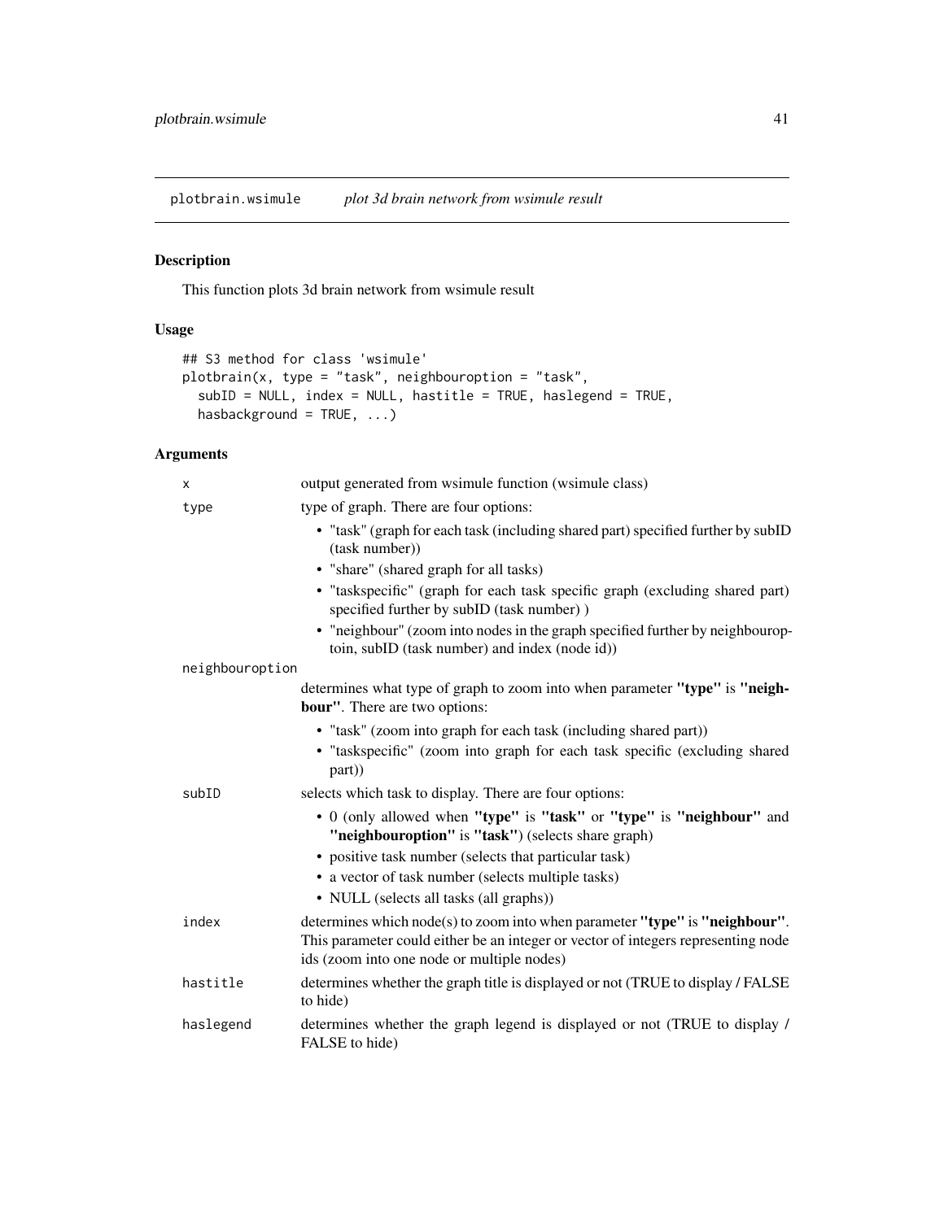plotbrain.wsimule *plot 3d brain network from wsimule result*

## Description

This function plots 3d brain network from wsimule result

## Usage

```
## S3 method for class 'wsimule'
plotbrain(x, type = "task", neighbouroption = "task",
  subID = NULL, index = NULL, hastitle = TRUE, haslegend = TRUE,
  hasbackground = TRUE, ...)
```

## Arguments

`x` output generated from wsimule function (wsimule class)

`type` type of graph. There are four options:

- "task" (graph for each task (including shared part) specified further by subID (task number))
- "share" (shared graph for all tasks)
- "taskspecific" (graph for each task specific graph (excluding shared part) specified further by subID (task number) )
- "neighbour" (zoom into nodes in the graph specified further by neighbouroptoin, subID (task number) and index (node id))

`neighbouroption` determines what type of graph to zoom into when parameter **"type"** is **"neighbour"**. There are two options:

- "task" (zoom into graph for each task (including shared part))
- "taskspecific" (zoom into graph for each task specific (excluding shared part))

`subID` selects which task to display. There are four options:

- 0 (only allowed when **"type"** is **"task"** or **"type"** is **"neighbour"** and **"neighbouroption"** is **"task"**) (selects share graph)
- positive task number (selects that particular task)
- a vector of task number (selects multiple tasks)
- NULL (selects all tasks (all graphs))

`index` determines which node(s) to zoom into when parameter **"type"** is **"neighbour"**. This parameter could either be an integer or vector of integers representing node ids (zoom into one node or multiple nodes)

`hastitle` determines whether the graph title is displayed or not (TRUE to display / FALSE to hide)

`haslegend` determines whether the graph legend is displayed or not (TRUE to display / FALSE to hide)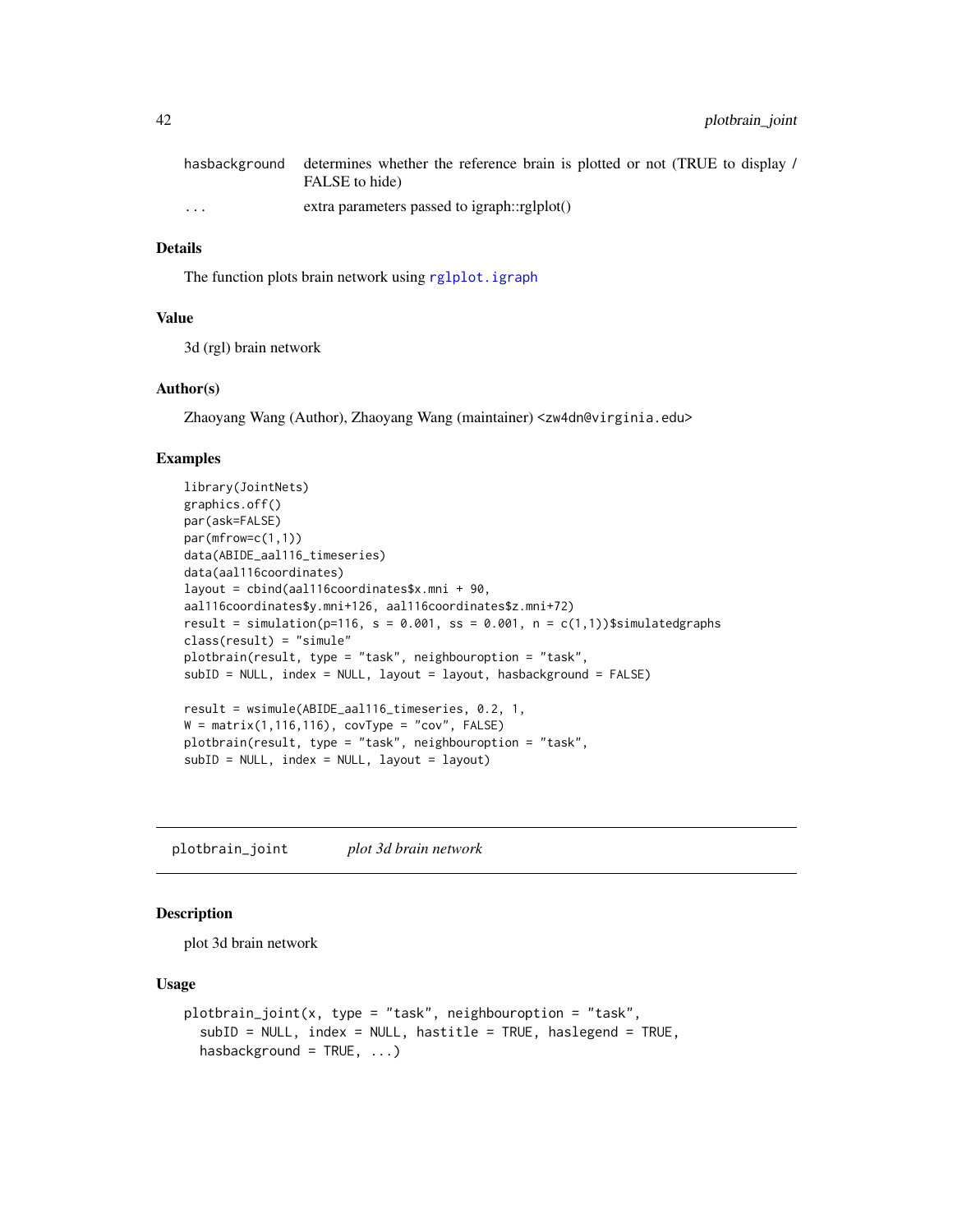| | |
|---|---|
| hasbackground | determines whether the reference brain is plotted or not (TRUE to display / FALSE to hide) |
| ... | extra parameters passed to igraph::rglplot() |

### Details

The function plots brain network using rglplot.igraph

### Value

3d (rgl) brain network

### Author(s)

Zhaoyang Wang (Author), Zhaoyang Wang (maintainer) <zw4dn@virginia.edu>

### Examples

```
library(JointNets)
graphics.off()
par(ask=FALSE)
par(mfrow=c(1,1))
data(ABIDE_aal116_timeseries)
data(aal116coordinates)
layout = cbind(aal116coordinates$x.mni + 90,
aal116coordinates$y.mni+126, aal116coordinates$z.mni+72)
result = simulation(p=116, s = 0.001, ss = 0.001, n = c(1,1))$simulatedgraphs
class(result) = "simule"
plotbrain(result, type = "task", neighbouroption = "task",
subID = NULL, index = NULL, layout = layout, hasbackground = FALSE)

result = wsimule(ABIDE_aal116_timeseries, 0.2, 1,
W = matrix(1,116,116), covType = "cov", FALSE)
plotbrain(result, type = "task", neighbouroption = "task",
subID = NULL, index = NULL, layout = layout)
```

---

## plotbrain_joint    *plot 3d brain network*

### Description

plot 3d brain network

### Usage

```
plotbrain_joint(x, type = "task", neighbouroption = "task",
  subID = NULL, index = NULL, hastitle = TRUE, haslegend = TRUE,
  hasbackground = TRUE, ...)
```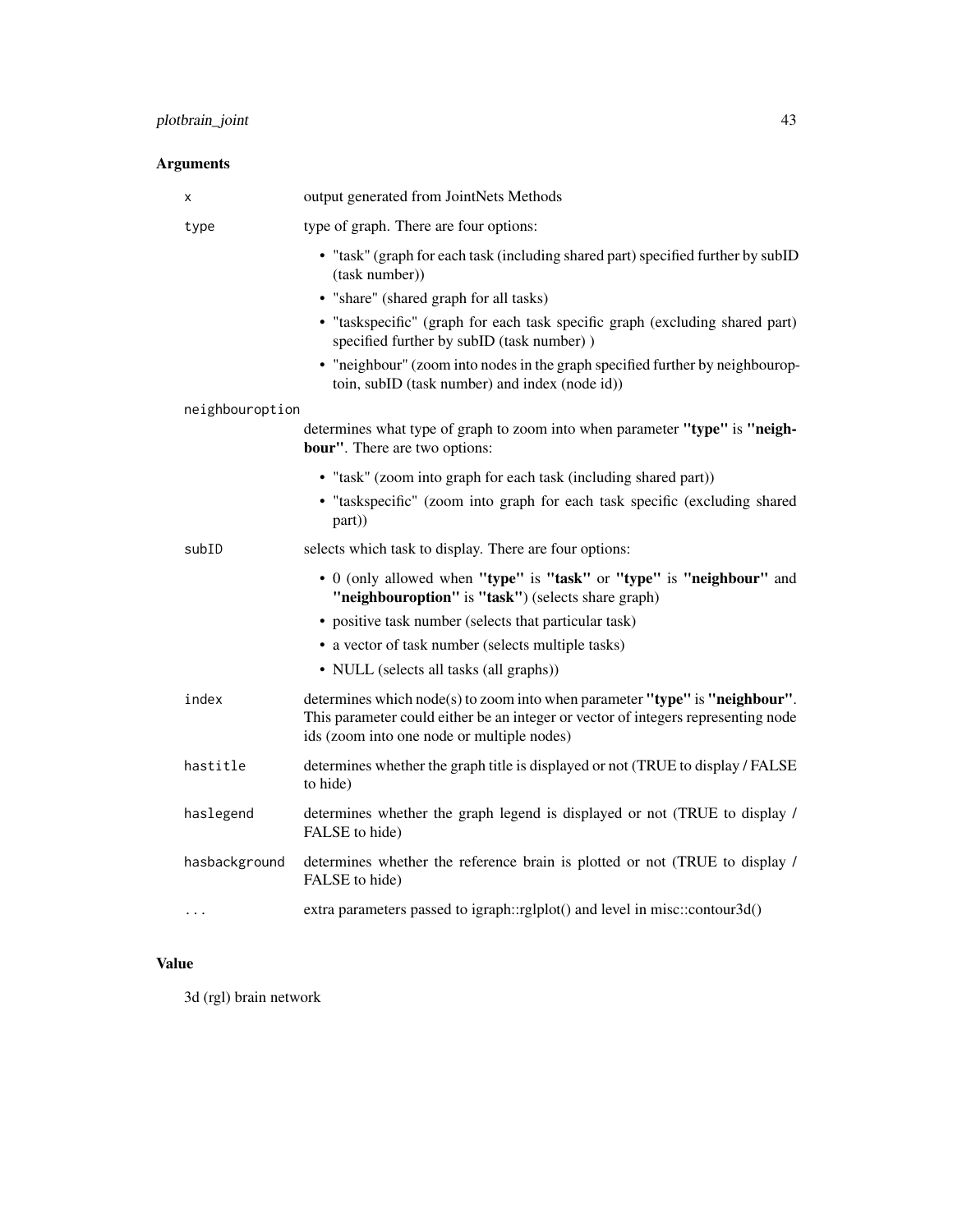## Arguments

- `x` output generated from JointNets Methods
- `type` type of graph. There are four options:
  - "task" (graph for each task (including shared part) specified further by subID (task number))
  - "share" (shared graph for all tasks)
  - "taskspecific" (graph for each task specific graph (excluding shared part) specified further by subID (task number) )
  - "neighbour" (zoom into nodes in the graph specified further by neighbouroptoin, subID (task number) and index (node id))
- `neighbouroption` determines what type of graph to zoom into when parameter **"type"** is **"neighbour"**. There are two options:
  - "task" (zoom into graph for each task (including shared part))
  - "taskspecific" (zoom into graph for each task specific (excluding shared part))
- `subID` selects which task to display. There are four options:
  - 0 (only allowed when **"type"** is **"task"** or **"type"** is **"neighbour"** and **"neighbouroption"** is **"task"**) (selects share graph)
  - positive task number (selects that particular task)
  - a vector of task number (selects multiple tasks)
  - NULL (selects all tasks (all graphs))
- `index` determines which node(s) to zoom into when parameter **"type"** is **"neighbour"**. This parameter could either be an integer or vector of integers representing node ids (zoom into one node or multiple nodes)
- `hastitle` determines whether the graph title is displayed or not (TRUE to display / FALSE to hide)
- `haslegend` determines whether the graph legend is displayed or not (TRUE to display / FALSE to hide)
- `hasbackground` determines whether the reference brain is plotted or not (TRUE to display / FALSE to hide)
- `...` extra parameters passed to igraph::rglplot() and level in misc::contour3d()

## Value

3d (rgl) brain network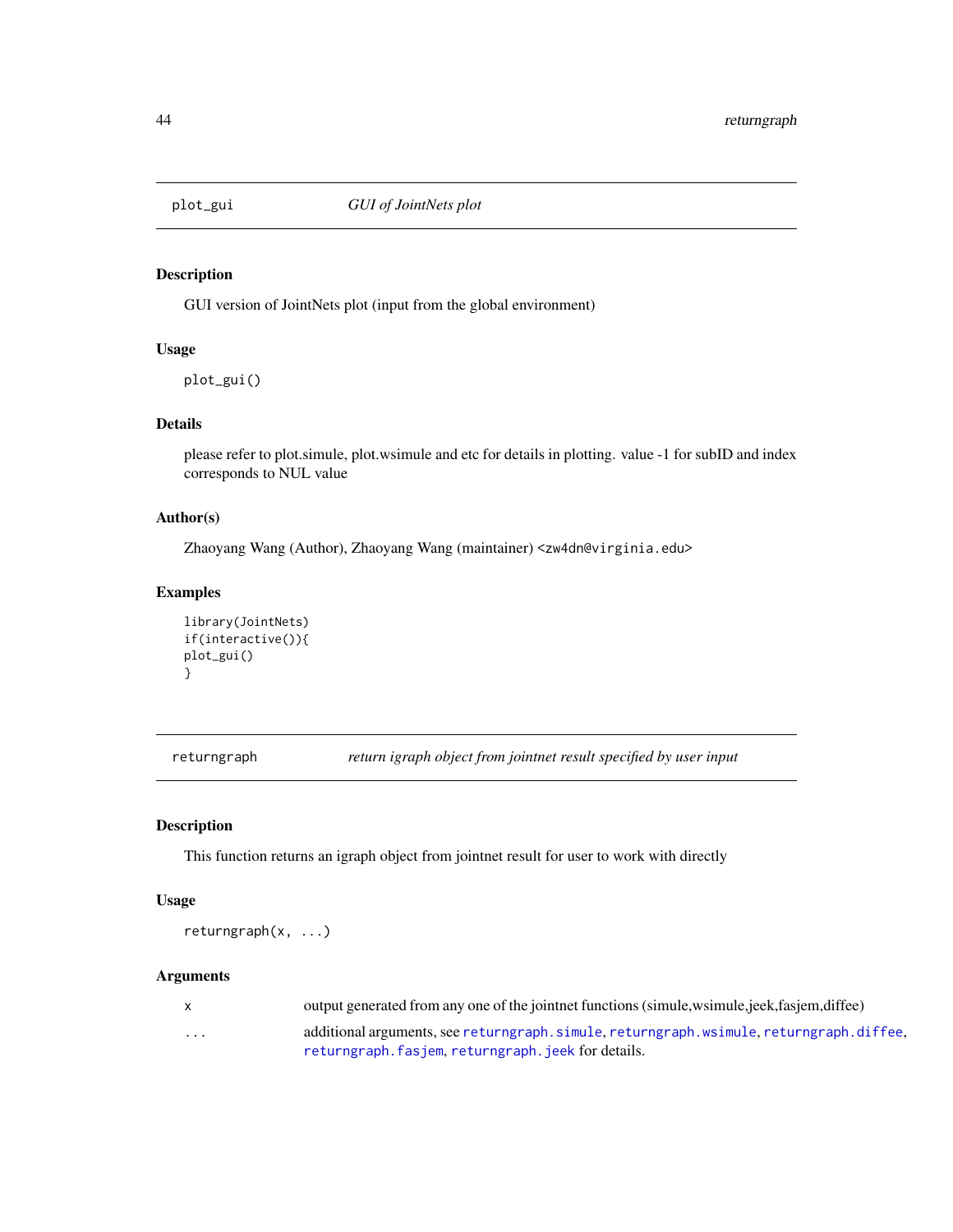## plot_gui — *GUI of JointNets plot*

### Description

GUI version of JointNets plot (input from the global environment)

### Usage

```
plot_gui()
```

### Details

please refer to plot.simule, plot.wsimule and etc for details in plotting. value -1 for subID and index corresponds to NUL value

### Author(s)

Zhaoyang Wang (Author), Zhaoyang Wang (maintainer) <zw4dn@virginia.edu>

### Examples

```
library(JointNets)
if(interactive()){
plot_gui()
}
```

## returngraph — *return igraph object from jointnet result specified by user input*

### Description

This function returns an igraph object from jointnet result for user to work with directly

### Usage

```
returngraph(x, ...)
```

### Arguments

| | |
|---|---|
| x | output generated from any one of the jointnet functions (simule,wsimule,jeek,fasjem,diffee) |
| ... | additional arguments, see returngraph.simule, returngraph.wsimule, returngraph.diffee, returngraph.fasjem, returngraph.jeek for details. |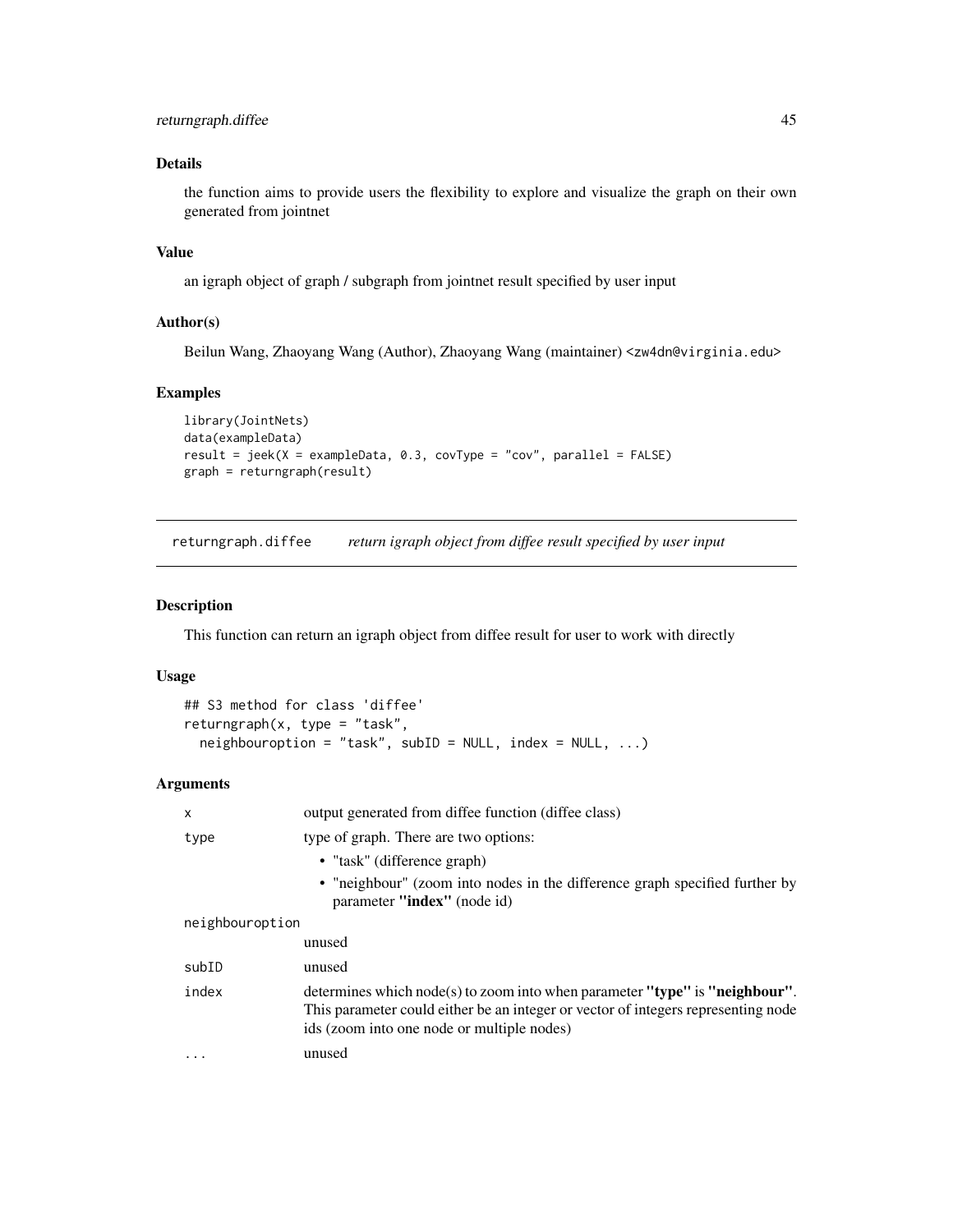### Details

the function aims to provide users the flexibility to explore and visualize the graph on their own generated from jointnet

### Value

an igraph object of graph / subgraph from jointnet result specified by user input

### Author(s)

Beilun Wang, Zhaoyang Wang (Author), Zhaoyang Wang (maintainer) <zw4dn@virginia.edu>

### Examples

```
library(JointNets)
data(exampleData)
result = jeek(X = exampleData, 0.3, covType = "cov", parallel = FALSE)
graph = returngraph(result)
```

---

## returngraph.diffee — *return igraph object from diffee result specified by user input*

### Description

This function can return an igraph object from diffee result for user to work with directly

### Usage

```
## S3 method for class 'diffee'
returngraph(x, type = "task",
  neighbouroption = "task", subID = NULL, index = NULL, ...)
```

### Arguments

| Argument | Description |
|---|---|
| `x` | output generated from diffee function (diffee class) |
| `type` | type of graph. There are two options:<br>• "task" (difference graph)<br>• "neighbour" (zoom into nodes in the difference graph specified further by parameter **"index"** (node id) |
| `neighbouroption` | unused |
| `subID` | unused |
| `index` | determines which node(s) to zoom into when parameter **"type"** is **"neighbour"**. This parameter could either be an integer or vector of integers representing node ids (zoom into one node or multiple nodes) |
| `...` | unused |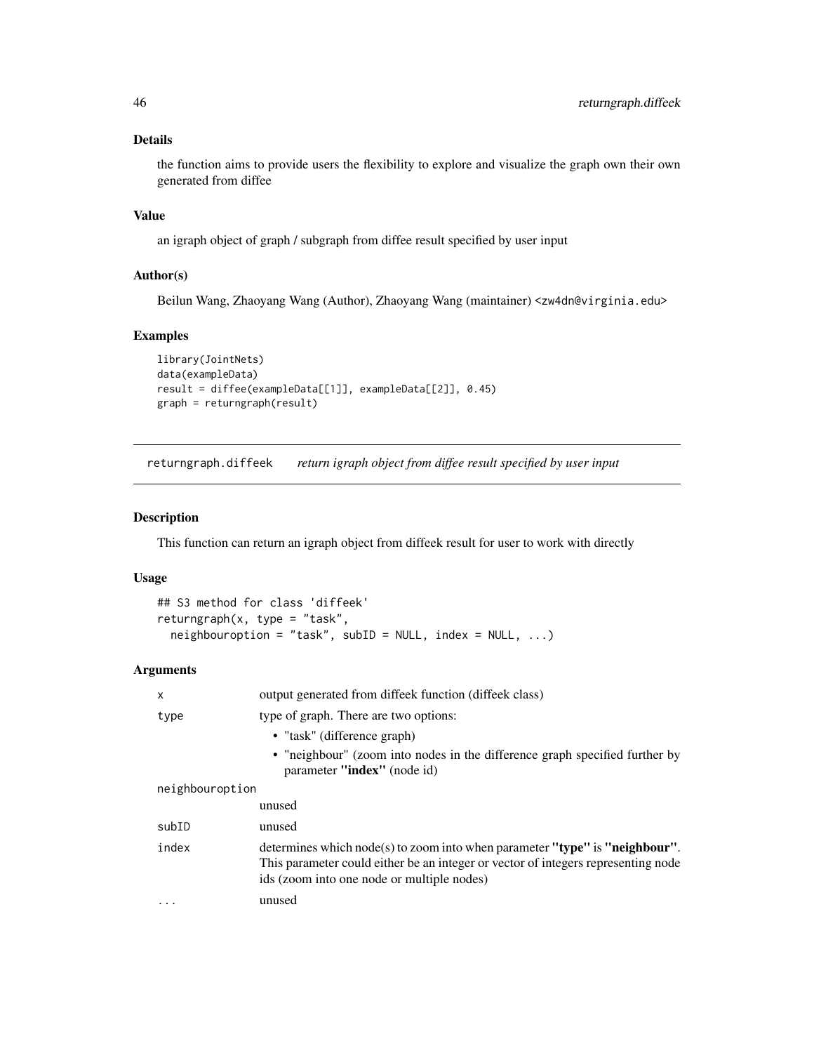### Details

the function aims to provide users the flexibility to explore and visualize the graph own their own generated from diffee

### Value

an igraph object of graph / subgraph from diffee result specified by user input

### Author(s)

Beilun Wang, Zhaoyang Wang (Author), Zhaoyang Wang (maintainer) <zw4dn@virginia.edu>

### Examples

```
library(JointNets)
data(exampleData)
result = diffee(exampleData[[1]], exampleData[[2]], 0.45)
graph = returngraph(result)
```

---

## returngraph.diffeek &nbsp;&nbsp;&nbsp; *return igraph object from diffee result specified by user input*

### Description

This function can return an igraph object from diffeek result for user to work with directly

### Usage

```
## S3 method for class 'diffeek'
returngraph(x, type = "task",
  neighbouroption = "task", subID = NULL, index = NULL, ...)
```

### Arguments

| | |
|---|---|
| `x` | output generated from diffeek function (diffeek class) |
| `type` | type of graph. There are two options:<br>• "task" (difference graph)<br>• "neighbour" (zoom into nodes in the difference graph specified further by parameter **"index"** (node id) |
| `neighbouroption` | unused |
| `subID` | unused |
| `index` | determines which node(s) to zoom into when parameter **"type"** is **"neighbour"**. This parameter could either be an integer or vector of integers representing node ids (zoom into one node or multiple nodes) |
| `...` | unused |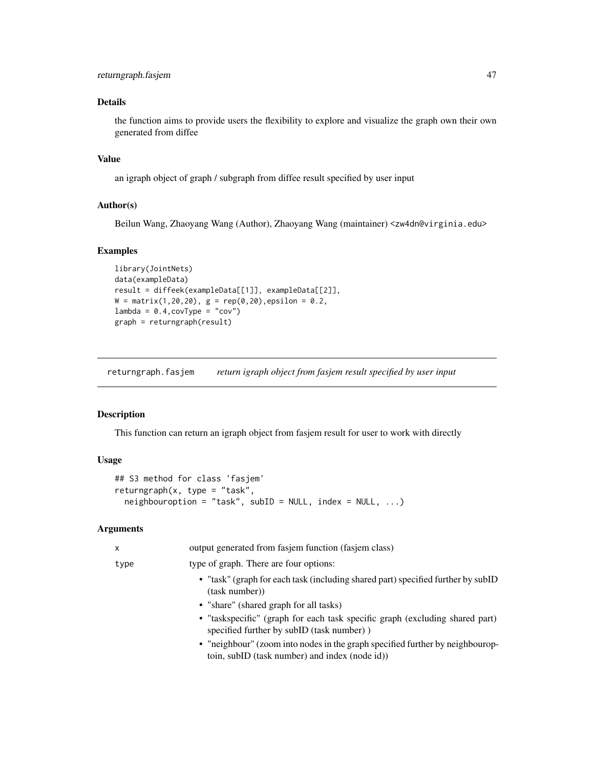### Details

the function aims to provide users the flexibility to explore and visualize the graph own their own generated from diffee

### Value

an igraph object of graph / subgraph from diffee result specified by user input

### Author(s)

Beilun Wang, Zhaoyang Wang (Author), Zhaoyang Wang (maintainer) <zw4dn@virginia.edu>

### Examples

```
library(JointNets)
data(exampleData)
result = diffeek(exampleData[[1]], exampleData[[2]],
W = matrix(1,20,20), g = rep(0,20),epsilon = 0.2,
lambda = 0.4,covType = "cov")
graph = returngraph(result)
```

---

## returngraph.fasjem — *return igraph object from fasjem result specified by user input*

### Description

This function can return an igraph object from fasjem result for user to work with directly

### Usage

```
## S3 method for class 'fasjem'
returngraph(x, type = "task",
  neighbouroption = "task", subID = NULL, index = NULL, ...)
```

### Arguments

| | |
|---|---|
| x | output generated from fasjem function (fasjem class) |
| type | type of graph. There are four options:<br>• "task" (graph for each task (including shared part) specified further by subID (task number))<br>• "share" (shared graph for all tasks)<br>• "taskspecific" (graph for each task specific graph (excluding shared part) specified further by subID (task number) )<br>• "neighbour" (zoom into nodes in the graph specified further by neighbouroptoin, subID (task number) and index (node id)) |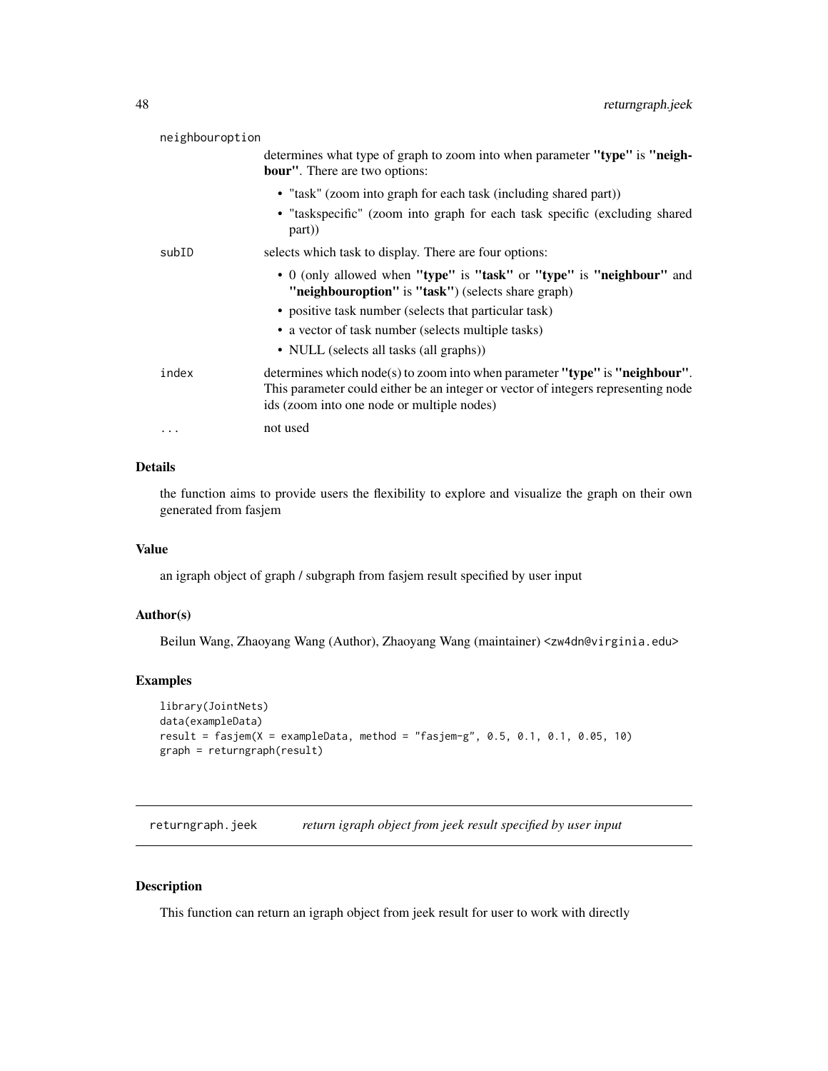neighbouroption

determines what type of graph to zoom into when parameter **"type"** is **"neighbour"**. There are two options:

- "task" (zoom into graph for each task (including shared part))
- "taskspecific" (zoom into graph for each task specific (excluding shared part))

subID

selects which task to display. There are four options:

- 0 (only allowed when **"type"** is **"task"** or **"type"** is **"neighbour"** and **"neighbouroption"** is **"task"**) (selects share graph)
- positive task number (selects that particular task)
- a vector of task number (selects multiple tasks)
- NULL (selects all tasks (all graphs))

index

determines which node(s) to zoom into when parameter **"type"** is **"neighbour"**. This parameter could either be an integer or vector of integers representing node ids (zoom into one node or multiple nodes)

...

not used

### Details

the function aims to provide users the flexibility to explore and visualize the graph on their own generated from fasjem

### Value

an igraph object of graph / subgraph from fasjem result specified by user input

### Author(s)

Beilun Wang, Zhaoyang Wang (Author), Zhaoyang Wang (maintainer) <zw4dn@virginia.edu>

### Examples

```
library(JointNets)
data(exampleData)
result = fasjem(X = exampleData, method = "fasjem-g", 0.5, 0.1, 0.1, 0.05, 10)
graph = returngraph(result)
```

---

## returngraph.jeek *return igraph object from jeek result specified by user input*

### Description

This function can return an igraph object from jeek result for user to work with directly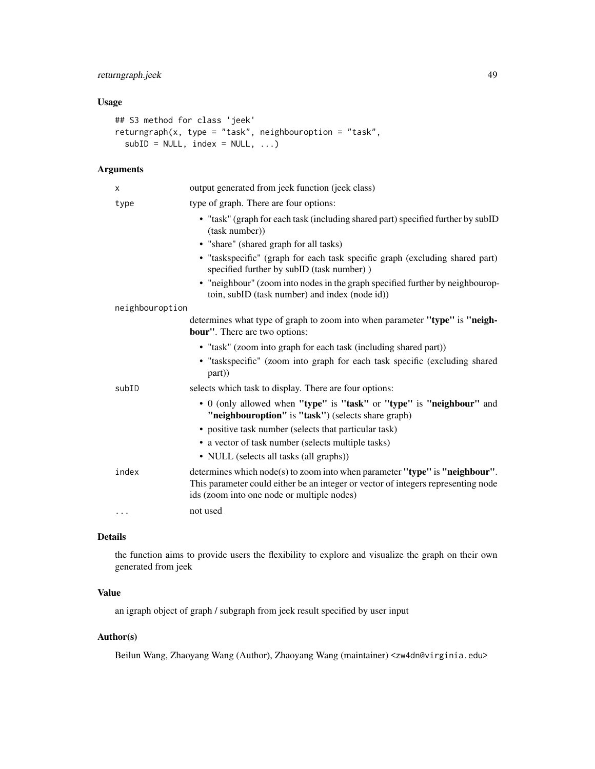### Usage

```
## S3 method for class 'jeek'
returngraph(x, type = "task", neighbouroption = "task",
  subID = NULL, index = NULL, ...)
```

### Arguments

- `x` — output generated from jeek function (jeek class)
- `type` — type of graph. There are four options:
  - "task" (graph for each task (including shared part) specified further by subID (task number))
  - "share" (shared graph for all tasks)
  - "taskspecific" (graph for each task specific graph (excluding shared part) specified further by subID (task number) )
  - "neighbour" (zoom into nodes in the graph specified further by neighbouroptoin, subID (task number) and index (node id))
- `neighbouroption` — determines what type of graph to zoom into when parameter **"type"** is **"neighbour"**. There are two options:
  - "task" (zoom into graph for each task (including shared part))
  - "taskspecific" (zoom into graph for each task specific (excluding shared part))
- `subID` — selects which task to display. There are four options:
  - 0 (only allowed when **"type"** is **"task"** or **"type"** is **"neighbour"** and **"neighbouroption"** is **"task"**) (selects share graph)
  - positive task number (selects that particular task)
  - a vector of task number (selects multiple tasks)
  - NULL (selects all tasks (all graphs))
- `index` — determines which node(s) to zoom into when parameter **"type"** is **"neighbour"**. This parameter could either be an integer or vector of integers representing node ids (zoom into one node or multiple nodes)
- `...` — not used

### Details

the function aims to provide users the flexibility to explore and visualize the graph on their own generated from jeek

### Value

an igraph object of graph / subgraph from jeek result specified by user input

### Author(s)

Beilun Wang, Zhaoyang Wang (Author), Zhaoyang Wang (maintainer) <zw4dn@virginia.edu>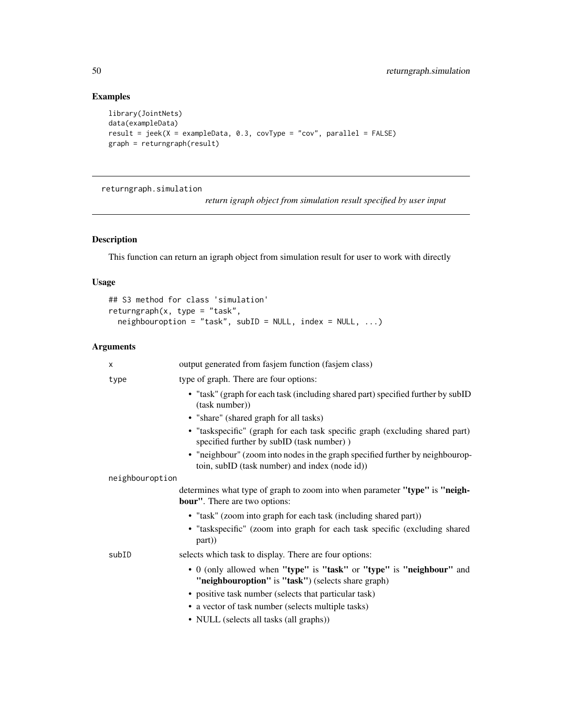## Examples

```
library(JointNets)
data(exampleData)
result = jeek(X = exampleData, 0.3, covType = "cov", parallel = FALSE)
graph = returngraph(result)
```

---

# returngraph.simulation

*return igraph object from simulation result specified by user input*

---

## Description

This function can return an igraph object from simulation result for user to work with directly

## Usage

```
## S3 method for class 'simulation'
returngraph(x, type = "task",
  neighbouroption = "task", subID = NULL, index = NULL, ...)
```

## Arguments

`x` output generated from fasjem function (fasjem class)

`type` type of graph. There are four options:

- "task" (graph for each task (including shared part) specified further by subID (task number))
- "share" (shared graph for all tasks)
- "taskspecific" (graph for each task specific graph (excluding shared part) specified further by subID (task number) )
- "neighbour" (zoom into nodes in the graph specified further by neighbouroptoin, subID (task number) and index (node id))

`neighbouroption` determines what type of graph to zoom into when parameter **"type"** is **"neighbour"**. There are two options:

- "task" (zoom into graph for each task (including shared part))
- "taskspecific" (zoom into graph for each task specific (excluding shared part))

`subID` selects which task to display. There are four options:

- 0 (only allowed when **"type"** is **"task"** or **"type"** is **"neighbour"** and **"neighbouroption"** is **"task"**) (selects share graph)
- positive task number (selects that particular task)
- a vector of task number (selects multiple tasks)
- NULL (selects all tasks (all graphs))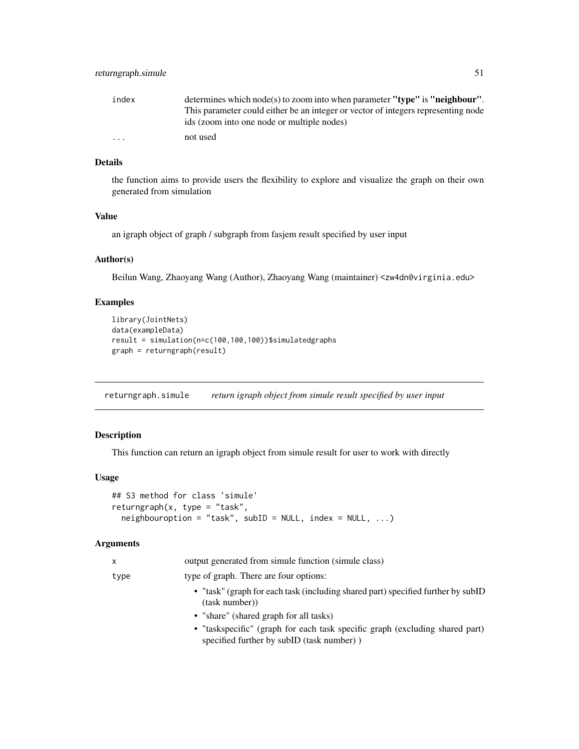| | |
|---|---|
| index | determines which node(s) to zoom into when parameter **"type"** is **"neighbour"**. This parameter could either be an integer or vector of integers representing node ids (zoom into one node or multiple nodes) |
| ... | not used |

### Details

the function aims to provide users the flexibility to explore and visualize the graph on their own generated from simulation

### Value

an igraph object of graph / subgraph from fasjem result specified by user input

### Author(s)

Beilun Wang, Zhaoyang Wang (Author), Zhaoyang Wang (maintainer) <zw4dn@virginia.edu>

### Examples

```
library(JointNets)
data(exampleData)
result = simulation(n=c(100,100,100))$simulatedgraphs
graph = returngraph(result)
```

## returngraph.simule — *return igraph object from simule result specified by user input*

### Description

This function can return an igraph object from simule result for user to work with directly

### Usage

```
## S3 method for class 'simule'
returngraph(x, type = "task",
  neighbouroption = "task", subID = NULL, index = NULL, ...)
```

### Arguments

| | |
|---|---|
| x | output generated from simule function (simule class) |
| type | type of graph. There are four options:<br>• "task" (graph for each task (including shared part) specified further by subID (task number))<br>• "share" (shared graph for all tasks)<br>• "taskspecific" (graph for each task specific graph (excluding shared part) specified further by subID (task number) ) |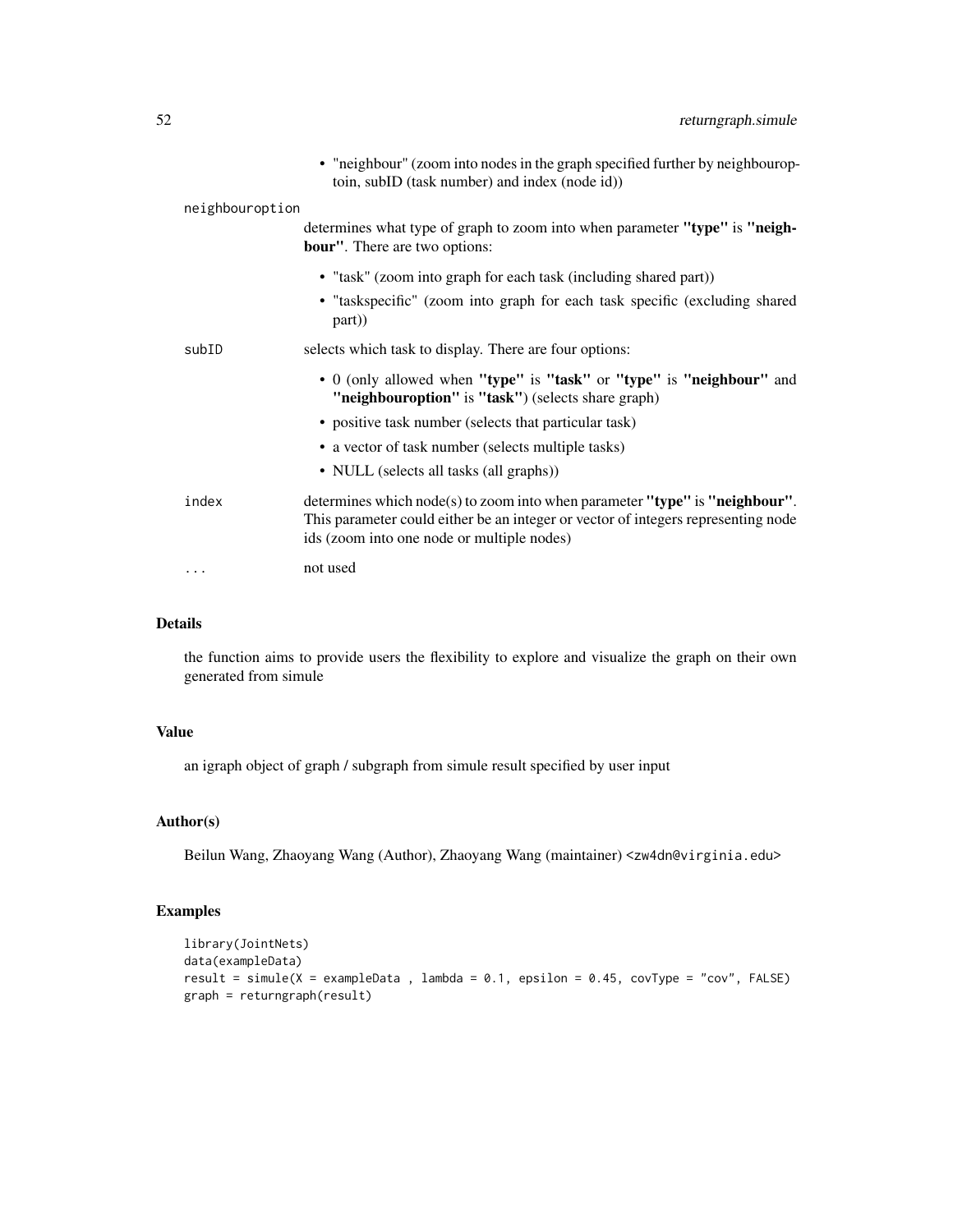- "neighbour" (zoom into nodes in the graph specified further by neighbouroptoin, subID (task number) and index (node id))

`neighbouroption`
: determines what type of graph to zoom into when parameter **"type"** is **"neighbour"**. There are two options:

  - "task" (zoom into graph for each task (including shared part))
  - "taskspecific" (zoom into graph for each task specific (excluding shared part))

`subID`
: selects which task to display. There are four options:

  - 0 (only allowed when **"type"** is **"task"** or **"type"** is **"neighbour"** and **"neighbouroption"** is **"task"**) (selects share graph)
  - positive task number (selects that particular task)
  - a vector of task number (selects multiple tasks)
  - NULL (selects all tasks (all graphs))

`index`
: determines which node(s) to zoom into when parameter **"type"** is **"neighbour"**. This parameter could either be an integer or vector of integers representing node ids (zoom into one node or multiple nodes)

`...`
: not used

## Details

the function aims to provide users the flexibility to explore and visualize the graph on their own generated from simule

## Value

an igraph object of graph / subgraph from simule result specified by user input

## Author(s)

Beilun Wang, Zhaoyang Wang (Author), Zhaoyang Wang (maintainer) <zw4dn@virginia.edu>

## Examples

```
library(JointNets)
data(exampleData)
result = simule(X = exampleData , lambda = 0.1, epsilon = 0.45, covType = "cov", FALSE)
graph = returngraph(result)
```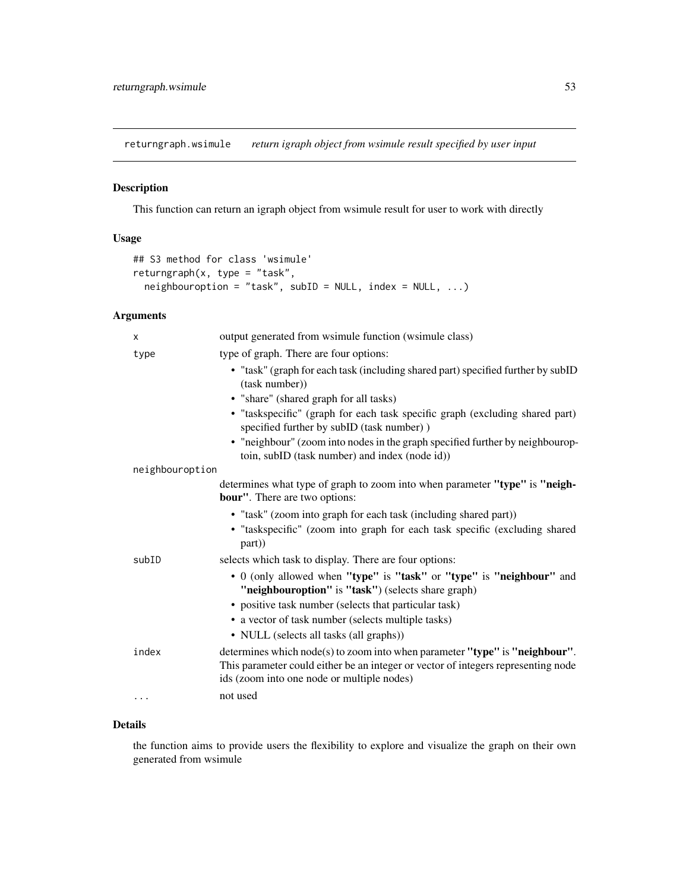# returngraph.wsimule — *return igraph object from wsimule result specified by user input*

## Description

This function can return an igraph object from wsimule result for user to work with directly

## Usage

```
## S3 method for class 'wsimule'
returngraph(x, type = "task",
  neighbouroption = "task", subID = NULL, index = NULL, ...)
```

## Arguments

`x`
: output generated from wsimule function (wsimule class)

`type`
: type of graph. There are four options:
  - "task" (graph for each task (including shared part) specified further by subID (task number))
  - "share" (shared graph for all tasks)
  - "taskspecific" (graph for each task specific graph (excluding shared part) specified further by subID (task number) )
  - "neighbour" (zoom into nodes in the graph specified further by neighbouroptoin, subID (task number) and index (node id))

`neighbouroption`
: determines what type of graph to zoom into when parameter **"type"** is **"neighbour"**. There are two options:
  - "task" (zoom into graph for each task (including shared part))
  - "taskspecific" (zoom into graph for each task specific (excluding shared part))

`subID`
: selects which task to display. There are four options:
  - 0 (only allowed when **"type"** is **"task"** or **"type"** is **"neighbour"** and **"neighbouroption"** is **"task"**) (selects share graph)
  - positive task number (selects that particular task)
  - a vector of task number (selects multiple tasks)
  - NULL (selects all tasks (all graphs))

`index`
: determines which node(s) to zoom into when parameter **"type"** is **"neighbour"**. This parameter could either be an integer or vector of integers representing node ids (zoom into one node or multiple nodes)

`...`
: not used

## Details

the function aims to provide users the flexibility to explore and visualize the graph on their own generated from wsimule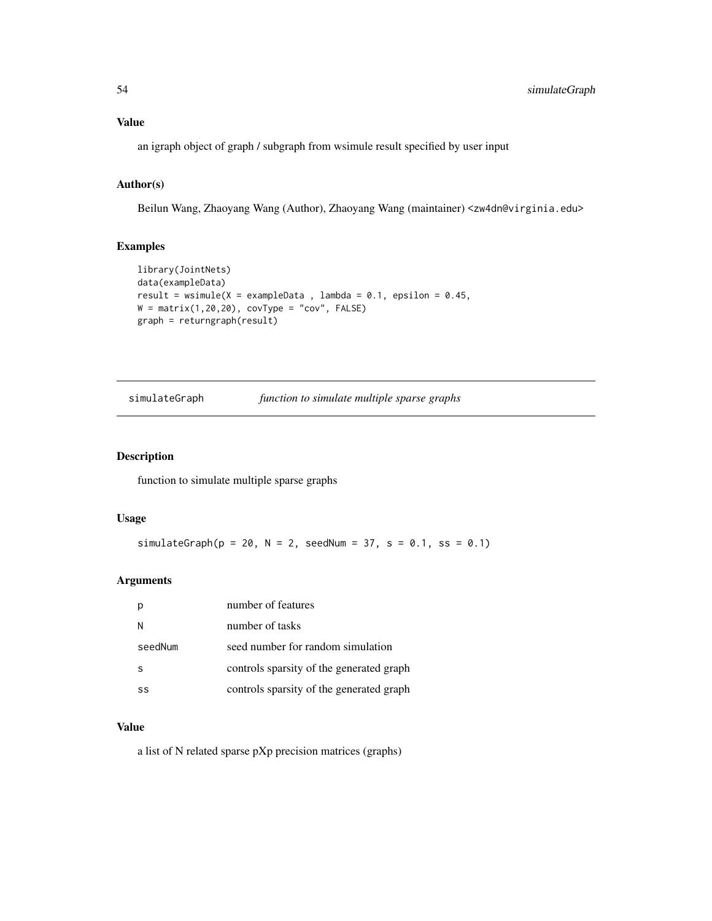## Value

an igraph object of graph / subgraph from wsimule result specified by user input

## Author(s)

Beilun Wang, Zhaoyang Wang (Author), Zhaoyang Wang (maintainer) <zw4dn@virginia.edu>

## Examples

```
library(JointNets)
data(exampleData)
result = wsimule(X = exampleData , lambda = 0.1, epsilon = 0.45,
W = matrix(1,20,20), covType = "cov", FALSE)
graph = returngraph(result)
```

---

# simulateGraph — *function to simulate multiple sparse graphs*

---

## Description

function to simulate multiple sparse graphs

## Usage

```
simulateGraph(p = 20, N = 2, seedNum = 37, s = 0.1, ss = 0.1)
```

## Arguments

| | |
|---|---|
| p | number of features |
| N | number of tasks |
| seedNum | seed number for random simulation |
| s | controls sparsity of the generated graph |
| ss | controls sparsity of the generated graph |

## Value

a list of N related sparse pXp precision matrices (graphs)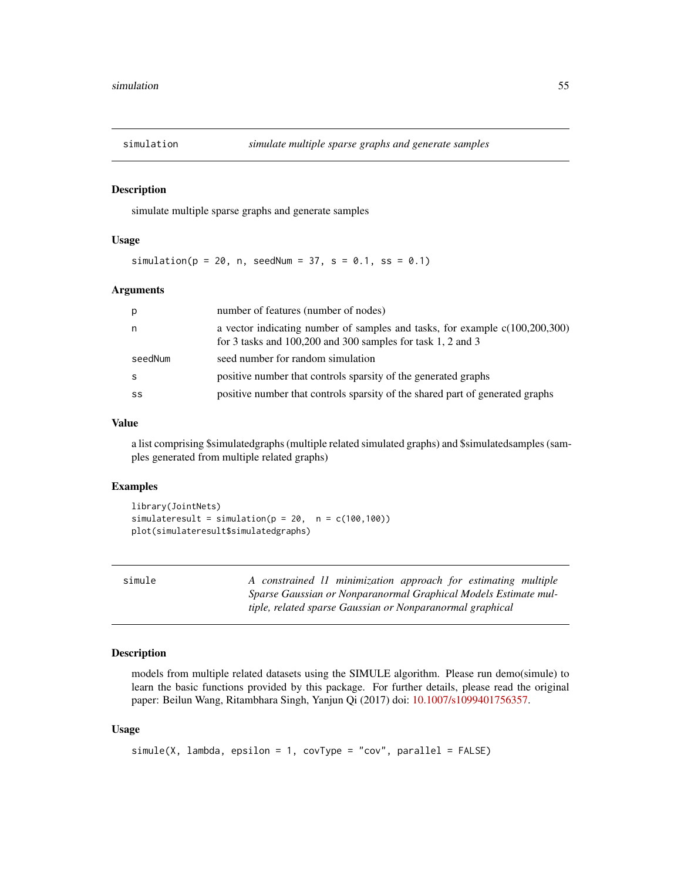## simulation — *simulate multiple sparse graphs and generate samples*

### Description

simulate multiple sparse graphs and generate samples

### Usage

```
simulation(p = 20, n, seedNum = 37, s = 0.1, ss = 0.1)
```

### Arguments

| Argument | Description |
|---|---|
| p | number of features (number of nodes) |
| n | a vector indicating number of samples and tasks, for example c(100,200,300) for 3 tasks and 100,200 and 300 samples for task 1, 2 and 3 |
| seedNum | seed number for random simulation |
| s | positive number that controls sparsity of the generated graphs |
| ss | positive number that controls sparsity of the shared part of generated graphs |

### Value

a list comprising $simulatedgraphs (multiple related simulated graphs) and $simulatedsamples (samples generated from multiple related graphs)

### Examples

```
library(JointNets)
simulateresult = simulation(p = 20,  n = c(100,100))
plot(simulateresult$simulatedgraphs)
```

## simule — *A constrained l1 minimization approach for estimating multiple Sparse Gaussian or Nonparanormal Graphical Models Estimate multiple, related sparse Gaussian or Nonparanormal graphical*

### Description

models from multiple related datasets using the SIMULE algorithm. Please run demo(simule) to learn the basic functions provided by this package. For further details, please read the original paper: Beilun Wang, Ritambhara Singh, Yanjun Qi (2017) doi: 10.1007/s1099401756357.

### Usage

```
simule(X, lambda, epsilon = 1, covType = "cov", parallel = FALSE)
```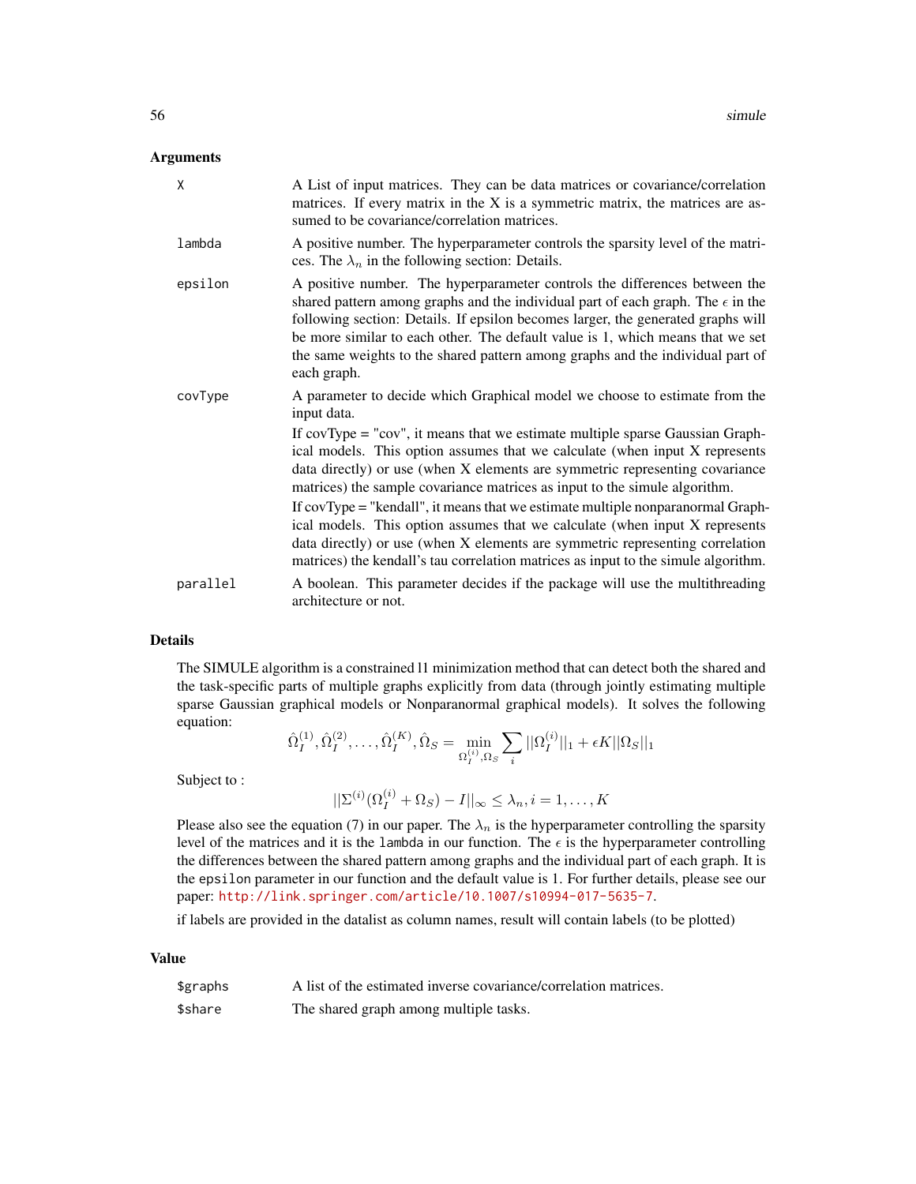## Arguments

| | |
|---|---|
| `X` | A List of input matrices. They can be data matrices or covariance/correlation matrices. If every matrix in the X is a symmetric matrix, the matrices are assumed to be covariance/correlation matrices. |
| `lambda` | A positive number. The hyperparameter controls the sparsity level of the matrices. The $\lambda_n$ in the following section: Details. |
| `epsilon` | A positive number. The hyperparameter controls the differences between the shared pattern among graphs and the individual part of each graph. The $\epsilon$ in the following section: Details. If epsilon becomes larger, the generated graphs will be more similar to each other. The default value is 1, which means that we set the same weights to the shared pattern among graphs and the individual part of each graph. |
| `covType` | A parameter to decide which Graphical model we choose to estimate from the input data. If covType = "cov", it means that we estimate multiple sparse Gaussian Graphical models. This option assumes that we calculate (when input X represents data directly) or use (when X elements are symmetric representing covariance matrices) the sample covariance matrices as input to the simule algorithm. If covType = "kendall", it means that we estimate multiple nonparanormal Graphical models. This option assumes that we calculate (when input X represents data directly) or use (when X elements are symmetric representing correlation matrices) the kendall's tau correlation matrices as input to the simule algorithm. |
| `parallel` | A boolean. This parameter decides if the package will use the multithreading architecture or not. |

## Details

The SIMULE algorithm is a constrained l1 minimization method that can detect both the shared and the task-specific parts of multiple graphs explicitly from data (through jointly estimating multiple sparse Gaussian graphical models or Nonparanormal graphical models). It solves the following equation:

$$\hat{\Omega}_I^{(1)}, \hat{\Omega}_I^{(2)}, \dots, \hat{\Omega}_I^{(K)}, \hat{\Omega}_S = \min_{\Omega_I^{(i)}, \Omega_S} \sum_i ||\Omega_I^{(i)}||_1 + \epsilon K ||\Omega_S||_1$$

Subject to :

$$||\Sigma^{(i)}(\Omega_I^{(i)} + \Omega_S) - I||_\infty \le \lambda_n, i = 1, \dots, K$$

Please also see the equation (7) in our paper. The $\lambda_n$ is the hyperparameter controlling the sparsity level of the matrices and it is the `lambda` in our function. The $\epsilon$ is the hyperparameter controlling the differences between the shared pattern among graphs and the individual part of each graph. It is the `epsilon` parameter in our function and the default value is 1. For further details, please see our paper: http://link.springer.com/article/10.1007/s10994-017-5635-7.

if labels are provided in the datalist as column names, result will contain labels (to be plotted)

## Value

| | |
|---|---|
| `$graphs` | A list of the estimated inverse covariance/correlation matrices. |
| `$share` | The shared graph among multiple tasks. |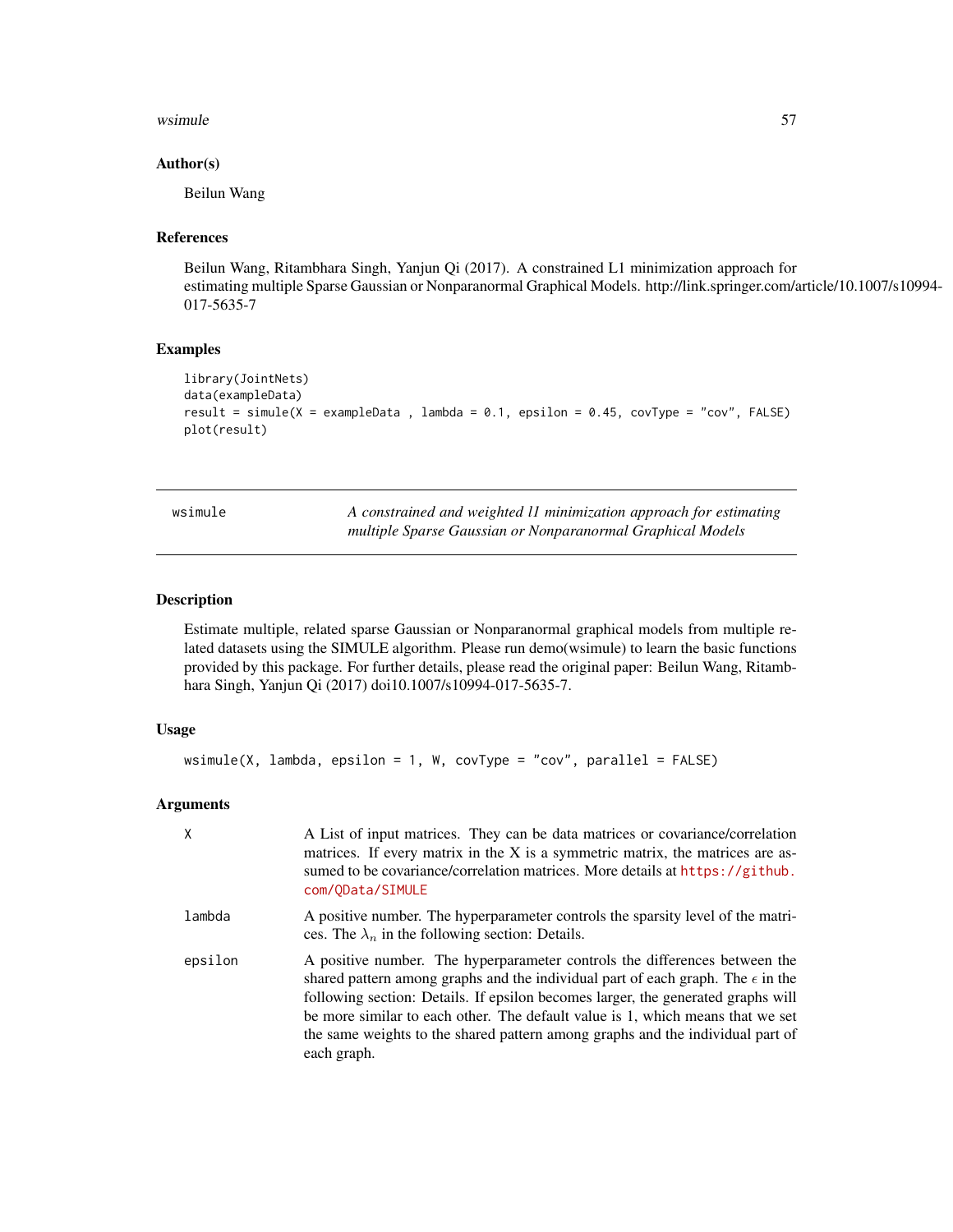### Author(s)

Beilun Wang

### References

Beilun Wang, Ritambhara Singh, Yanjun Qi (2017). A constrained L1 minimization approach for estimating multiple Sparse Gaussian or Nonparanormal Graphical Models. http://link.springer.com/article/10.1007/s10994-017-5635-7

### Examples

```
library(JointNets)
data(exampleData)
result = simule(X = exampleData , lambda = 0.1, epsilon = 0.45, covType = "cov", FALSE)
plot(result)
```

---

## wsimule — *A constrained and weighted l1 minimization approach for estimating multiple Sparse Gaussian or Nonparanormal Graphical Models*

---

### Description

Estimate multiple, related sparse Gaussian or Nonparanormal graphical models from multiple related datasets using the SIMULE algorithm. Please run demo(wsimule) to learn the basic functions provided by this package. For further details, please read the original paper: Beilun Wang, Ritambhara Singh, Yanjun Qi (2017) doi10.1007/s10994-017-5635-7.

### Usage

```
wsimule(X, lambda, epsilon = 1, W, covType = "cov", parallel = FALSE)
```

### Arguments

| | |
|---|---|
| X | A List of input matrices. They can be data matrices or covariance/correlation matrices. If every matrix in the X is a symmetric matrix, the matrices are assumed to be covariance/correlation matrices. More details at https://github.com/QData/SIMULE |
| lambda | A positive number. The hyperparameter controls the sparsity level of the matrices. The $\lambda_n$ in the following section: Details. |
| epsilon | A positive number. The hyperparameter controls the differences between the shared pattern among graphs and the individual part of each graph. The $\epsilon$ in the following section: Details. If epsilon becomes larger, the generated graphs will be more similar to each other. The default value is 1, which means that we set the same weights to the shared pattern among graphs and the individual part of each graph. |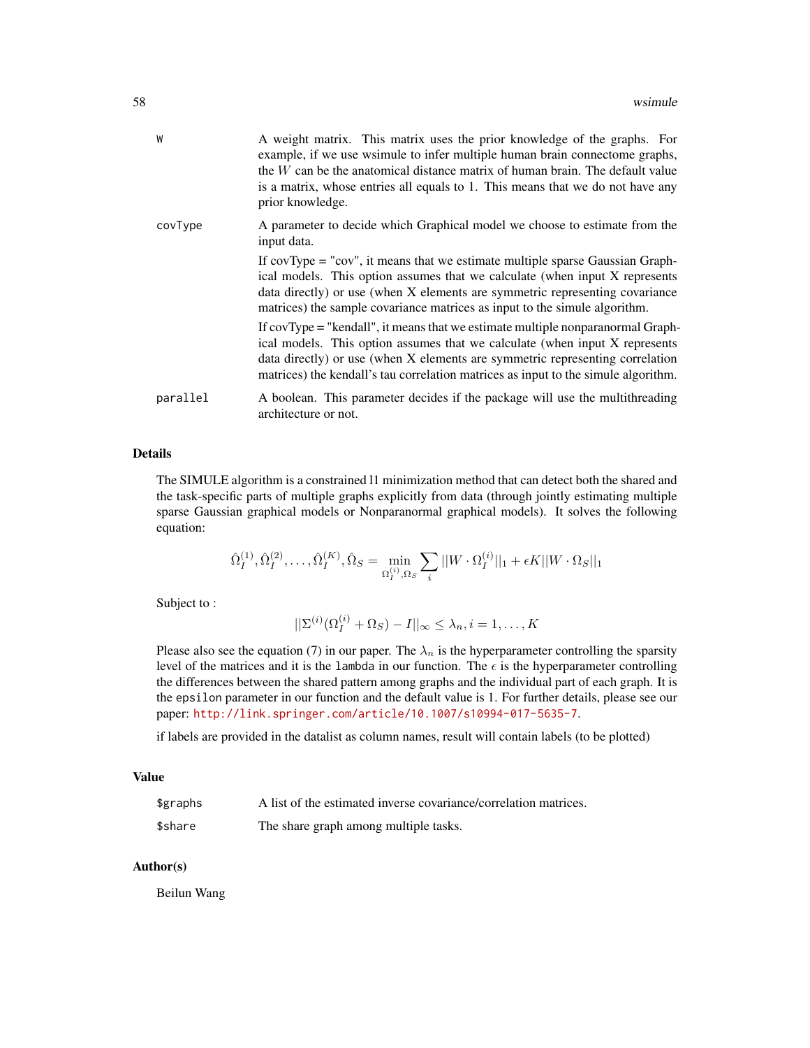| | |
|---|---|
| W | A weight matrix. This matrix uses the prior knowledge of the graphs. For example, if we use wsimule to infer multiple human brain connectome graphs, the $W$ can be the anatomical distance matrix of human brain. The default value is a matrix, whose entries all equals to 1. This means that we do not have any prior knowledge. |
| covType | A parameter to decide which Graphical model we choose to estimate from the input data.<br><br>If covType = "cov", it means that we estimate multiple sparse Gaussian Graphical models. This option assumes that we calculate (when input X represents data directly) or use (when X elements are symmetric representing covariance matrices) the sample covariance matrices as input to the simule algorithm.<br><br>If covType = "kendall", it means that we estimate multiple nonparanormal Graphical models. This option assumes that we calculate (when input X represents data directly) or use (when X elements are symmetric representing correlation matrices) the kendall's tau correlation matrices as input to the simule algorithm. |
| parallel | A boolean. This parameter decides if the package will use the multithreading architecture or not. |

## Details

The SIMULE algorithm is a constrained l1 minimization method that can detect both the shared and the task-specific parts of multiple graphs explicitly from data (through jointly estimating multiple sparse Gaussian graphical models or Nonparanormal graphical models). It solves the following equation:

$$\hat{\Omega}_I^{(1)}, \hat{\Omega}_I^{(2)}, \dots, \hat{\Omega}_I^{(K)}, \hat{\Omega}_S = \min_{\Omega_I^{(i)}, \Omega_S} \sum_i ||W \cdot \Omega_I^{(i)}||_1 + \epsilon K ||W \cdot \Omega_S||_1$$

Subject to :

$$||\Sigma^{(i)}(\Omega_I^{(i)} + \Omega_S) - I||_\infty \le \lambda_n, i = 1, \dots, K$$

Please also see the equation (7) in our paper. The $\lambda_n$ is the hyperparameter controlling the sparsity level of the matrices and it is the `lambda` in our function. The $\epsilon$ is the hyperparameter controlling the differences between the shared pattern among graphs and the individual part of each graph. It is the `epsilon` parameter in our function and the default value is 1. For further details, please see our paper: http://link.springer.com/article/10.1007/s10994-017-5635-7.

if labels are provided in the datalist as column names, result will contain labels (to be plotted)

## Value

| | |
|---|---|
| $graphs | A list of the estimated inverse covariance/correlation matrices. |
| $share | The share graph among multiple tasks. |

## Author(s)

Beilun Wang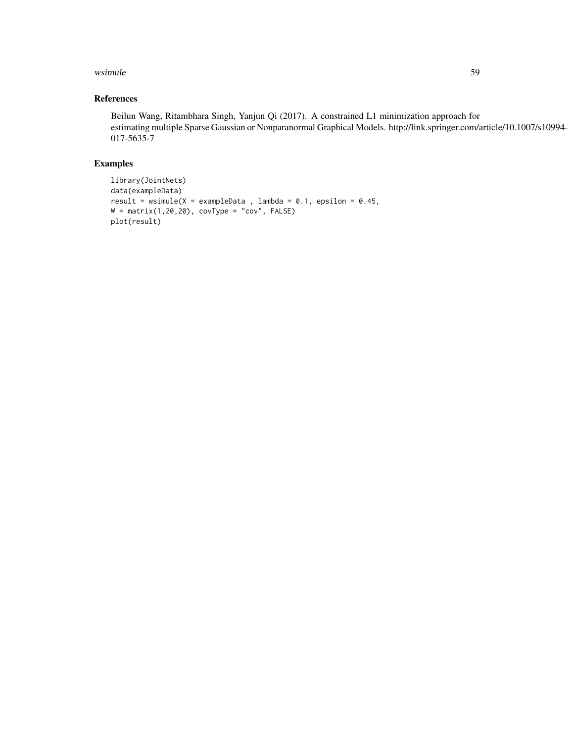## References

Beilun Wang, Ritambhara Singh, Yanjun Qi (2017). A constrained L1 minimization approach for estimating multiple Sparse Gaussian or Nonparanormal Graphical Models. http://link.springer.com/article/10.1007/s10994-017-5635-7

## Examples

```
library(JointNets)
data(exampleData)
result = wsimule(X = exampleData , lambda = 0.1, epsilon = 0.45,
W = matrix(1,20,20), covType = "cov", FALSE)
plot(result)
```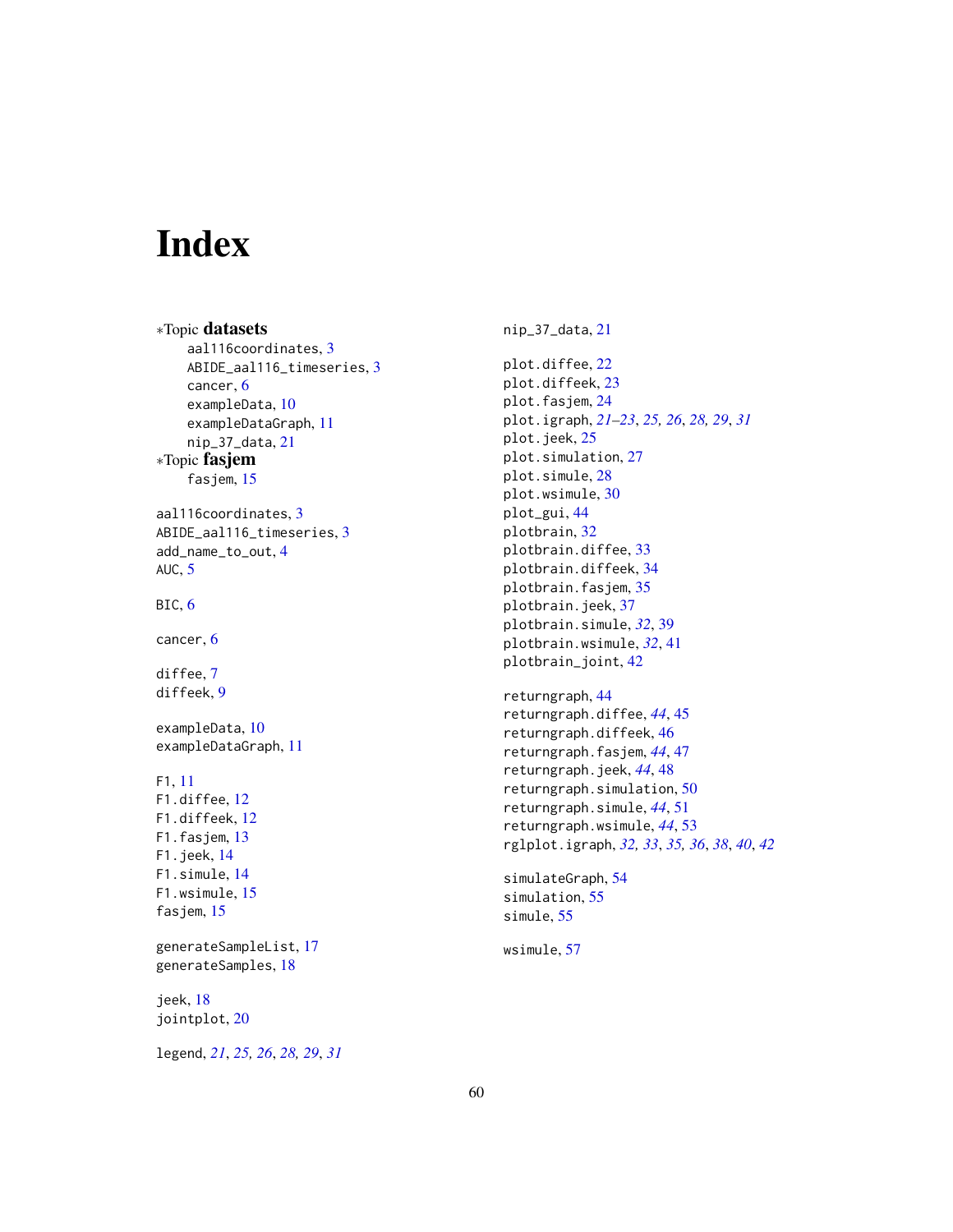# Index

∗Topic **datasets**
- aal116coordinates, 3
- ABIDE_aal116_timeseries, 3
- cancer, 6
- exampleData, 10
- exampleDataGraph, 11
- nip_37_data, 21

∗Topic **fasjem**
- fasjem, 15

aal116coordinates, 3
ABIDE_aal116_timeseries, 3
add_name_to_out, 4
AUC, 5

BIC, 6

cancer, 6

diffee, 7
diffeek, 9

exampleData, 10
exampleDataGraph, 11

F1, 11
F1.diffee, 12
F1.diffeek, 12
F1.fasjem, 13
F1.jeek, 14
F1.simule, 14
F1.wsimule, 15
fasjem, 15

generateSampleList, 17
generateSamples, 18

jeek, 18
jointplot, 20

legend, *21*, *25, 26*, *28, 29*, *31*

nip_37_data, 21

plot.diffee, 22
plot.diffeek, 23
plot.fasjem, 24
plot.igraph, *21–23*, *25, 26*, *28, 29*, *31*
plot.jeek, 25
plot.simulation, 27
plot.simule, 28
plot.wsimule, 30
plot_gui, 44
plotbrain, 32
plotbrain.diffee, 33
plotbrain.diffeek, 34
plotbrain.fasjem, 35
plotbrain.jeek, 37
plotbrain.simule, *32*, 39
plotbrain.wsimule, *32*, 41
plotbrain_joint, 42

returngraph, 44
returngraph.diffee, *44*, 45
returngraph.diffeek, 46
returngraph.fasjem, *44*, 47
returngraph.jeek, *44*, 48
returngraph.simulation, 50
returngraph.simule, *44*, 51
returngraph.wsimule, *44*, 53
rglplot.igraph, *32, 33*, *35, 36*, *38*, *40*, *42*

simulateGraph, 54
simulation, 55
simule, 55

wsimule, 57